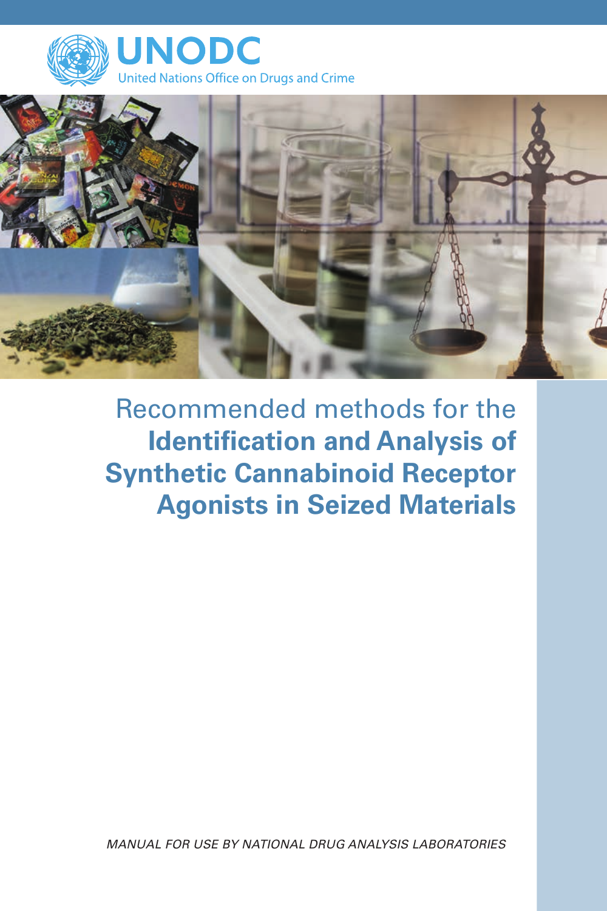UNODC

United Nations Office on Drugs and Crime

# Recommended methods for the **Identification and Analysis of Synthetic Cannabinoid Receptor Agonists in Seized Materials**

*MANUAL FOR USE BY NATIONAL DRUG ANALYSIS LABORATORIES*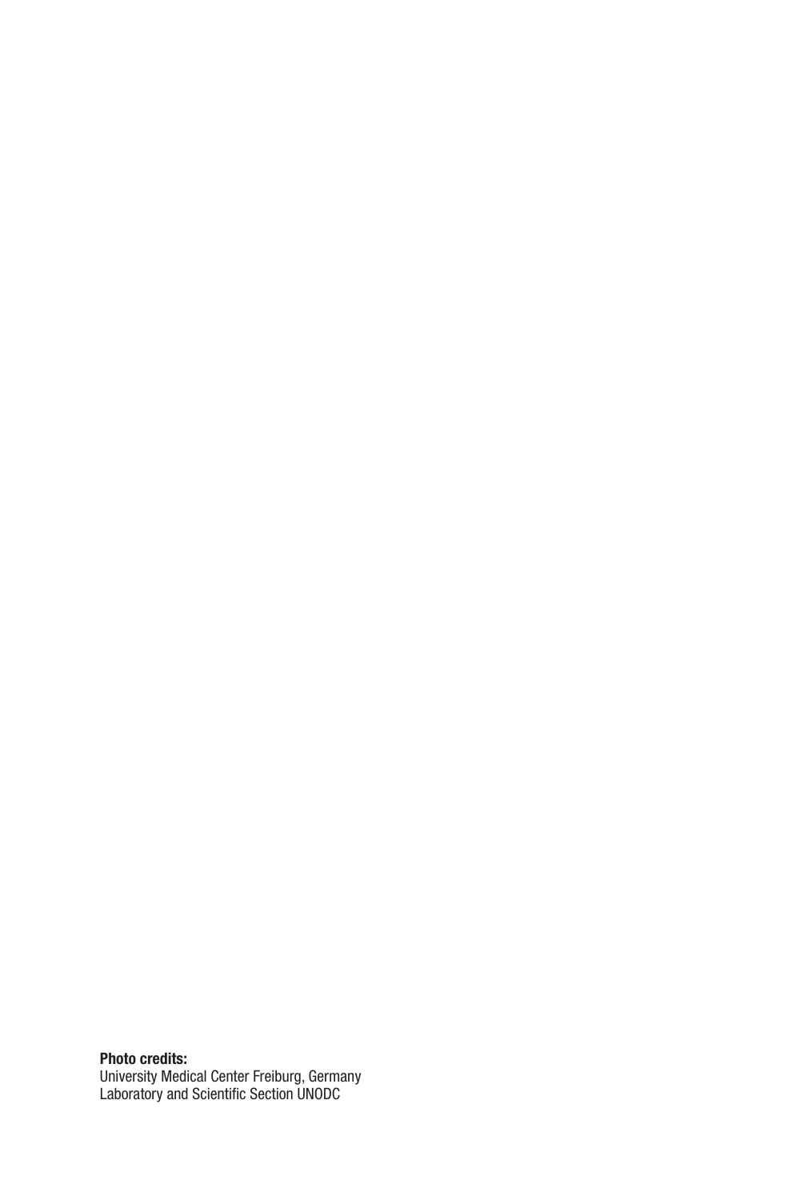**Photo credits:**
University Medical Center Freiburg, Germany
Laboratory and Scientific Section UNODC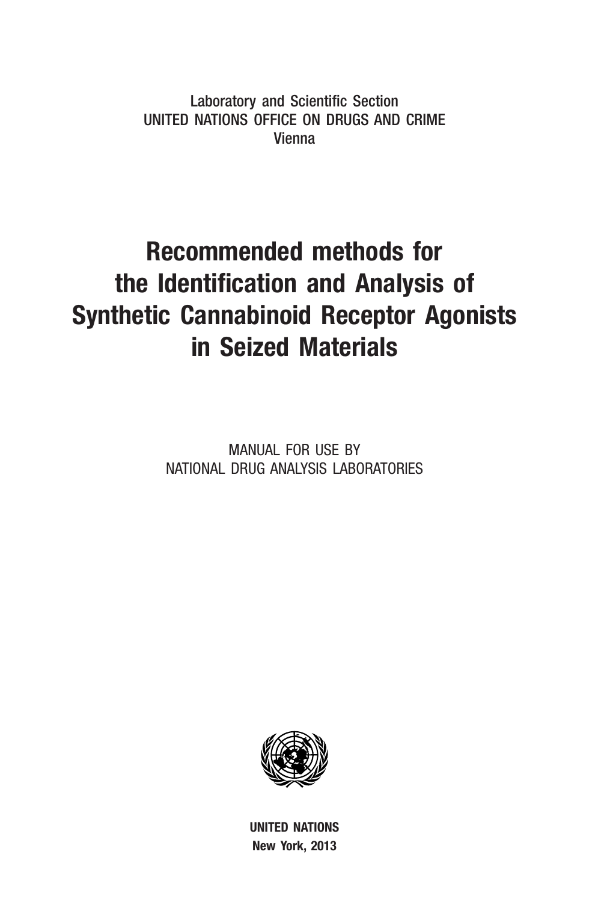Laboratory and Scientific Section
UNITED NATIONS OFFICE ON DRUGS AND CRIME
Vienna

# Recommended methods for the Identification and Analysis of Synthetic Cannabinoid Receptor Agonists in Seized Materials

MANUAL FOR USE BY
NATIONAL DRUG ANALYSIS LABORATORIES

**UNITED NATIONS**
**New York, 2013**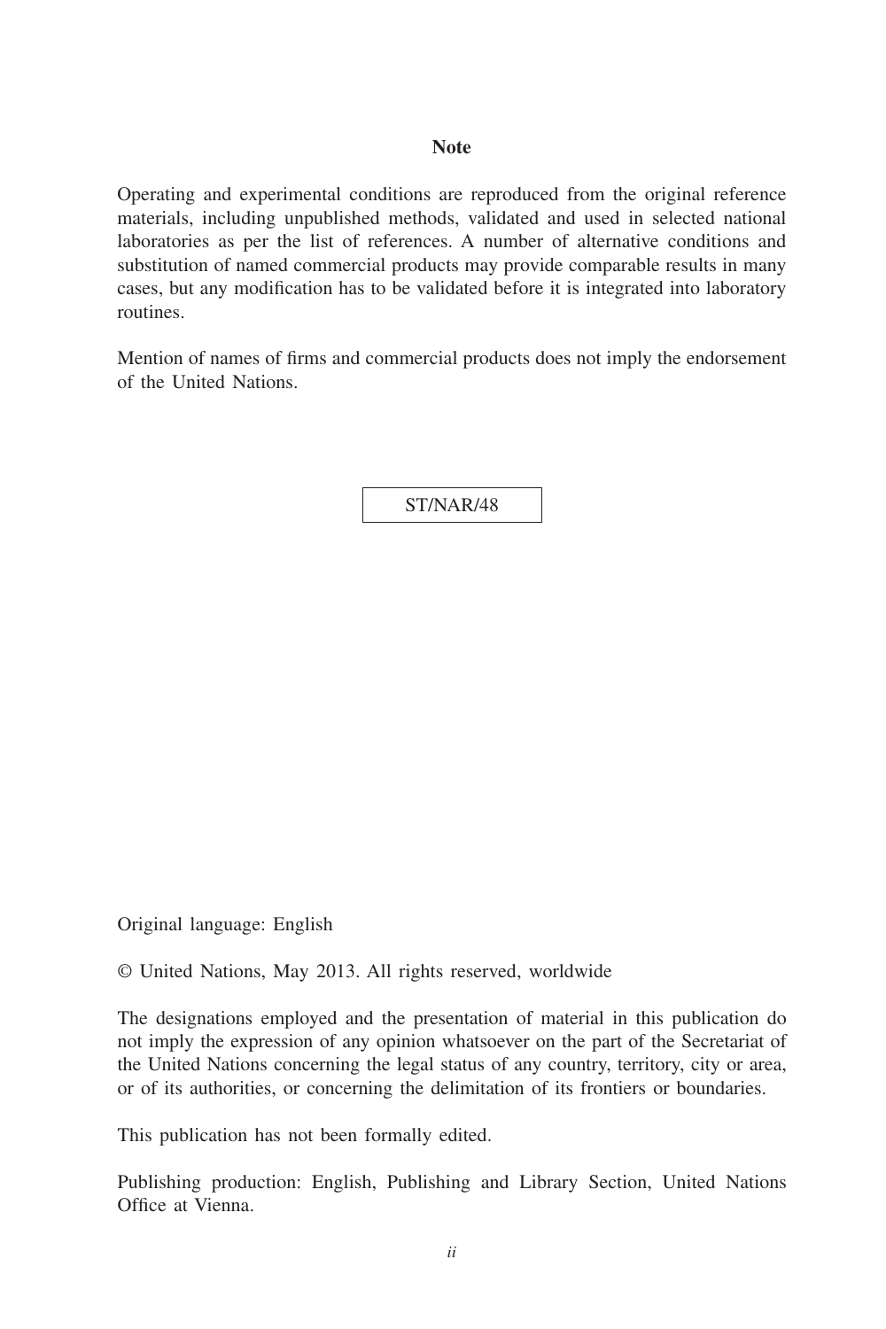**Note**

Operating and experimental conditions are reproduced from the original reference materials, including unpublished methods, validated and used in selected national laboratories as per the list of references. A number of alternative conditions and substitution of named commercial products may provide comparable results in many cases, but any modification has to be validated before it is integrated into laboratory routines.

Mention of names of firms and commercial products does not imply the endorsement of the United Nations.

ST/NAR/48

Original language: English

© United Nations, May 2013. All rights reserved, worldwide

The designations employed and the presentation of material in this publication do not imply the expression of any opinion whatsoever on the part of the Secretariat of the United Nations concerning the legal status of any country, territory, city or area, or of its authorities, or concerning the delimitation of its frontiers or boundaries.

This publication has not been formally edited.

Publishing production: English, Publishing and Library Section, United Nations Office at Vienna.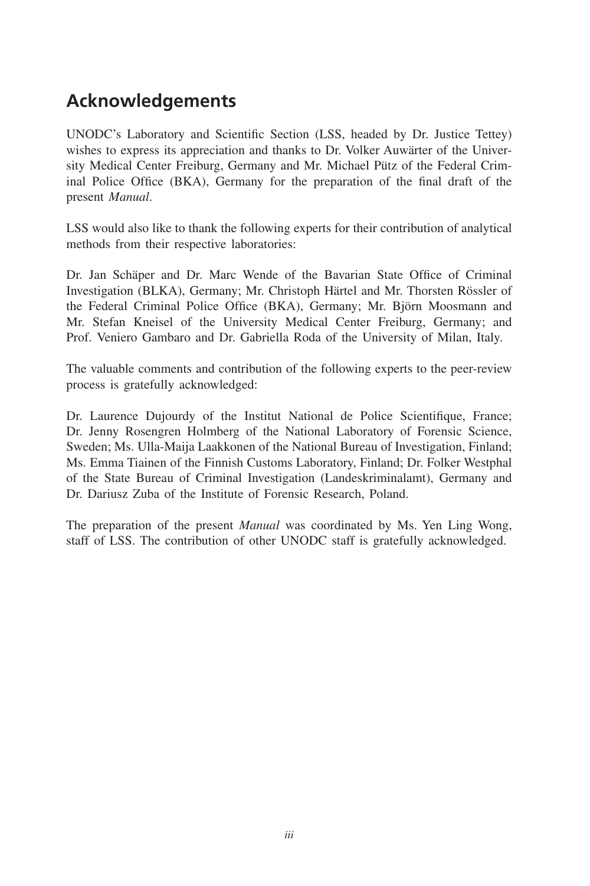## Acknowledgements

UNODC's Laboratory and Scientific Section (LSS, headed by Dr. Justice Tettey) wishes to express its appreciation and thanks to Dr. Volker Auwärter of the University Medical Center Freiburg, Germany and Mr. Michael Pütz of the Federal Criminal Police Office (BKA), Germany for the preparation of the final draft of the present *Manual*.

LSS would also like to thank the following experts for their contribution of analytical methods from their respective laboratories:

Dr. Jan Schäper and Dr. Marc Wende of the Bavarian State Office of Criminal Investigation (BLKA), Germany; Mr. Christoph Härtel and Mr. Thorsten Rössler of the Federal Criminal Police Office (BKA), Germany; Mr. Björn Moosmann and Mr. Stefan Kneisel of the University Medical Center Freiburg, Germany; and Prof. Veniero Gambaro and Dr. Gabriella Roda of the University of Milan, Italy.

The valuable comments and contribution of the following experts to the peer-review process is gratefully acknowledged:

Dr. Laurence Dujourdy of the Institut National de Police Scientifique, France; Dr. Jenny Rosengren Holmberg of the National Laboratory of Forensic Science, Sweden; Ms. Ulla-Maija Laakkonen of the National Bureau of Investigation, Finland; Ms. Emma Tiainen of the Finnish Customs Laboratory, Finland; Dr. Folker Westphal of the State Bureau of Criminal Investigation (Landeskriminalamt), Germany and Dr. Dariusz Zuba of the Institute of Forensic Research, Poland.

The preparation of the present *Manual* was coordinated by Ms. Yen Ling Wong, staff of LSS. The contribution of other UNODC staff is gratefully acknowledged.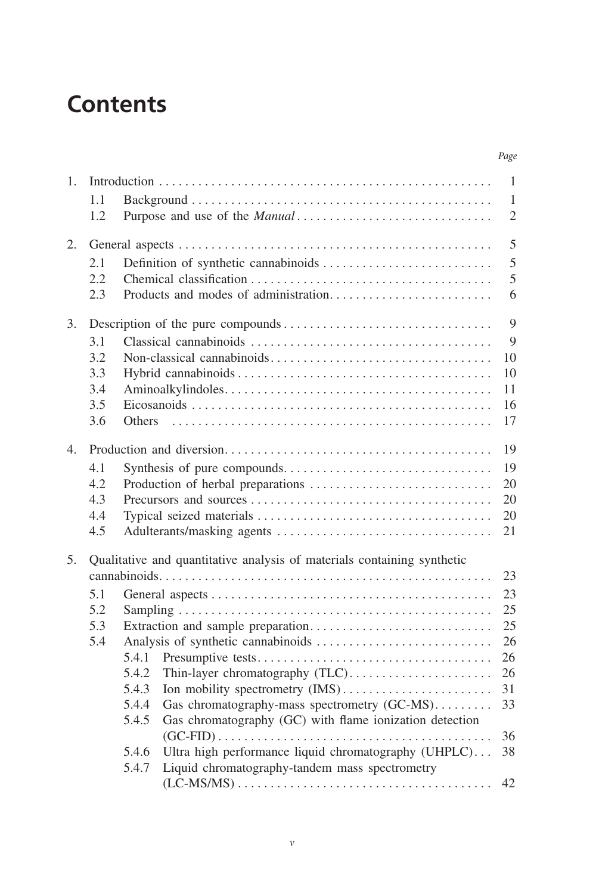# Contents

| | | Page |
|---|---|---|
| 1. | Introduction | 1 |
| | 1.1 Background | 1 |
| | 1.2 Purpose and use of the *Manual* | 2 |
| 2. | General aspects | 5 |
| | 2.1 Definition of synthetic cannabinoids | 5 |
| | 2.2 Chemical classification | 5 |
| | 2.3 Products and modes of administration | 6 |
| 3. | Description of the pure compounds | 9 |
| | 3.1 Classical cannabinoids | 9 |
| | 3.2 Non-classical cannabinoids | 10 |
| | 3.3 Hybrid cannabinoids | 10 |
| | 3.4 Aminoalkylindoles | 11 |
| | 3.5 Eicosanoids | 16 |
| | 3.6 Others | 17 |
| 4. | Production and diversion | 19 |
| | 4.1 Synthesis of pure compounds | 19 |
| | 4.2 Production of herbal preparations | 20 |
| | 4.3 Precursors and sources | 20 |
| | 4.4 Typical seized materials | 20 |
| | 4.5 Adulterants/masking agents | 21 |
| 5. | Qualitative and quantitative analysis of materials containing synthetic cannabinoids | 23 |
| | 5.1 General aspects | 23 |
| | 5.2 Sampling | 25 |
| | 5.3 Extraction and sample preparation | 25 |
| | 5.4 Analysis of synthetic cannabinoids | 26 |
| | 5.4.1 Presumptive tests | 26 |
| | 5.4.2 Thin-layer chromatography (TLC) | 26 |
| | 5.4.3 Ion mobility spectrometry (IMS) | 31 |
| | 5.4.4 Gas chromatography-mass spectrometry (GC-MS) | 33 |
| | 5.4.5 Gas chromatography (GC) with flame ionization detection (GC-FID) | 36 |
| | 5.4.6 Ultra high performance liquid chromatography (UHPLC) | 38 |
| | 5.4.7 Liquid chromatography-tandem mass spectrometry (LC-MS/MS) | 42 |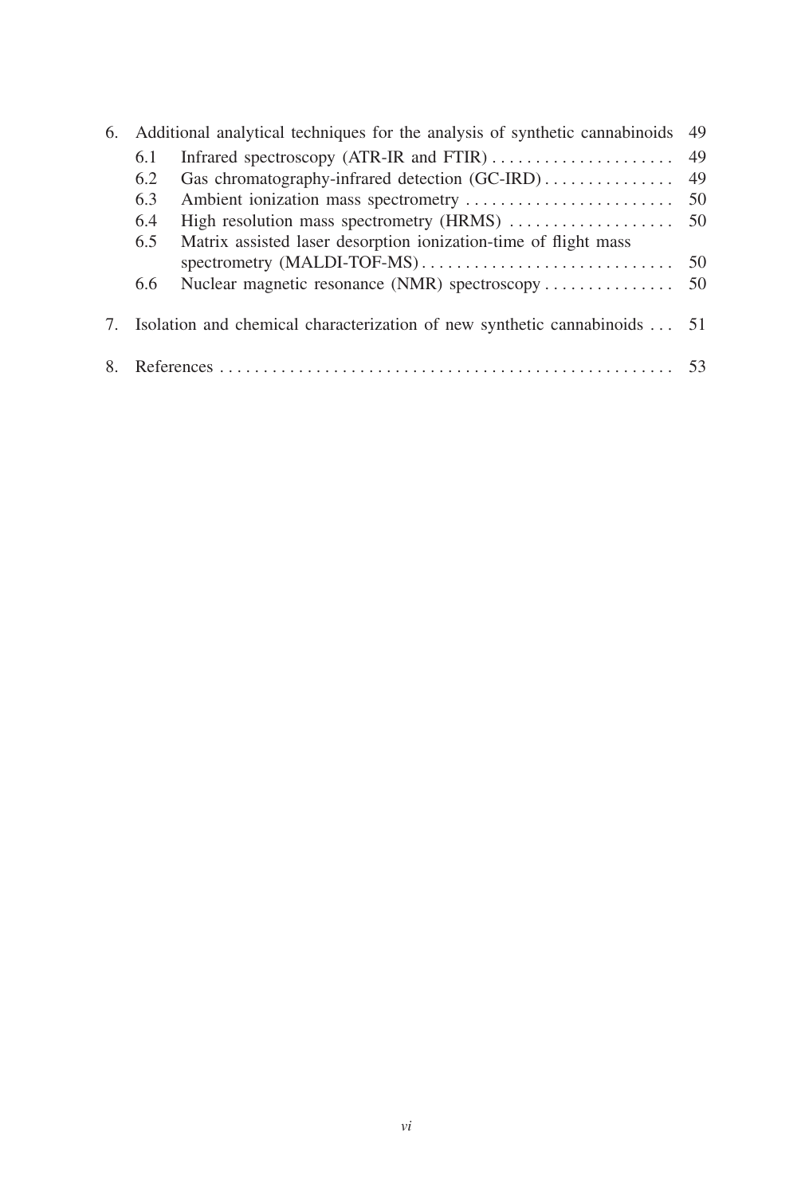6. Additional analytical techniques for the analysis of synthetic cannabinoids ... 49
   - 6.1 Infrared spectroscopy (ATR-IR and FTIR) ... 49
   - 6.2 Gas chromatography-infrared detection (GC-IRD) ... 49
   - 6.3 Ambient ionization mass spectrometry ... 50
   - 6.4 High resolution mass spectrometry (HRMS) ... 50
   - 6.5 Matrix assisted laser desorption ionization-time of flight mass spectrometry (MALDI-TOF-MS) ... 50
   - 6.6 Nuclear magnetic resonance (NMR) spectroscopy ... 50

7. Isolation and chemical characterization of new synthetic cannabinoids ... 51

8. References ... 53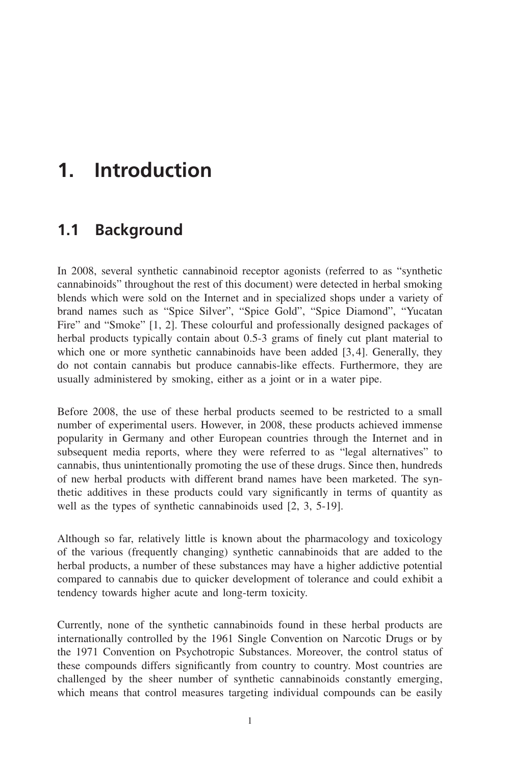# 1. Introduction

## 1.1 Background

In 2008, several synthetic cannabinoid receptor agonists (referred to as "synthetic cannabinoids" throughout the rest of this document) were detected in herbal smoking blends which were sold on the Internet and in specialized shops under a variety of brand names such as "Spice Silver", "Spice Gold", "Spice Diamond", "Yucatan Fire" and "Smoke" [1, 2]. These colourful and professionally designed packages of herbal products typically contain about 0.5-3 grams of finely cut plant material to which one or more synthetic cannabinoids have been added [3, 4]. Generally, they do not contain cannabis but produce cannabis-like effects. Furthermore, they are usually administered by smoking, either as a joint or in a water pipe.

Before 2008, the use of these herbal products seemed to be restricted to a small number of experimental users. However, in 2008, these products achieved immense popularity in Germany and other European countries through the Internet and in subsequent media reports, where they were referred to as "legal alternatives" to cannabis, thus unintentionally promoting the use of these drugs. Since then, hundreds of new herbal products with different brand names have been marketed. The synthetic additives in these products could vary significantly in terms of quantity as well as the types of synthetic cannabinoids used [2, 3, 5-19].

Although so far, relatively little is known about the pharmacology and toxicology of the various (frequently changing) synthetic cannabinoids that are added to the herbal products, a number of these substances may have a higher addictive potential compared to cannabis due to quicker development of tolerance and could exhibit a tendency towards higher acute and long-term toxicity.

Currently, none of the synthetic cannabinoids found in these herbal products are internationally controlled by the 1961 Single Convention on Narcotic Drugs or by the 1971 Convention on Psychotropic Substances. Moreover, the control status of these compounds differs significantly from country to country. Most countries are challenged by the sheer number of synthetic cannabinoids constantly emerging, which means that control measures targeting individual compounds can be easily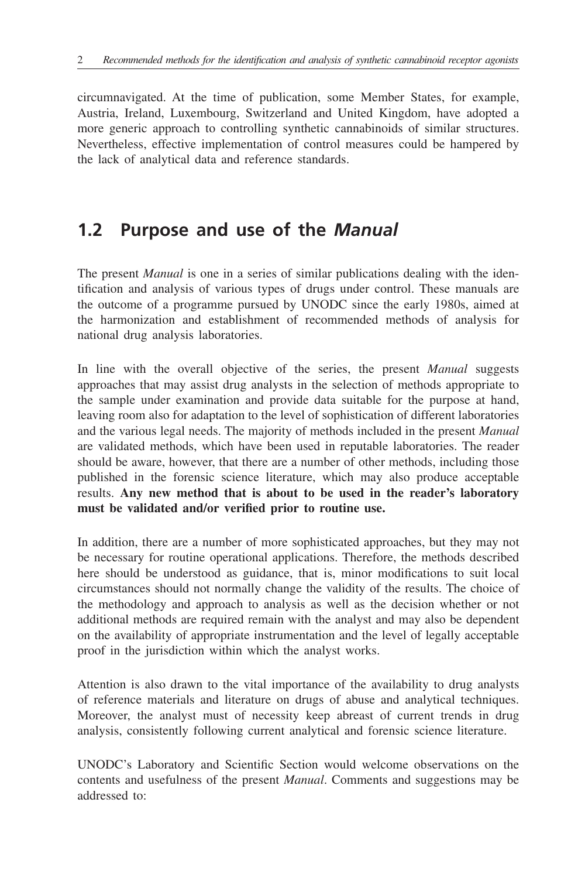circumnavigated. At the time of publication, some Member States, for example, Austria, Ireland, Luxembourg, Switzerland and United Kingdom, have adopted a more generic approach to controlling synthetic cannabinoids of similar structures. Nevertheless, effective implementation of control measures could be hampered by the lack of analytical data and reference standards.

## 1.2 Purpose and use of the *Manual*

The present *Manual* is one in a series of similar publications dealing with the identification and analysis of various types of drugs under control. These manuals are the outcome of a programme pursued by UNODC since the early 1980s, aimed at the harmonization and establishment of recommended methods of analysis for national drug analysis laboratories.

In line with the overall objective of the series, the present *Manual* suggests approaches that may assist drug analysts in the selection of methods appropriate to the sample under examination and provide data suitable for the purpose at hand, leaving room also for adaptation to the level of sophistication of different laboratories and the various legal needs. The majority of methods included in the present *Manual* are validated methods, which have been used in reputable laboratories. The reader should be aware, however, that there are a number of other methods, including those published in the forensic science literature, which may also produce acceptable results. **Any new method that is about to be used in the reader's laboratory must be validated and/or verified prior to routine use.**

In addition, there are a number of more sophisticated approaches, but they may not be necessary for routine operational applications. Therefore, the methods described here should be understood as guidance, that is, minor modifications to suit local circumstances should not normally change the validity of the results. The choice of the methodology and approach to analysis as well as the decision whether or not additional methods are required remain with the analyst and may also be dependent on the availability of appropriate instrumentation and the level of legally acceptable proof in the jurisdiction within which the analyst works.

Attention is also drawn to the vital importance of the availability to drug analysts of reference materials and literature on drugs of abuse and analytical techniques. Moreover, the analyst must of necessity keep abreast of current trends in drug analysis, consistently following current analytical and forensic science literature.

UNODC's Laboratory and Scientific Section would welcome observations on the contents and usefulness of the present *Manual*. Comments and suggestions may be addressed to: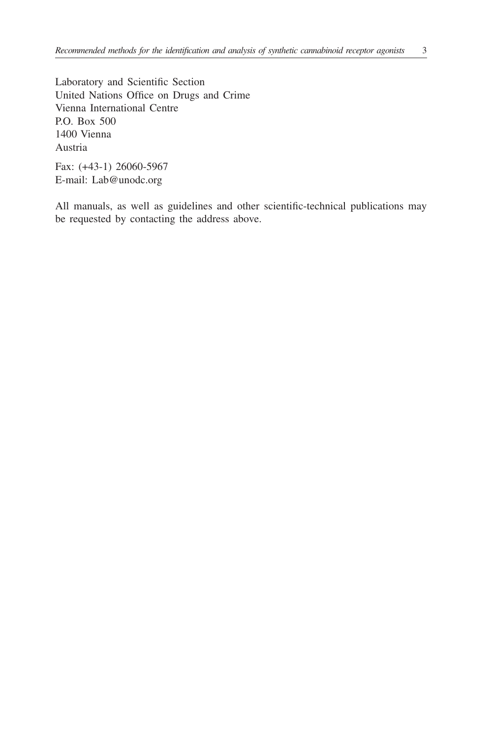Laboratory and Scientific Section
United Nations Office on Drugs and Crime
Vienna International Centre
P.O. Box 500
1400 Vienna
Austria

Fax: (+43-1) 26060-5967
E-mail: Lab@unodc.org

All manuals, as well as guidelines and other scientific-technical publications may be requested by contacting the address above.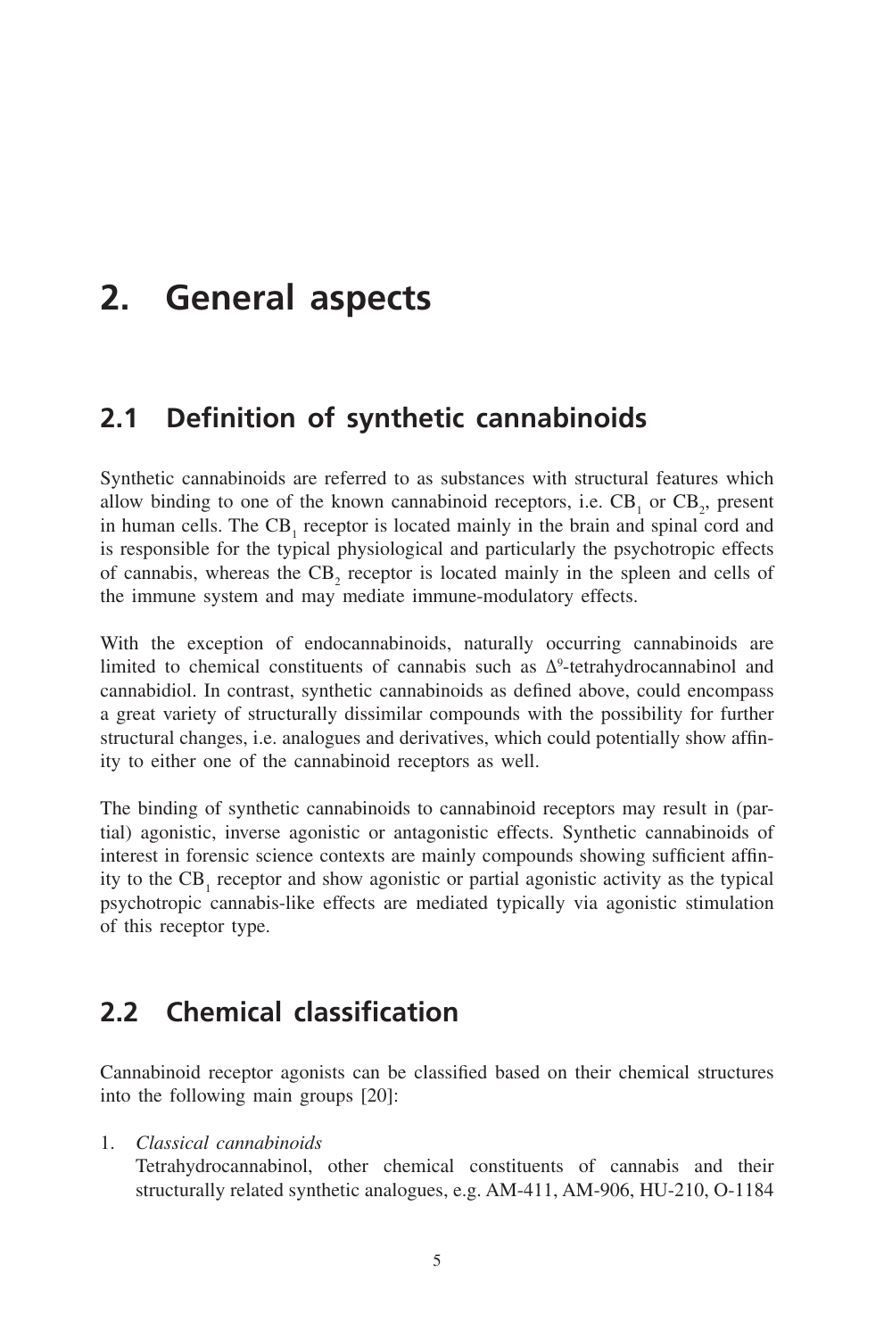# 2. General aspects

## 2.1 Definition of synthetic cannabinoids

Synthetic cannabinoids are referred to as substances with structural features which allow binding to one of the known cannabinoid receptors, i.e. $CB_1$ or $CB_2$, present in human cells. The $CB_1$ receptor is located mainly in the brain and spinal cord and is responsible for the typical physiological and particularly the psychotropic effects of cannabis, whereas the $CB_2$ receptor is located mainly in the spleen and cells of the immune system and may mediate immune-modulatory effects.

With the exception of endocannabinoids, naturally occurring cannabinoids are limited to chemical constituents of cannabis such as $\Delta^9$-tetrahydrocannabinol and cannabidiol. In contrast, synthetic cannabinoids as defined above, could encompass a great variety of structurally dissimilar compounds with the possibility for further structural changes, i.e. analogues and derivatives, which could potentially show affinity to either one of the cannabinoid receptors as well.

The binding of synthetic cannabinoids to cannabinoid receptors may result in (partial) agonistic, inverse agonistic or antagonistic effects. Synthetic cannabinoids of interest in forensic science contexts are mainly compounds showing sufficient affinity to the $CB_1$ receptor and show agonistic or partial agonistic activity as the typical psychotropic cannabis-like effects are mediated typically via agonistic stimulation of this receptor type.

## 2.2 Chemical classification

Cannabinoid receptor agonists can be classified based on their chemical structures into the following main groups [20]:

1. *Classical cannabinoids*
   Tetrahydrocannabinol, other chemical constituents of cannabis and their structurally related synthetic analogues, e.g. AM-411, AM-906, HU-210, O-1184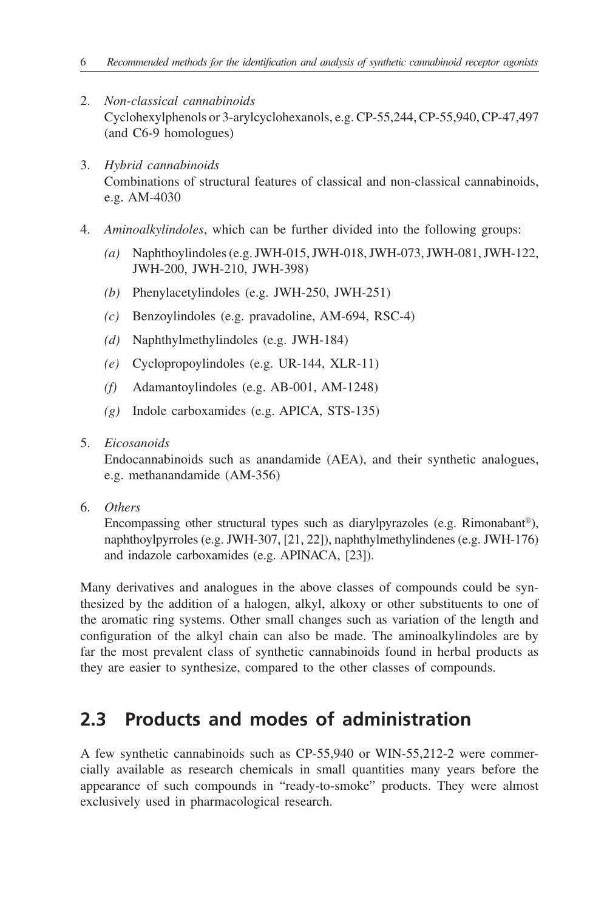2. *Non-classical cannabinoids*
   Cyclohexylphenols or 3-arylcyclohexanols, e.g. CP-55,244, CP-55,940, CP-47,497 (and C6-9 homologues)

3. *Hybrid cannabinoids*
   Combinations of structural features of classical and non-classical cannabinoids, e.g. AM-4030

4. *Aminoalkylindoles*, which can be further divided into the following groups:

   *(a)* Naphthoylindoles (e.g. JWH-015, JWH-018, JWH-073, JWH-081, JWH-122, JWH-200, JWH-210, JWH-398)

   *(b)* Phenylacetylindoles (e.g. JWH-250, JWH-251)

   *(c)* Benzoylindoles (e.g. pravadoline, AM-694, RSC-4)

   *(d)* Naphthylmethylindoles (e.g. JWH-184)

   *(e)* Cyclopropoylindoles (e.g. UR-144, XLR-11)

   *(f)* Adamantoylindoles (e.g. AB-001, AM-1248)

   *(g)* Indole carboxamides (e.g. APICA, STS-135)

5. *Eicosanoids*
   Endocannabinoids such as anandamide (AEA), and their synthetic analogues, e.g. methanandamide (AM-356)

6. *Others*
   Encompassing other structural types such as diarylpyrazoles (e.g. Rimonabant®), naphthoylpyrroles (e.g. JWH-307, [21, 22]), naphthylmethylindenes (e.g. JWH-176) and indazole carboxamides (e.g. APINACA, [23]).

Many derivatives and analogues in the above classes of compounds could be synthesized by the addition of a halogen, alkyl, alkoxy or other substituents to one of the aromatic ring systems. Other small changes such as variation of the length and configuration of the alkyl chain can also be made. The aminoalkylindoles are by far the most prevalent class of synthetic cannabinoids found in herbal products as they are easier to synthesize, compared to the other classes of compounds.

## 2.3 Products and modes of administration

A few synthetic cannabinoids such as CP-55,940 or WIN-55,212-2 were commercially available as research chemicals in small quantities many years before the appearance of such compounds in "ready-to-smoke" products. They were almost exclusively used in pharmacological research.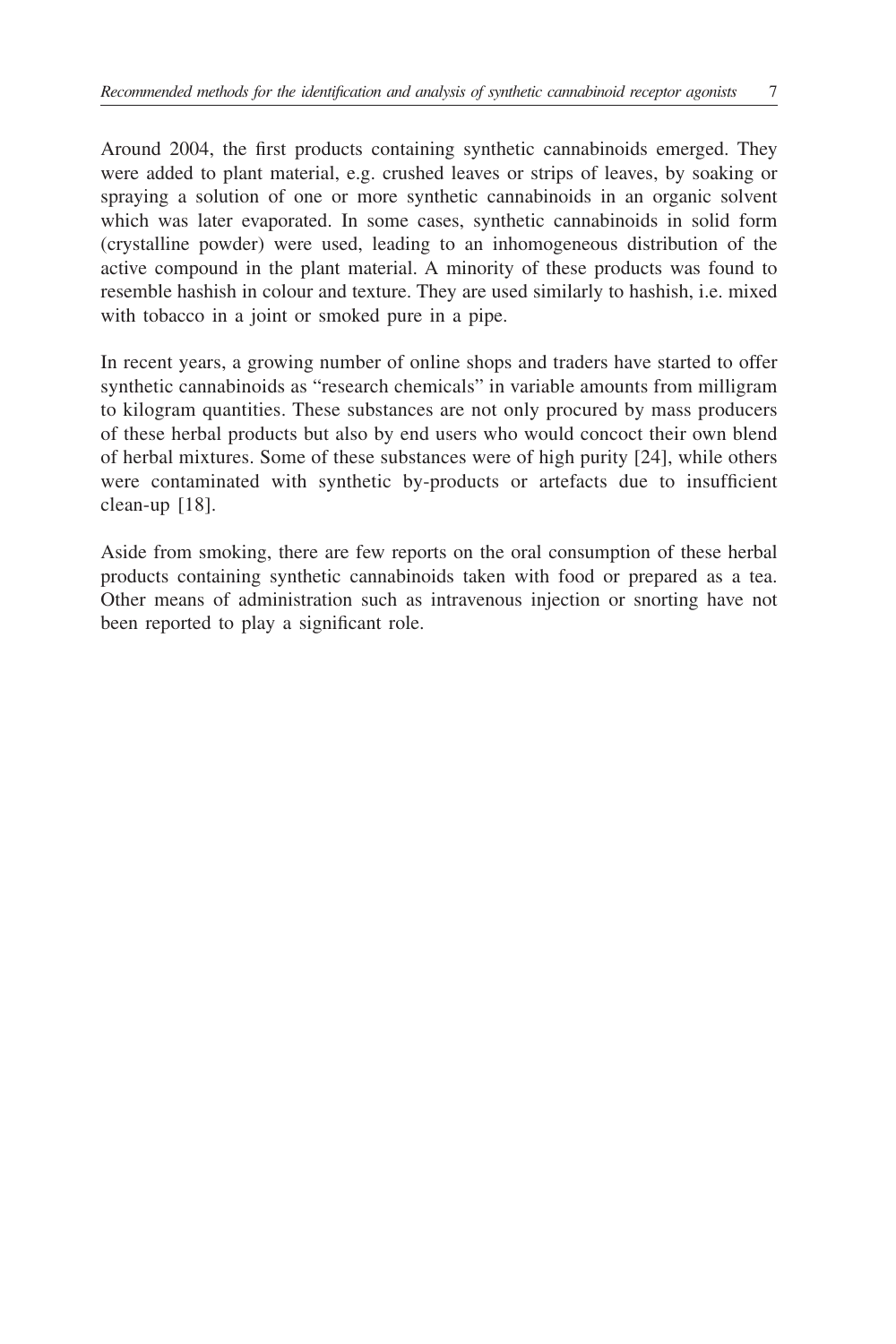Around 2004, the first products containing synthetic cannabinoids emerged. They were added to plant material, e.g. crushed leaves or strips of leaves, by soaking or spraying a solution of one or more synthetic cannabinoids in an organic solvent which was later evaporated. In some cases, synthetic cannabinoids in solid form (crystalline powder) were used, leading to an inhomogeneous distribution of the active compound in the plant material. A minority of these products was found to resemble hashish in colour and texture. They are used similarly to hashish, i.e. mixed with tobacco in a joint or smoked pure in a pipe.

In recent years, a growing number of online shops and traders have started to offer synthetic cannabinoids as "research chemicals" in variable amounts from milligram to kilogram quantities. These substances are not only procured by mass producers of these herbal products but also by end users who would concoct their own blend of herbal mixtures. Some of these substances were of high purity [24], while others were contaminated with synthetic by-products or artefacts due to insufficient clean-up [18].

Aside from smoking, there are few reports on the oral consumption of these herbal products containing synthetic cannabinoids taken with food or prepared as a tea. Other means of administration such as intravenous injection or snorting have not been reported to play a significant role.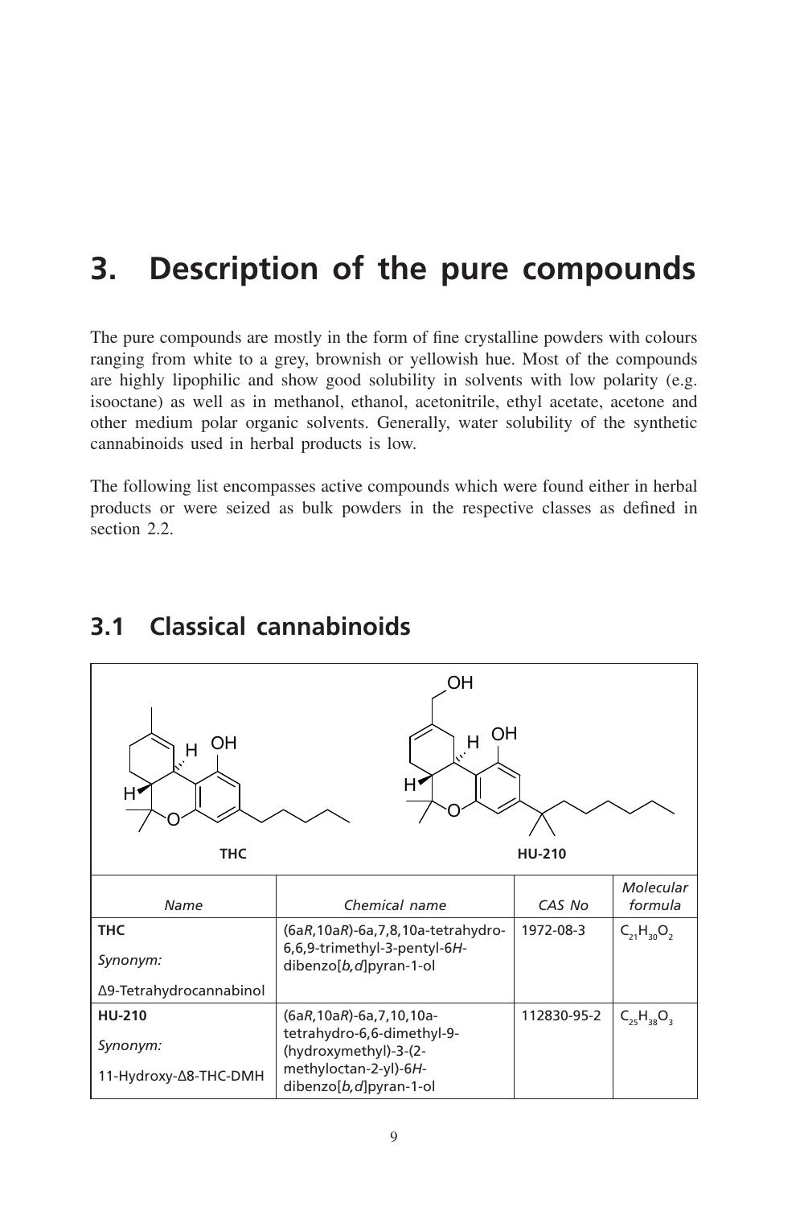// Page 17 — document 4789600c0d40
# 3. Description of the pure compounds

The pure compounds are mostly in the form of fine crystalline powders with colours ranging from white to a grey, brownish or yellowish hue. Most of the compounds are highly lipophilic and show good solubility in solvents with low polarity (e.g. isooctane) as well as in methanol, ethanol, acetonitrile, ethyl acetate, acetone and other medium polar organic solvents. Generally, water solubility of the synthetic cannabinoids used in herbal products is low.

The following list encompasses active compounds which were found either in herbal products or were seized as bulk powders in the respective classes as defined in section 2.2.

## 3.1 Classical cannabinoids

**THC** &nbsp;&nbsp;&nbsp;&nbsp; **HU-210**

| *Name* | *Chemical name* | *CAS No* | *Molecular formula* |
|---|---|---|---|
| **THC**<br>*Synonym:*<br>Δ9-Tetrahydrocannabinol | (6a*R*,10a*R*)-6a,7,8,10a-tetrahydro-6,6,9-trimethyl-3-pentyl-6*H*-dibenzo[*b,d*]pyran-1-ol | 1972-08-3 | $C_{21}H_{30}O_2$ |
| **HU-210**<br>*Synonym:*<br>11-Hydroxy-Δ8-THC-DMH | (6a*R*,10a*R*)-6a,7,10,10a-tetrahydro-6,6-dimethyl-9-(hydroxymethyl)-3-(2-methyloctan-2-yl)-6*H*-dibenzo[*b,d*]pyran-1-ol | 112830-95-2 | $C_{25}H_{38}O_3$ |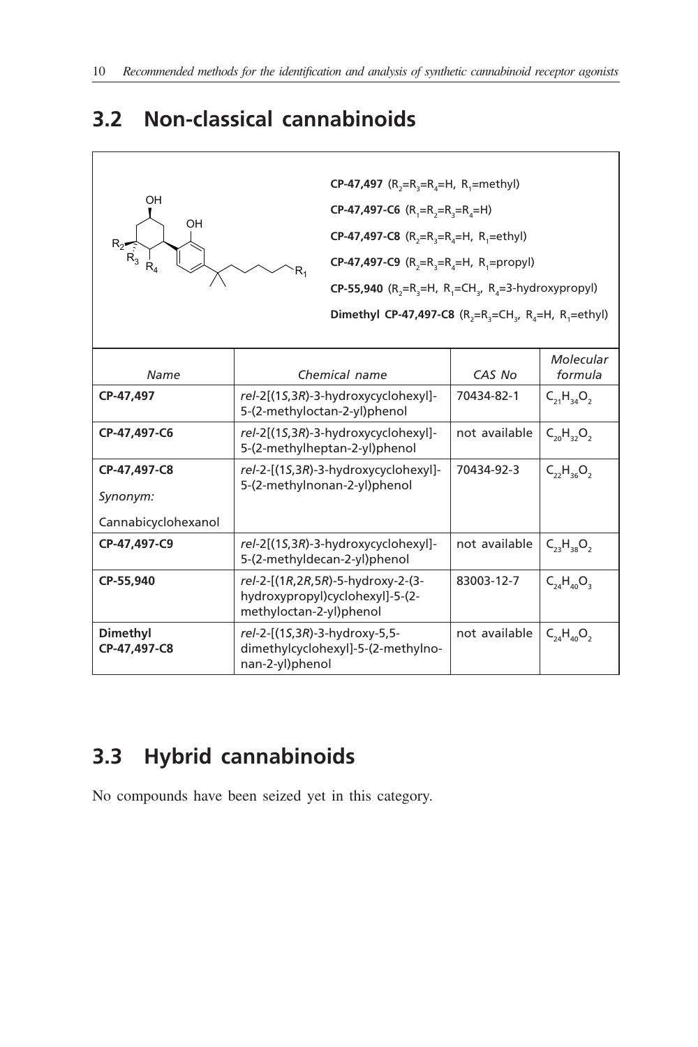## 3.2 Non-classical cannabinoids

**CP-47,497** ($R_2$=$R_3$=$R_4$=H, $R_1$=methyl)

**CP-47,497-C6** ($R_1$=$R_2$=$R_3$=$R_4$=H)

**CP-47,497-C8** ($R_2$=$R_3$=$R_4$=H, $R_1$=ethyl)

**CP-47,497-C9** ($R_2$=$R_3$=$R_4$=H, $R_1$=propyl)

**CP-55,940** ($R_2$=$R_3$=H, $R_1$=$CH_3$, $R_4$=3-hydroxypropyl)

**Dimethyl CP-47,497-C8** ($R_2$=$R_3$=$CH_3$, $R_4$=H, $R_1$=ethyl)

| *Name* | *Chemical name* | *CAS No* | *Molecular formula* |
|---|---|---|---|
| **CP-47,497** | *rel*-2[(1*S*,3*R*)-3-hydroxycyclohexyl]-5-(2-methyloctan-2-yl)phenol | 70434-82-1 | $C_{21}H_{34}O_2$ |
| **CP-47,497-C6** | *rel*-2[(1*S*,3*R*)-3-hydroxycyclohexyl]-5-(2-methylheptan-2-yl)phenol | not available | $C_{20}H_{32}O_2$ |
| **CP-47,497-C8** *Synonym:* Cannabicyclohexanol | *rel*-2-[(1*S*,3*R*)-3-hydroxycyclohexyl]-5-(2-methylnonan-2-yl)phenol | 70434-92-3 | $C_{22}H_{36}O_2$ |
| **CP-47,497-C9** | *rel*-2[(1*S*,3*R*)-3-hydroxycyclohexyl]-5-(2-methyldecan-2-yl)phenol | not available | $C_{23}H_{38}O_2$ |
| **CP-55,940** | *rel*-2-[(1*R*,2*R*,5*R*)-5-hydroxy-2-(3-hydroxypropyl)cyclohexyl]-5-(2-methyloctan-2-yl)phenol | 83003-12-7 | $C_{24}H_{40}O_3$ |
| **Dimethyl CP-47,497-C8** | *rel*-2-[(1*S*,3*R*)-3-hydroxy-5,5-dimethylcyclohexyl]-5-(2-methylnonan-2-yl)phenol | not available | $C_{24}H_{40}O_2$ |

## 3.3 Hybrid cannabinoids

No compounds have been seized yet in this category.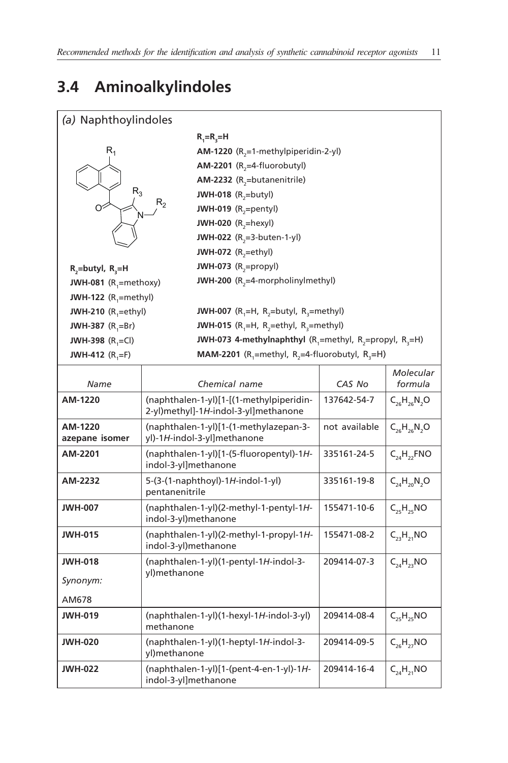## 3.4 Aminoalkylindoles

*(a)* Naphthoylindoles

$R_1$=$R_3$=H

**AM-1220** ($R_2$=1-methylpiperidin-2-yl)
**AM-2201** ($R_2$=4-fluorobutyl)
**AM-2232** ($R_2$=butanenitrile)
**JWH-018** ($R_2$=butyl)
**JWH-019** ($R_2$=pentyl)
**JWH-020** ($R_2$=hexyl)
**JWH-022** ($R_2$=3-buten-1-yl)
**JWH-072** ($R_2$=ethyl)
**JWH-073** ($R_2$=propyl)
**JWH-200** ($R_2$=4-morpholinylmethyl)

$R_2$=butyl, $R_3$=H

**JWH-081** ($R_1$=methoxy)
**JWH-122** ($R_1$=methyl)
**JWH-210** ($R_1$=ethyl)
**JWH-387** ($R_1$=Br)
**JWH-398** ($R_1$=Cl)
**JWH-412** ($R_1$=F)

**JWH-007** ($R_1$=H, $R_2$=butyl, $R_3$=methyl)
**JWH-015** ($R_1$=H, $R_2$=ethyl, $R_3$=methyl)
**JWH-073 4-methylnaphthyl** ($R_1$=methyl, $R_2$=propyl, $R_3$=H)
**MAM-2201** ($R_1$=methyl, $R_2$=4-fluorobutyl, $R_3$=H)

| *Name* | *Chemical name* | *CAS No* | *Molecular formula* |
|---|---|---|---|
| **AM-1220** | (naphthalen-1-yl)[1-[(1-methylpiperidin-2-yl)methyl]-1*H*-indol-3-yl]methanone | 137642-54-7 | $C_{26}H_{26}N_2O$ |
| **AM-1220 azepane isomer** | (naphthalen-1-yl)[1-(1-methylazepan-3-yl)-1*H*-indol-3-yl]methanone | not available | $C_{26}H_{26}N_2O$ |
| **AM-2201** | (naphthalen-1-yl)[1-(5-fluoropentyl)-1*H*-indol-3-yl]methanone | 335161-24-5 | $C_{24}H_{22}FNO$ |
| **AM-2232** | 5-(3-(1-naphthoyl)-1*H*-indol-1-yl) pentanenitrile | 335161-19-8 | $C_{24}H_{20}N_2O$ |
| **JWH-007** | (naphthalen-1-yl)(2-methyl-1-pentyl-1*H*-indol-3-yl)methanone | 155471-10-6 | $C_{25}H_{25}NO$ |
| **JWH-015** | (naphthalen-1-yl)(2-methyl-1-propyl-1*H*-indol-3-yl)methanone | 155471-08-2 | $C_{23}H_{21}NO$ |
| **JWH-018** *Synonym:* AM678 | (naphthalen-1-yl)(1-pentyl-1*H*-indol-3-yl)methanone | 209414-07-3 | $C_{24}H_{23}NO$ |
| **JWH-019** | (naphthalen-1-yl)(1-hexyl-1*H*-indol-3-yl) methanone | 209414-08-4 | $C_{25}H_{25}NO$ |
| **JWH-020** | (naphthalen-1-yl)(1-heptyl-1*H*-indol-3-yl)methanone | 209414-09-5 | $C_{26}H_{27}NO$ |
| **JWH-022** | (naphthalen-1-yl)[1-(pent-4-en-1-yl)-1*H*-indol-3-yl]methanone | 209414-16-4 | $C_{24}H_{21}NO$ |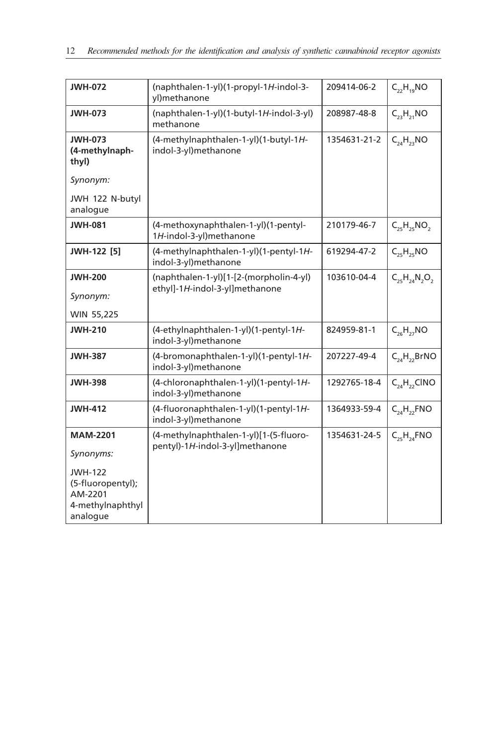| **JWH-072** | (naphthalen-1-yl)(1-propyl-1*H*-indol-3-yl)methanone | 209414-06-2 | $C_{22}H_{19}NO$ |
|---|---|---|---|
| **JWH-073** | (naphthalen-1-yl)(1-butyl-1*H*-indol-3-yl) methanone | 208987-48-8 | $C_{23}H_{21}NO$ |
| **JWH-073 (4-methylnaph-thyl)**<br><br>*Synonym:*<br><br>JWH 122 N-butyl analogue | (4-methylnaphthalen-1-yl)(1-butyl-1*H*-indol-3-yl)methanone | 1354631-21-2 | $C_{24}H_{23}NO$ |
| **JWH-081** | (4-methoxynaphthalen-1-yl)(1-pentyl-1*H*-indol-3-yl)methanone | 210179-46-7 | $C_{25}H_{25}NO_2$ |
| **JWH-122 [5]** | (4-methylnaphthalen-1-yl)(1-pentyl-1*H*-indol-3-yl)methanone | 619294-47-2 | $C_{25}H_{25}NO$ |
| **JWH-200**<br><br>*Synonym:*<br><br>WIN 55,225 | (naphthalen-1-yl)[1-[2-(morpholin-4-yl) ethyl]-1*H*-indol-3-yl]methanone | 103610-04-4 | $C_{25}H_{24}N_2O_2$ |
| **JWH-210** | (4-ethylnaphthalen-1-yl)(1-pentyl-1*H*-indol-3-yl)methanone | 824959-81-1 | $C_{26}H_{27}NO$ |
| **JWH-387** | (4-bromonaphthalen-1-yl)(1-pentyl-1*H*-indol-3-yl)methanone | 207227-49-4 | $C_{24}H_{22}BrNO$ |
| **JWH-398** | (4-chloronaphthalen-1-yl)(1-pentyl-1*H*-indol-3-yl)methanone | 1292765-18-4 | $C_{24}H_{22}ClNO$ |
| **JWH-412** | (4-fluoronaphthalen-1-yl)(1-pentyl-1*H*-indol-3-yl)methanone | 1364933-59-4 | $C_{24}H_{22}FNO$ |
| **MAM-2201**<br><br>*Synonyms:*<br><br>JWH-122 (5-fluoropentyl); AM-2201 4-methylnaphthyl analogue | (4-methylnaphthalen-1-yl)[1-(5-fluoro-pentyl)-1*H*-indol-3-yl]methanone | 1354631-24-5 | $C_{25}H_{24}FNO$ |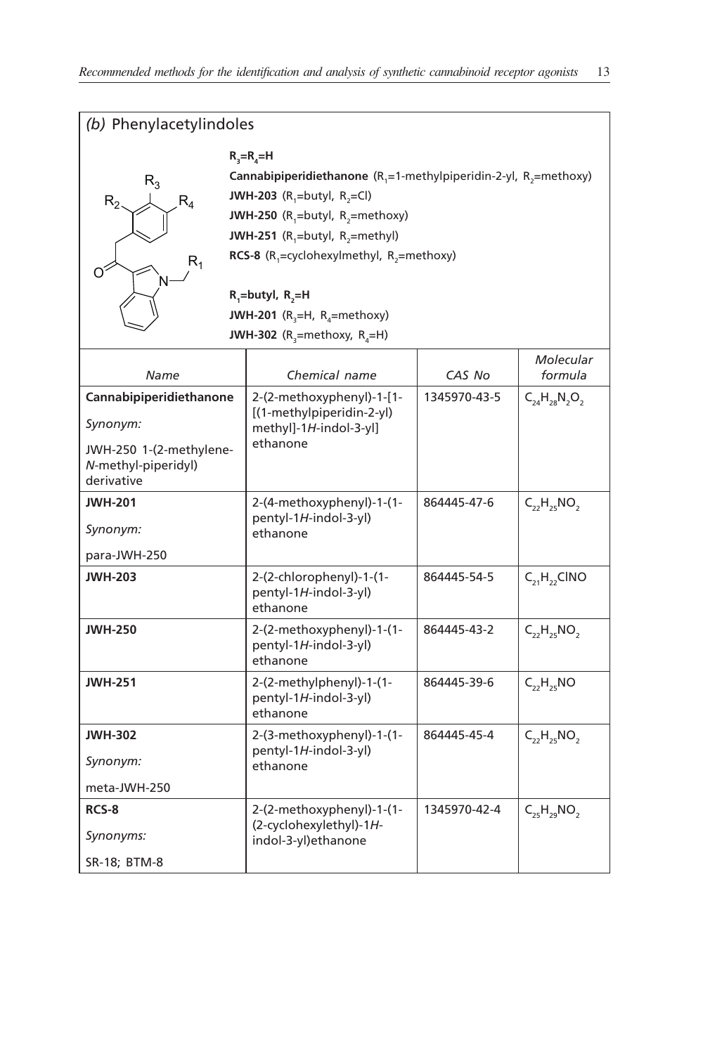## (b) Phenylacetylindoles

$R_3$=$R_4$=H

**Cannabipiperidiethanone** ($R_1$=1-methylpiperidin-2-yl, $R_2$=methoxy)
**JWH-203** ($R_1$=butyl, $R_2$=Cl)
**JWH-250** ($R_1$=butyl, $R_2$=methoxy)
**JWH-251** ($R_1$=butyl, $R_2$=methyl)
**RCS-8** ($R_1$=cyclohexylmethyl, $R_2$=methoxy)

$R_1$=butyl, $R_2$=H

**JWH-201** ($R_3$=H, $R_4$=methoxy)
**JWH-302** ($R_3$=methoxy, $R_4$=H)

| *Name* | *Chemical name* | *CAS No* | *Molecular formula* |
|---|---|---|---|
| **Cannabipiperidiethanone**<br>*Synonym:*<br>JWH-250 1-(2-methylene-*N*-methyl-piperidyl) derivative | 2-(2-methoxyphenyl)-1-[1-[(1-methylpiperidin-2-yl) methyl]-1*H*-indol-3-yl] ethanone | 1345970-43-5 | $C_{24}H_{28}N_2O_2$ |
| **JWH-201**<br>*Synonym:*<br>para-JWH-250 | 2-(4-methoxyphenyl)-1-(1-pentyl-1*H*-indol-3-yl) ethanone | 864445-47-6 | $C_{22}H_{25}NO_2$ |
| **JWH-203** | 2-(2-chlorophenyl)-1-(1-pentyl-1*H*-indol-3-yl) ethanone | 864445-54-5 | $C_{21}H_{22}ClNO$ |
| **JWH-250** | 2-(2-methoxyphenyl)-1-(1-pentyl-1*H*-indol-3-yl) ethanone | 864445-43-2 | $C_{22}H_{25}NO_2$ |
| **JWH-251** | 2-(2-methylphenyl)-1-(1-pentyl-1*H*-indol-3-yl) ethanone | 864445-39-6 | $C_{22}H_{25}NO$ |
| **JWH-302**<br>*Synonym:*<br>meta-JWH-250 | 2-(3-methoxyphenyl)-1-(1-pentyl-1*H*-indol-3-yl) ethanone | 864445-45-4 | $C_{22}H_{25}NO_2$ |
| **RCS-8**<br>*Synonyms:*<br>SR-18; BTM-8 | 2-(2-methoxyphenyl)-1-(1-(2-cyclohexylethyl)-1*H*-indol-3-yl)ethanone | 1345970-42-4 | $C_{25}H_{29}NO_2$ |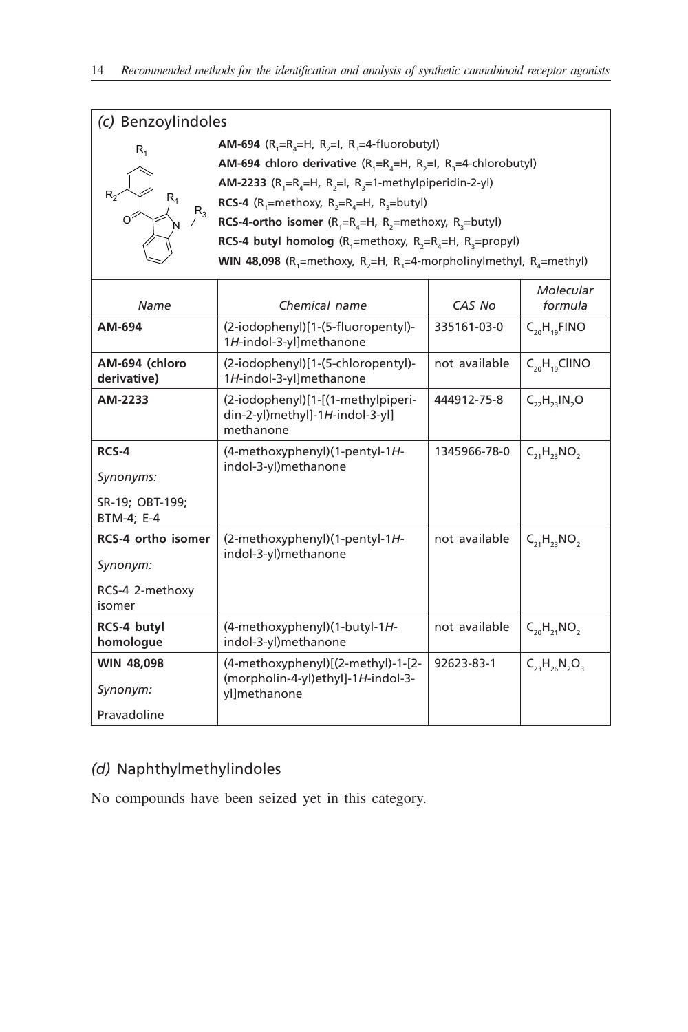## *(c)* Benzoylindoles

**AM-694** ($R_1$=$R_4$=H, $R_2$=I, $R_3$=4-fluorobutyl)

**AM-694 chloro derivative** ($R_1$=$R_4$=H, $R_2$=I, $R_3$=4-chlorobutyl)

**AM-2233** ($R_1$=$R_4$=H, $R_2$=I, $R_3$=1-methylpiperidin-2-yl)

**RCS-4** ($R_1$=methoxy, $R_2$=$R_4$=H, $R_3$=butyl)

**RCS-4-ortho isomer** ($R_1$=$R_4$=H, $R_2$=methoxy, $R_3$=butyl)

**RCS-4 butyl homolog** ($R_1$=methoxy, $R_2$=$R_4$=H, $R_3$=propyl)

**WIN 48,098** ($R_1$=methoxy, $R_2$=H, $R_3$=4-morpholinylmethyl, $R_4$=methyl)

| *Name* | *Chemical name* | *CAS No* | *Molecular formula* |
|---|---|---|---|
| **AM-694** | (2-iodophenyl)[1-(5-fluoropentyl)-1*H*-indol-3-yl]methanone | 335161-03-0 | $C_{20}H_{19}FINO$ |
| **AM-694 (chloro derivative)** | (2-iodophenyl)[1-(5-chloropentyl)-1*H*-indol-3-yl]methanone | not available | $C_{20}H_{19}ClINO$ |
| **AM-2233** | (2-iodophenyl)[1-[(1-methylpiperidin-2-yl)methyl]-1*H*-indol-3-yl] methanone | 444912-75-8 | $C_{22}H_{23}IN_2O$ |
| **RCS-4**<br>*Synonyms:*<br>SR-19; OBT-199; BTM-4; E-4 | (4-methoxyphenyl)(1-pentyl-1*H*-indol-3-yl)methanone | 1345966-78-0 | $C_{21}H_{23}NO_2$ |
| **RCS-4 ortho isomer**<br>*Synonym:*<br>RCS-4 2-methoxy isomer | (2-methoxyphenyl)(1-pentyl-1*H*-indol-3-yl)methanone | not available | $C_{21}H_{23}NO_2$ |
| **RCS-4 butyl homologue** | (4-methoxyphenyl)(1-butyl-1*H*-indol-3-yl)methanone | not available | $C_{20}H_{21}NO_2$ |
| **WIN 48,098**<br>*Synonym:*<br>Pravadoline | (4-methoxyphenyl)[(2-methyl)-1-[2-(morpholin-4-yl)ethyl]-1*H*-indol-3-yl]methanone | 92623-83-1 | $C_{23}H_{26}N_2O_3$ |

## *(d)* Naphthylmethylindoles

No compounds have been seized yet in this category.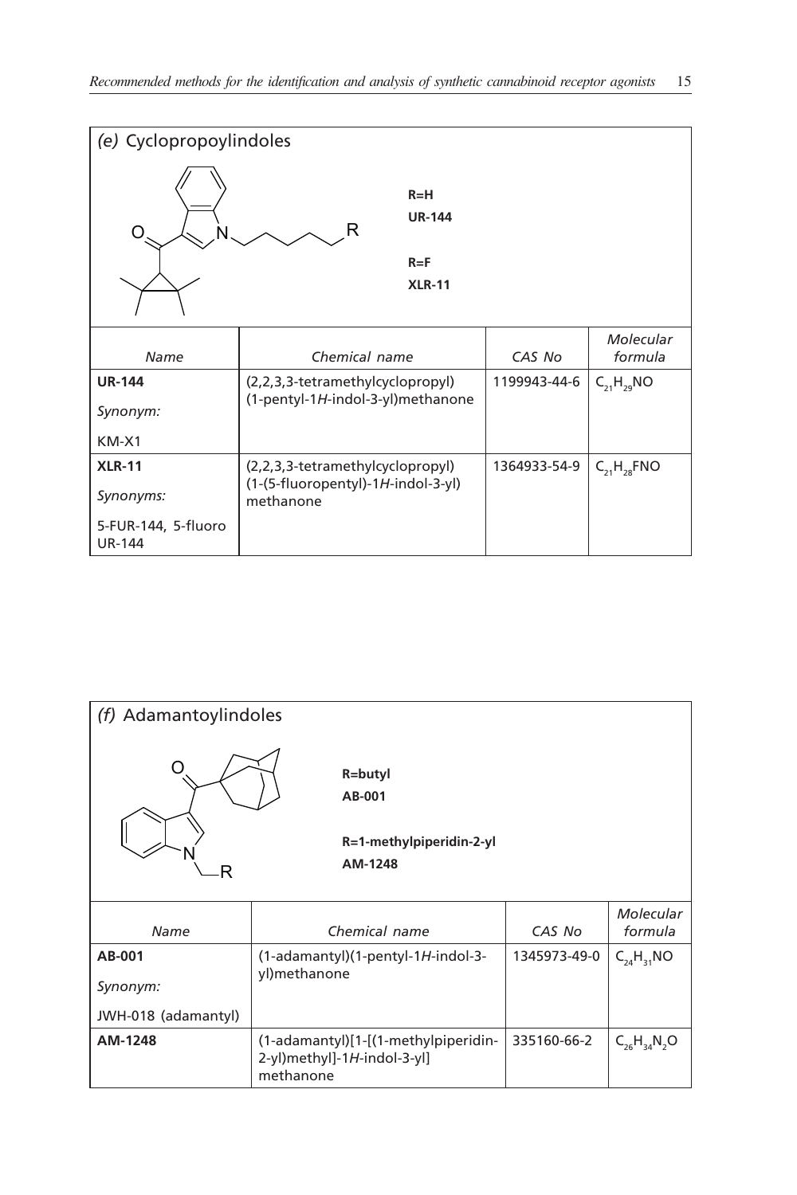*(e)* Cyclopropoylindoles

R=H
**UR-144**

R=F
**XLR-11**

| Name | Chemical name | CAS No | Molecular formula |
|---|---|---|---|
| **UR-144**<br>*Synonym:*<br>KM-X1 | (2,2,3,3-tetramethylcyclopropyl)(1-pentyl-1*H*-indol-3-yl)methanone | 1199943-44-6 | $C_{21}H_{29}NO$ |
| **XLR-11**<br>*Synonyms:*<br>5-FUR-144, 5-fluoro UR-144 | (2,2,3,3-tetramethylcyclopropyl)(1-(5-fluoropentyl)-1*H*-indol-3-yl)methanone | 1364933-54-9 | $C_{21}H_{28}FNO$ |

*(f)* Adamantoylindoles

R=butyl
**AB-001**

R=1-methylpiperidin-2-yl
**AM-1248**

| Name | Chemical name | CAS No | Molecular formula |
|---|---|---|---|
| **AB-001**<br>*Synonym:*<br>JWH-018 (adamantyl) | (1-adamantyl)(1-pentyl-1*H*-indol-3-yl)methanone | 1345973-49-0 | $C_{24}H_{31}NO$ |
| **AM-1248** | (1-adamantyl)[1-[(1-methylpiperidin-2-yl)methyl]-1*H*-indol-3-yl]methanone | 335160-66-2 | $C_{26}H_{34}N_2O$ |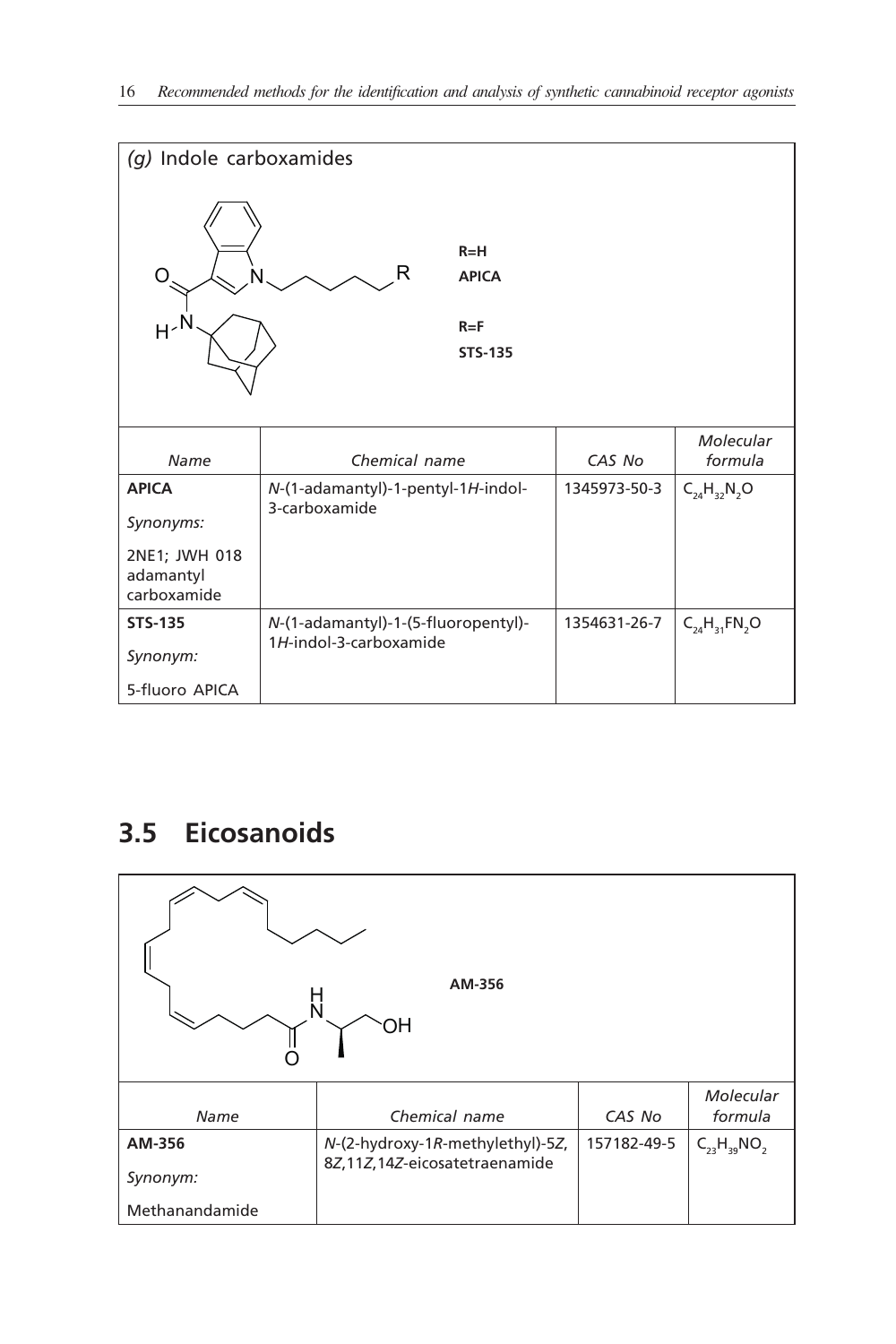*(g)* Indole carboxamides

R=H
**APICA**

R=F
**STS-135**

| *Name* | *Chemical name* | *CAS No* | *Molecular formula* |
|---|---|---|---|
| **APICA**<br>*Synonyms:*<br>2NE1; JWH 018 adamantyl carboxamide | *N*-(1-adamantyl)-1-pentyl-1*H*-indol-3-carboxamide | 1345973-50-3 | $C_{24}H_{32}N_2O$ |
| **STS-135**<br>*Synonym:*<br>5-fluoro APICA | *N*-(1-adamantyl)-1-(5-fluoropentyl)-1*H*-indol-3-carboxamide | 1354631-26-7 | $C_{24}H_{31}FN_2O$ |

## 3.5 Eicosanoids

**AM-356**

| *Name* | *Chemical name* | *CAS No* | *Molecular formula* |
|---|---|---|---|
| **AM-356**<br>*Synonym:*<br>Methanandamide | *N*-(2-hydroxy-1*R*-methylethyl)-5*Z*,8*Z*,11*Z*,14*Z*-eicosatetraenamide | 157182-49-5 | $C_{23}H_{39}NO_2$ |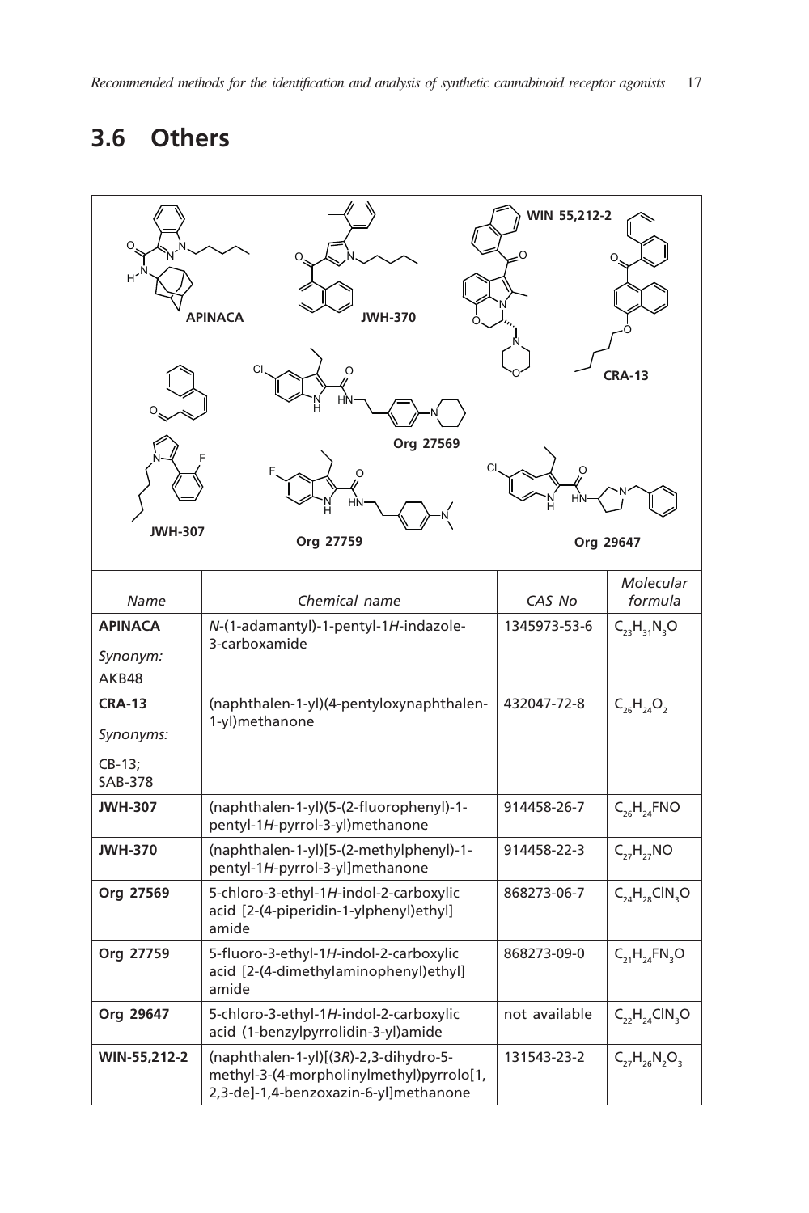## 3.6 Others

| Name | Chemical name | CAS No | Molecular formula |
|---|---|---|---|
| **APINACA** *Synonym:* AKB48 | *N*-(1-adamantyl)-1-pentyl-1*H*-indazole-3-carboxamide | 1345973-53-6 | $C_{23}H_{31}N_3O$ |
| **CRA-13** *Synonyms:* CB-13; SAB-378 | (naphthalen-1-yl)(4-pentyloxynaphthalen-1-yl)methanone | 432047-72-8 | $C_{26}H_{24}O_2$ |
| **JWH-307** | (naphthalen-1-yl)(5-(2-fluorophenyl)-1-pentyl-1*H*-pyrrol-3-yl)methanone | 914458-26-7 | $C_{26}H_{24}FNO$ |
| **JWH-370** | (naphthalen-1-yl)[5-(2-methylphenyl)-1-pentyl-1*H*-pyrrol-3-yl]methanone | 914458-22-3 | $C_{27}H_{27}NO$ |
| **Org 27569** | 5-chloro-3-ethyl-1*H*-indol-2-carboxylic acid [2-(4-piperidin-1-ylphenyl)ethyl] amide | 868273-06-7 | $C_{24}H_{28}ClN_3O$ |
| **Org 27759** | 5-fluoro-3-ethyl-1*H*-indol-2-carboxylic acid [2-(4-dimethylaminophenyl)ethyl] amide | 868273-09-0 | $C_{21}H_{24}FN_3O$ |
| **Org 29647** | 5-chloro-3-ethyl-1*H*-indol-2-carboxylic acid (1-benzylpyrrolidin-3-yl)amide | not available | $C_{22}H_{24}ClN_3O$ |
| **WIN-55,212-2** | (naphthalen-1-yl)[(3*R*)-2,3-dihydro-5-methyl-3-(4-morpholinylmethyl)pyrrolo[1,2,3-de]-1,4-benzoxazin-6-yl]methanone | 131543-23-2 | $C_{27}H_{26}N_2O_3$ |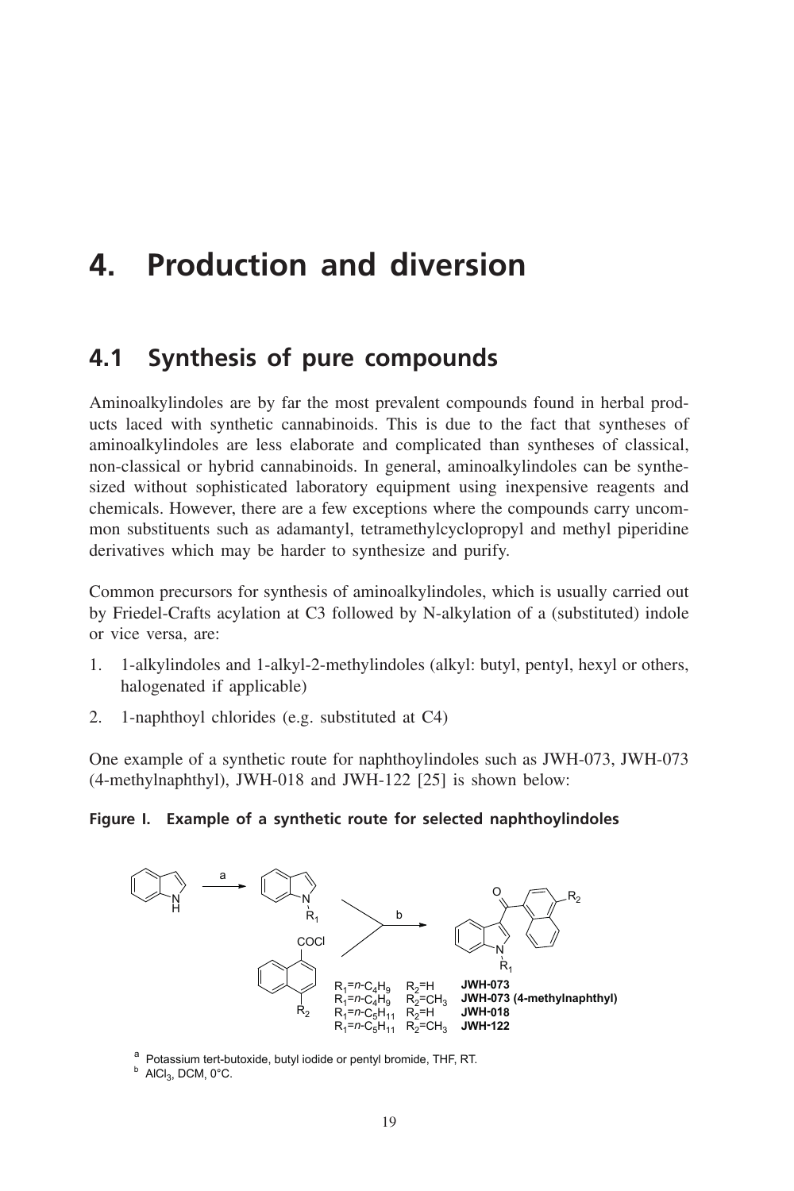# 4. Production and diversion

## 4.1 Synthesis of pure compounds

Aminoalkylindoles are by far the most prevalent compounds found in herbal products laced with synthetic cannabinoids. This is due to the fact that syntheses of aminoalkylindoles are less elaborate and complicated than syntheses of classical, non-classical or hybrid cannabinoids. In general, aminoalkylindoles can be synthesized without sophisticated laboratory equipment using inexpensive reagents and chemicals. However, there are a few exceptions where the compounds carry uncommon substituents such as adamantyl, tetramethylcyclopropyl and methyl piperidine derivatives which may be harder to synthesize and purify.

Common precursors for synthesis of aminoalkylindoles, which is usually carried out by Friedel-Crafts acylation at C3 followed by N-alkylation of a (substituted) indole or vice versa, are:

1. 1-alkylindoles and 1-alkyl-2-methylindoles (alkyl: butyl, pentyl, hexyl or others, halogenated if applicable)
2. 1-naphthoyl chlorides (e.g. substituted at C4)

One example of a synthetic route for naphthoylindoles such as JWH-073, JWH-073 (4-methylnaphthyl), JWH-018 and JWH-122 [25] is shown below:

**Figure I. Example of a synthetic route for selected naphthoylindoles**

| $R_1$ | $R_2$ | Compound |
|---|---|---|
| $R_1$=*n*-$C_4H_9$ | $R_2$=H | **JWH-073** |
| $R_1$=*n*-$C_4H_9$ | $R_2$=$CH_3$ | **JWH-073 (4-methylnaphthyl)** |
| $R_1$=*n*-$C_5H_{11}$ | $R_2$=H | **JWH-018** |
| $R_1$=*n*-$C_5H_{11}$ | $R_2$=$CH_3$ | **JWH-122** |

[a] Potassium tert-butoxide, butyl iodide or pentyl bromide, THF, RT.

[b] $AlCl_3$, DCM, 0°C.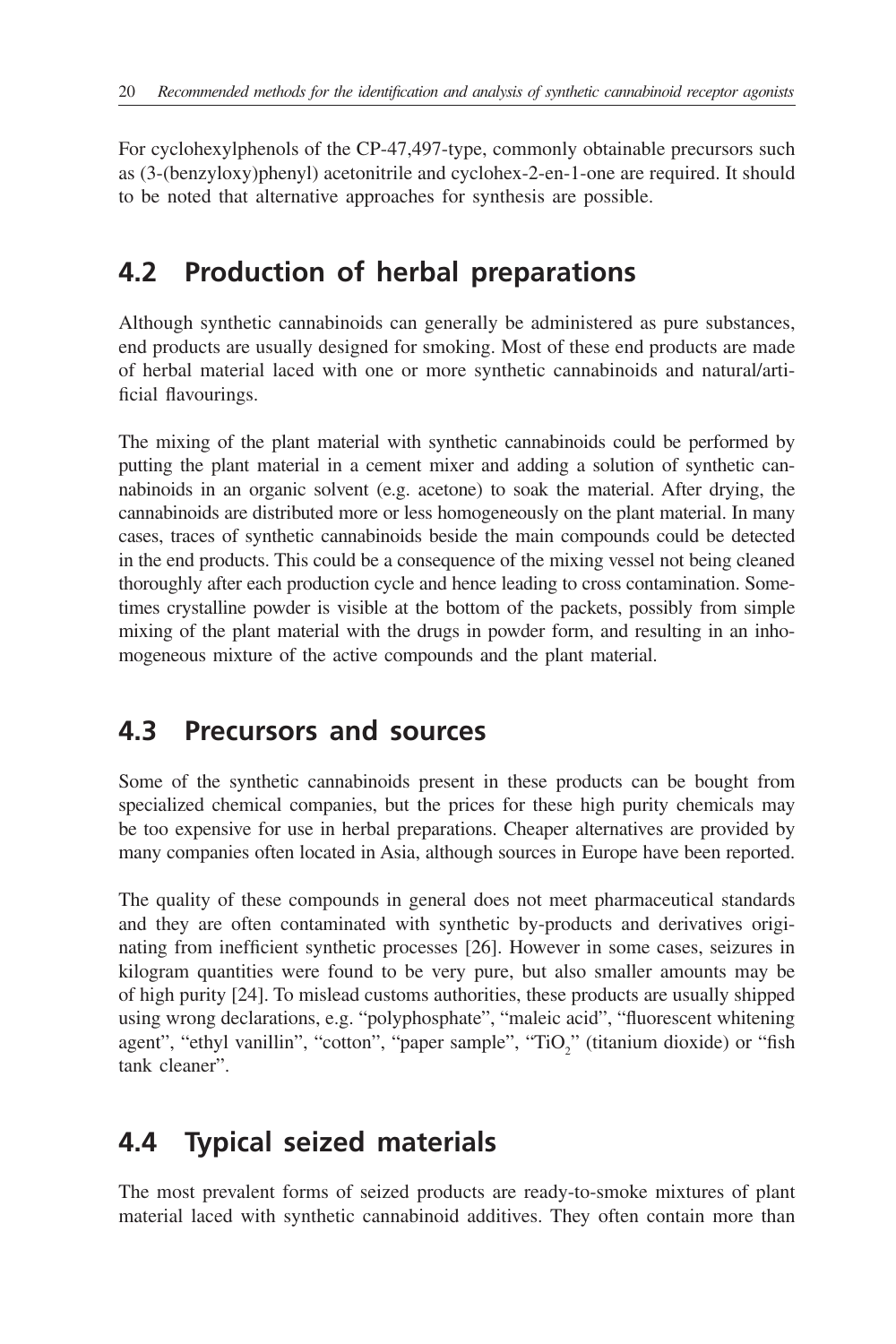For cyclohexylphenols of the CP-47,497-type, commonly obtainable precursors such as (3-(benzyloxy)phenyl) acetonitrile and cyclohex-2-en-1-one are required. It should to be noted that alternative approaches for synthesis are possible.

## 4.2 Production of herbal preparations

Although synthetic cannabinoids can generally be administered as pure substances, end products are usually designed for smoking. Most of these end products are made of herbal material laced with one or more synthetic cannabinoids and natural/artificial flavourings.

The mixing of the plant material with synthetic cannabinoids could be performed by putting the plant material in a cement mixer and adding a solution of synthetic cannabinoids in an organic solvent (e.g. acetone) to soak the material. After drying, the cannabinoids are distributed more or less homogeneously on the plant material. In many cases, traces of synthetic cannabinoids beside the main compounds could be detected in the end products. This could be a consequence of the mixing vessel not being cleaned thoroughly after each production cycle and hence leading to cross contamination. Sometimes crystalline powder is visible at the bottom of the packets, possibly from simple mixing of the plant material with the drugs in powder form, and resulting in an inhomogeneous mixture of the active compounds and the plant material.

## 4.3 Precursors and sources

Some of the synthetic cannabinoids present in these products can be bought from specialized chemical companies, but the prices for these high purity chemicals may be too expensive for use in herbal preparations. Cheaper alternatives are provided by many companies often located in Asia, although sources in Europe have been reported.

The quality of these compounds in general does not meet pharmaceutical standards and they are often contaminated with synthetic by-products and derivatives originating from inefficient synthetic processes [26]. However in some cases, seizures in kilogram quantities were found to be very pure, but also smaller amounts may be of high purity [24]. To mislead customs authorities, these products are usually shipped using wrong declarations, e.g. "polyphosphate", "maleic acid", "fluorescent whitening agent", "ethyl vanillin", "cotton", "paper sample", "$TiO_2$" (titanium dioxide) or "fish tank cleaner".

## 4.4 Typical seized materials

The most prevalent forms of seized products are ready-to-smoke mixtures of plant material laced with synthetic cannabinoid additives. They often contain more than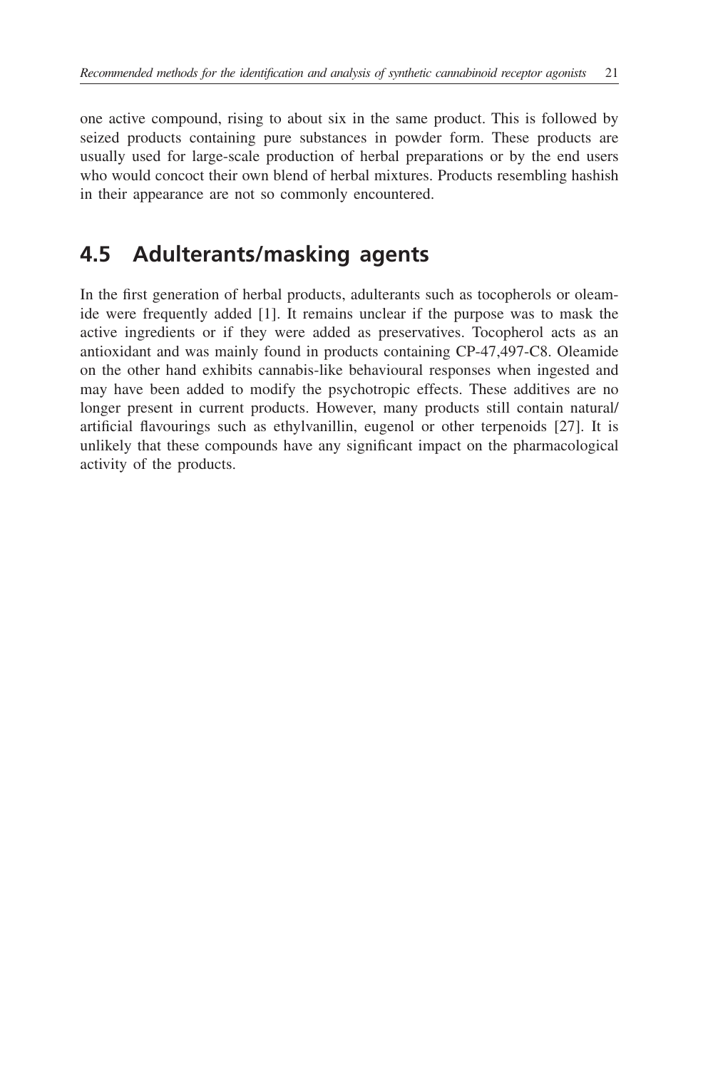one active compound, rising to about six in the same product. This is followed by seized products containing pure substances in powder form. These products are usually used for large-scale production of herbal preparations or by the end users who would concoct their own blend of herbal mixtures. Products resembling hashish in their appearance are not so commonly encountered.

## 4.5 Adulterants/masking agents

In the first generation of herbal products, adulterants such as tocopherols or oleamide were frequently added [1]. It remains unclear if the purpose was to mask the active ingredients or if they were added as preservatives. Tocopherol acts as an antioxidant and was mainly found in products containing CP-47,497-C8. Oleamide on the other hand exhibits cannabis-like behavioural responses when ingested and may have been added to modify the psychotropic effects. These additives are no longer present in current products. However, many products still contain natural/artificial flavourings such as ethylvanillin, eugenol or other terpenoids [27]. It is unlikely that these compounds have any significant impact on the pharmacological activity of the products.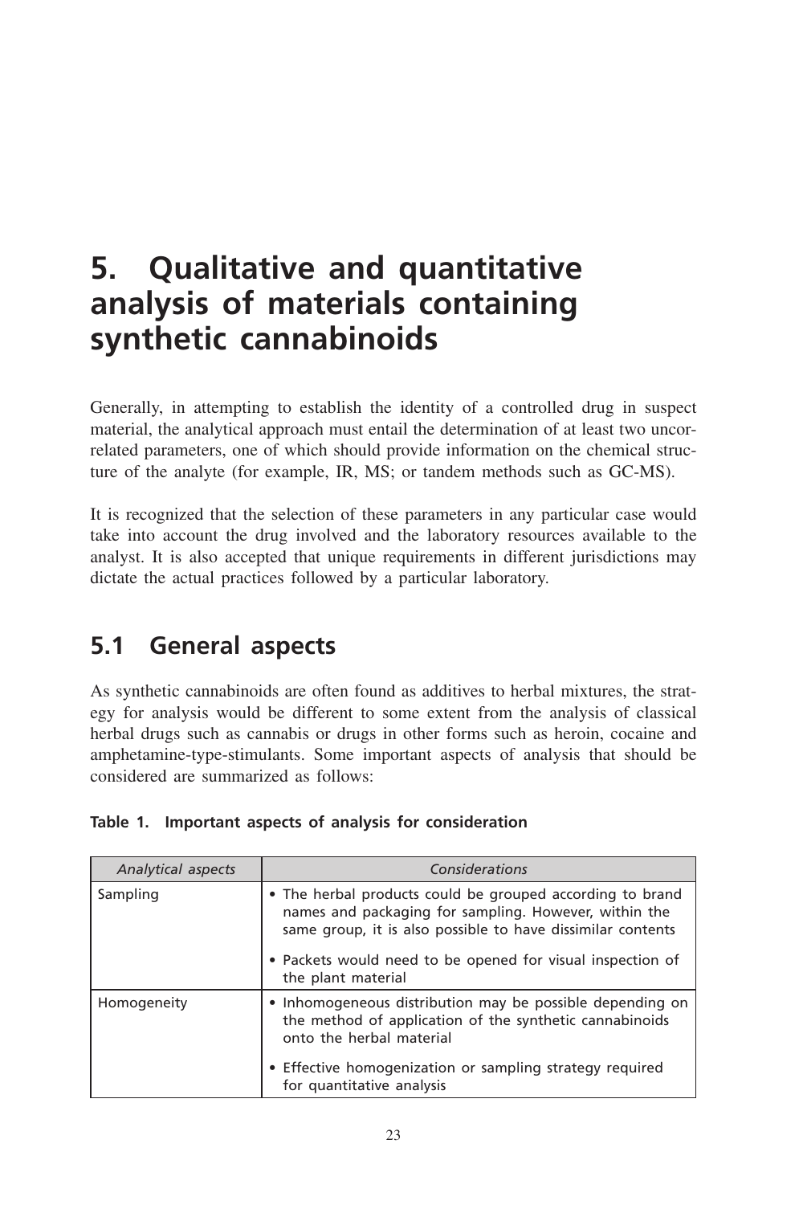# 5. Qualitative and quantitative analysis of materials containing synthetic cannabinoids

Generally, in attempting to establish the identity of a controlled drug in suspect material, the analytical approach must entail the determination of at least two uncorrelated parameters, one of which should provide information on the chemical structure of the analyte (for example, IR, MS; or tandem methods such as GC-MS).

It is recognized that the selection of these parameters in any particular case would take into account the drug involved and the laboratory resources available to the analyst. It is also accepted that unique requirements in different jurisdictions may dictate the actual practices followed by a particular laboratory.

## 5.1 General aspects

As synthetic cannabinoids are often found as additives to herbal mixtures, the strategy for analysis would be different to some extent from the analysis of classical herbal drugs such as cannabis or drugs in other forms such as heroin, cocaine and amphetamine-type-stimulants. Some important aspects of analysis that should be considered are summarized as follows:

**Table 1. Important aspects of analysis for consideration**

| *Analytical aspects* | *Considerations* |
|---|---|
| Sampling | • The herbal products could be grouped according to brand names and packaging for sampling. However, within the same group, it is also possible to have dissimilar contents<br>• Packets would need to be opened for visual inspection of the plant material |
| Homogeneity | • Inhomogeneous distribution may be possible depending on the method of application of the synthetic cannabinoids onto the herbal material<br>• Effective homogenization or sampling strategy required for quantitative analysis |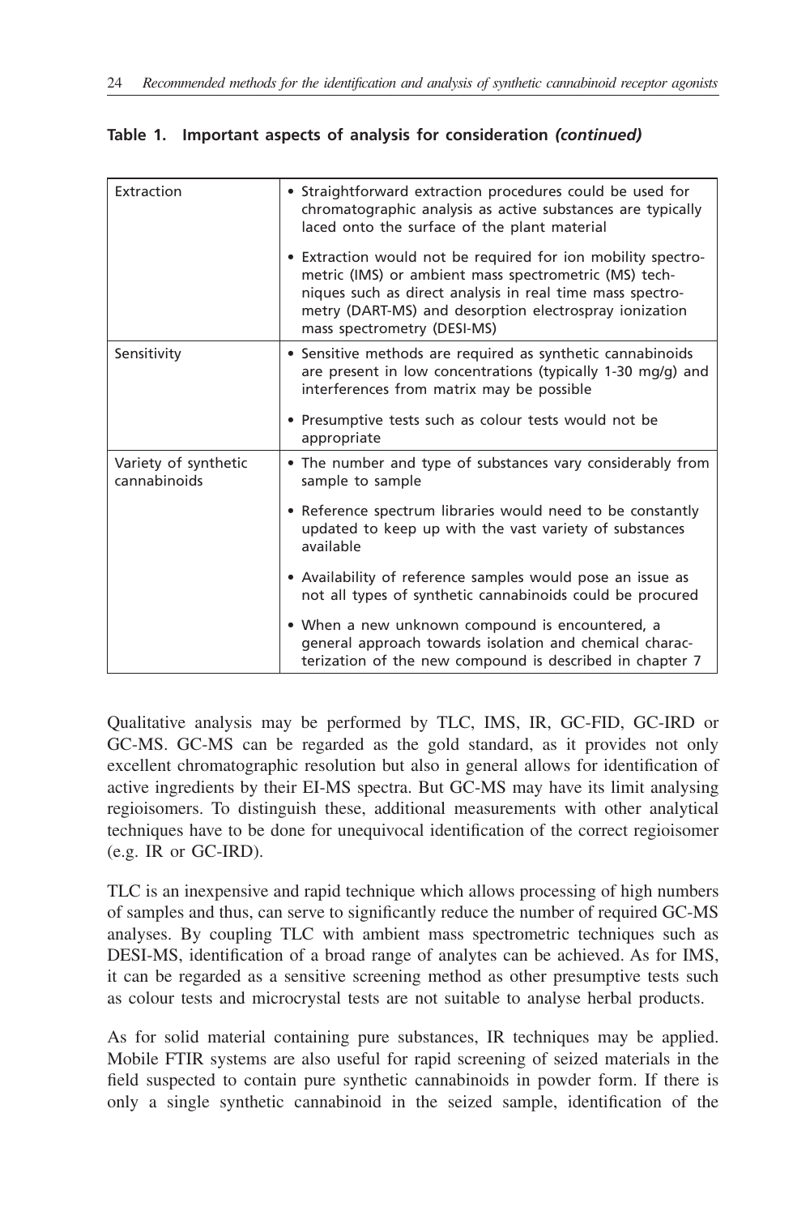**Table 1. Important aspects of analysis for consideration *(continued)***

| | |
|---|---|
| Extraction | • Straightforward extraction procedures could be used for chromatographic analysis as active substances are typically laced onto the surface of the plant material<br><br>• Extraction would not be required for ion mobility spectrometric (IMS) or ambient mass spectrometric (MS) techniques such as direct analysis in real time mass spectrometry (DART-MS) and desorption electrospray ionization mass spectrometry (DESI-MS) |
| Sensitivity | • Sensitive methods are required as synthetic cannabinoids are present in low concentrations (typically 1-30 mg/g) and interferences from matrix may be possible<br><br>• Presumptive tests such as colour tests would not be appropriate |
| Variety of synthetic cannabinoids | • The number and type of substances vary considerably from sample to sample<br><br>• Reference spectrum libraries would need to be constantly updated to keep up with the vast variety of substances available<br><br>• Availability of reference samples would pose an issue as not all types of synthetic cannabinoids could be procured<br><br>• When a new unknown compound is encountered, a general approach towards isolation and chemical characterization of the new compound is described in chapter 7 |

Qualitative analysis may be performed by TLC, IMS, IR, GC-FID, GC-IRD or GC-MS. GC-MS can be regarded as the gold standard, as it provides not only excellent chromatographic resolution but also in general allows for identification of active ingredients by their EI-MS spectra. But GC-MS may have its limit analysing regioisomers. To distinguish these, additional measurements with other analytical techniques have to be done for unequivocal identification of the correct regioisomer (e.g. IR or GC-IRD).

TLC is an inexpensive and rapid technique which allows processing of high numbers of samples and thus, can serve to significantly reduce the number of required GC-MS analyses. By coupling TLC with ambient mass spectrometric techniques such as DESI-MS, identification of a broad range of analytes can be achieved. As for IMS, it can be regarded as a sensitive screening method as other presumptive tests such as colour tests and microcrystal tests are not suitable to analyse herbal products.

As for solid material containing pure substances, IR techniques may be applied. Mobile FTIR systems are also useful for rapid screening of seized materials in the field suspected to contain pure synthetic cannabinoids in powder form. If there is only a single synthetic cannabinoid in the seized sample, identification of the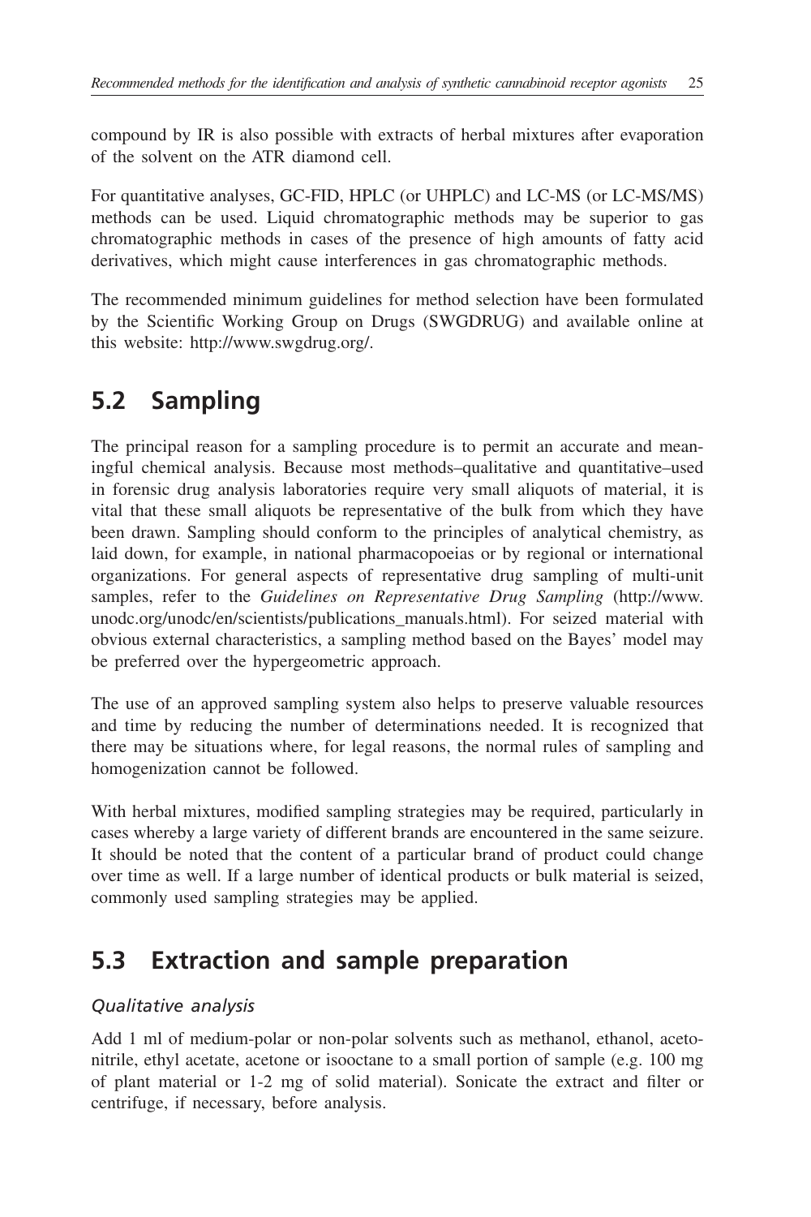compound by IR is also possible with extracts of herbal mixtures after evaporation of the solvent on the ATR diamond cell.

For quantitative analyses, GC-FID, HPLC (or UHPLC) and LC-MS (or LC-MS/MS) methods can be used. Liquid chromatographic methods may be superior to gas chromatographic methods in cases of the presence of high amounts of fatty acid derivatives, which might cause interferences in gas chromatographic methods.

The recommended minimum guidelines for method selection have been formulated by the Scientific Working Group on Drugs (SWGDRUG) and available online at this website: http://www.swgdrug.org/.

## 5.2 Sampling

The principal reason for a sampling procedure is to permit an accurate and meaningful chemical analysis. Because most methods–qualitative and quantitative–used in forensic drug analysis laboratories require very small aliquots of material, it is vital that these small aliquots be representative of the bulk from which they have been drawn. Sampling should conform to the principles of analytical chemistry, as laid down, for example, in national pharmacopoeias or by regional or international organizations. For general aspects of representative drug sampling of multi-unit samples, refer to the *Guidelines on Representative Drug Sampling* (http://www.unodc.org/unodc/en/scientists/publications_manuals.html). For seized material with obvious external characteristics, a sampling method based on the Bayes' model may be preferred over the hypergeometric approach.

The use of an approved sampling system also helps to preserve valuable resources and time by reducing the number of determinations needed. It is recognized that there may be situations where, for legal reasons, the normal rules of sampling and homogenization cannot be followed.

With herbal mixtures, modified sampling strategies may be required, particularly in cases whereby a large variety of different brands are encountered in the same seizure. It should be noted that the content of a particular brand of product could change over time as well. If a large number of identical products or bulk material is seized, commonly used sampling strategies may be applied.

## 5.3 Extraction and sample preparation

### *Qualitative analysis*

Add 1 ml of medium-polar or non-polar solvents such as methanol, ethanol, acetonitrile, ethyl acetate, acetone or isooctane to a small portion of sample (e.g. 100 mg of plant material or 1-2 mg of solid material). Sonicate the extract and filter or centrifuge, if necessary, before analysis.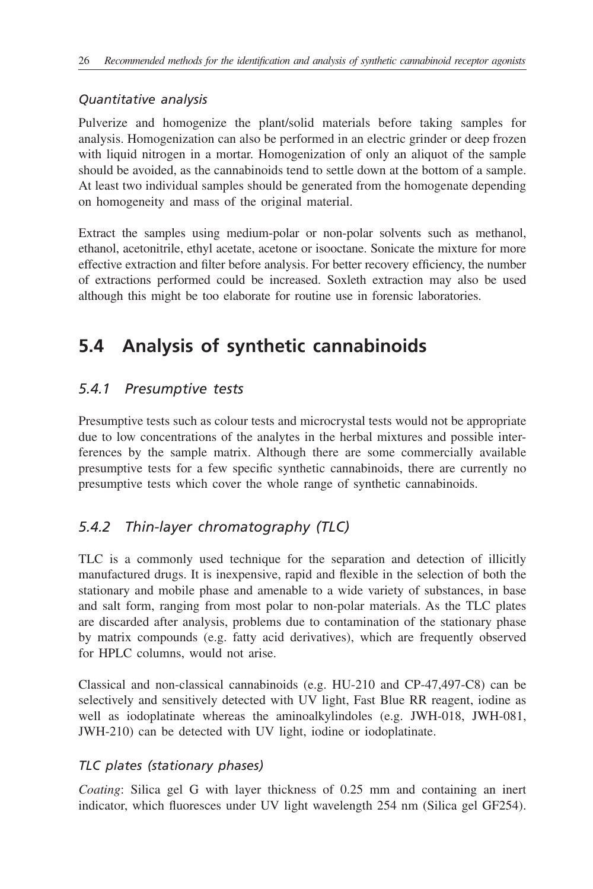### *Quantitative analysis*

Pulverize and homogenize the plant/solid materials before taking samples for analysis. Homogenization can also be performed in an electric grinder or deep frozen with liquid nitrogen in a mortar. Homogenization of only an aliquot of the sample should be avoided, as the cannabinoids tend to settle down at the bottom of a sample. At least two individual samples should be generated from the homogenate depending on homogeneity and mass of the original material.

Extract the samples using medium-polar or non-polar solvents such as methanol, ethanol, acetonitrile, ethyl acetate, acetone or isooctane. Sonicate the mixture for more effective extraction and filter before analysis. For better recovery efficiency, the number of extractions performed could be increased. Soxleth extraction may also be used although this might be too elaborate for routine use in forensic laboratories.

## 5.4 Analysis of synthetic cannabinoids

### *5.4.1 Presumptive tests*

Presumptive tests such as colour tests and microcrystal tests would not be appropriate due to low concentrations of the analytes in the herbal mixtures and possible interferences by the sample matrix. Although there are some commercially available presumptive tests for a few specific synthetic cannabinoids, there are currently no presumptive tests which cover the whole range of synthetic cannabinoids.

### *5.4.2 Thin-layer chromatography (TLC)*

TLC is a commonly used technique for the separation and detection of illicitly manufactured drugs. It is inexpensive, rapid and flexible in the selection of both the stationary and mobile phase and amenable to a wide variety of substances, in base and salt form, ranging from most polar to non-polar materials. As the TLC plates are discarded after analysis, problems due to contamination of the stationary phase by matrix compounds (e.g. fatty acid derivatives), which are frequently observed for HPLC columns, would not arise.

Classical and non-classical cannabinoids (e.g. HU-210 and CP-47,497-C8) can be selectively and sensitively detected with UV light, Fast Blue RR reagent, iodine as well as iodoplatinate whereas the aminoalkylindoles (e.g. JWH-018, JWH-081, JWH-210) can be detected with UV light, iodine or iodoplatinate.

### *TLC plates (stationary phases)*

*Coating*: Silica gel G with layer thickness of 0.25 mm and containing an inert indicator, which fluoresces under UV light wavelength 254 nm (Silica gel GF254).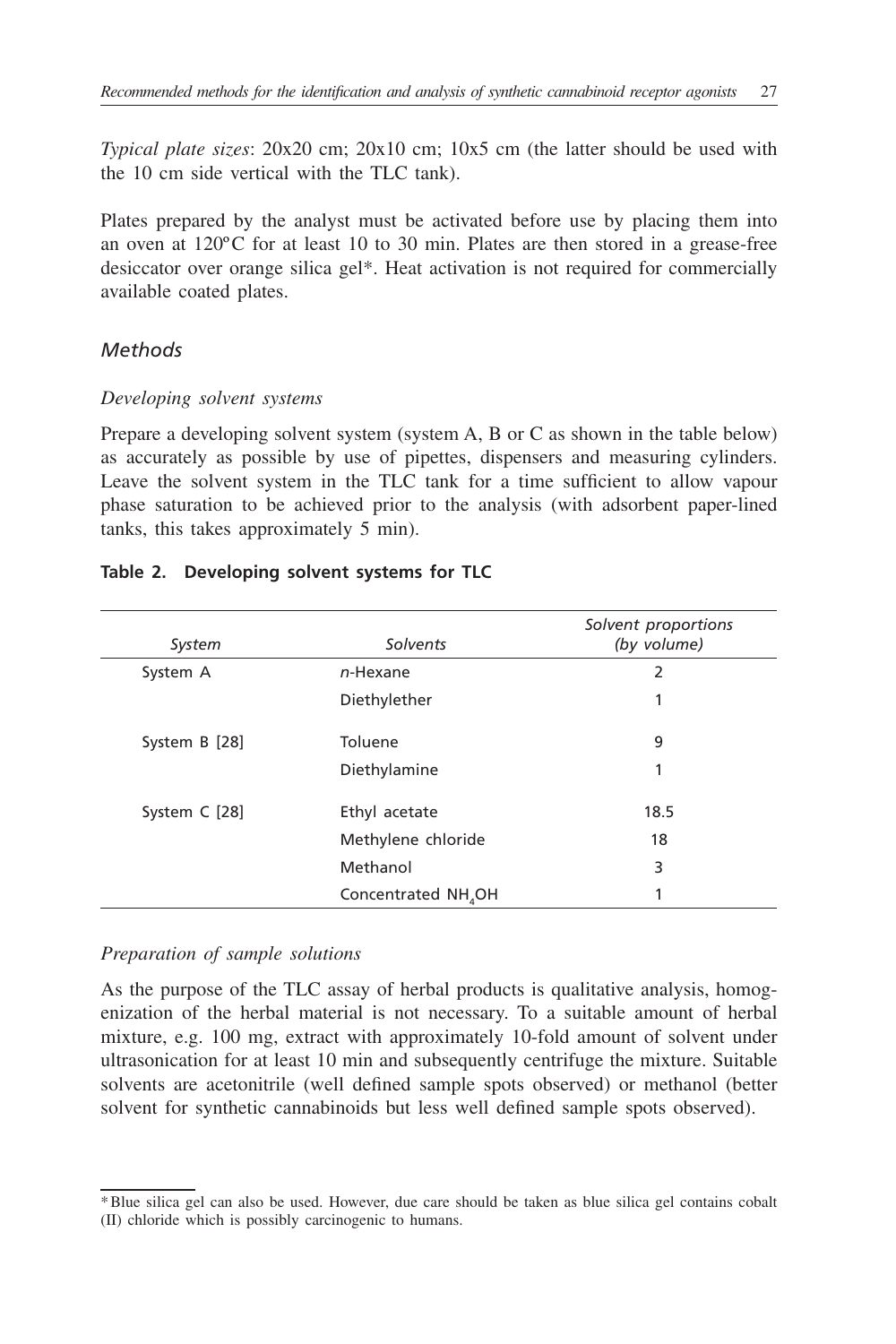*Typical plate sizes*: 20x20 cm; 20x10 cm; 10x5 cm (the latter should be used with the 10 cm side vertical with the TLC tank).

Plates prepared by the analyst must be activated before use by placing them into an oven at 120ºC for at least 10 to 30 min. Plates are then stored in a grease-free desiccator over orange silica gel*. Heat activation is not required for commercially available coated plates.

### *Methods*

*Developing solvent systems*

Prepare a developing solvent system (system A, B or C as shown in the table below) as accurately as possible by use of pipettes, dispensers and measuring cylinders. Leave the solvent system in the TLC tank for a time sufficient to allow vapour phase saturation to be achieved prior to the analysis (with adsorbent paper-lined tanks, this takes approximately 5 min).

**Table 2. Developing solvent systems for TLC**

| *System* | *Solvents* | *Solvent proportions (by volume)* |
|---|---|---|
| System A | *n*-Hexane | 2 |
| | Diethylether | 1 |
| System B [28] | Toluene | 9 |
| | Diethylamine | 1 |
| System C [28] | Ethyl acetate | 18.5 |
| | Methylene chloride | 18 |
| | Methanol | 3 |
| | Concentrated $NH_4OH$ | 1 |

*Preparation of sample solutions*

As the purpose of the TLC assay of herbal products is qualitative analysis, homogenization of the herbal material is not necessary. To a suitable amount of herbal mixture, e.g. 100 mg, extract with approximately 10-fold amount of solvent under ultrasonication for at least 10 min and subsequently centrifuge the mixture. Suitable solvents are acetonitrile (well defined sample spots observed) or methanol (better solvent for synthetic cannabinoids but less well defined sample spots observed).

*Blue silica gel can also be used. However, due care should be taken as blue silica gel contains cobalt (II) chloride which is possibly carcinogenic to humans.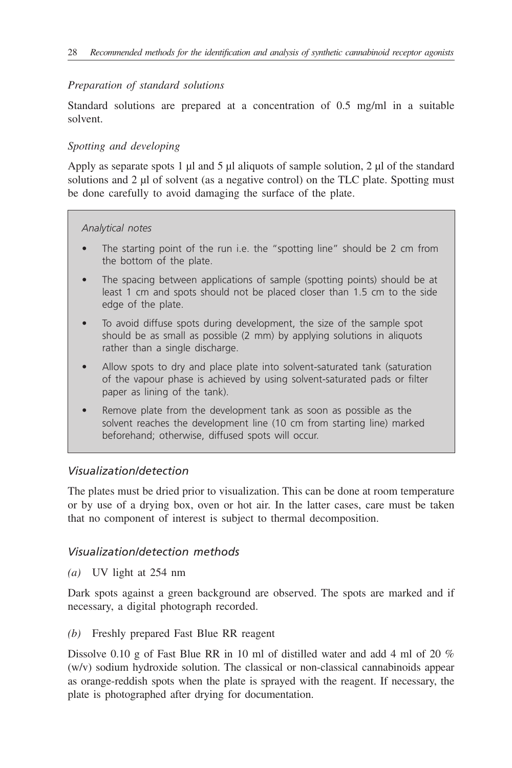*Preparation of standard solutions*

Standard solutions are prepared at a concentration of 0.5 mg/ml in a suitable solvent.

*Spotting and developing*

Apply as separate spots 1 µl and 5 µl aliquots of sample solution, 2 µl of the standard solutions and 2 µl of solvent (as a negative control) on the TLC plate. Spotting must be done carefully to avoid damaging the surface of the plate.

> *Analytical notes*
>
> - The starting point of the run i.e. the "spotting line" should be 2 cm from the bottom of the plate.
> - The spacing between applications of sample (spotting points) should be at least 1 cm and spots should not be placed closer than 1.5 cm to the side edge of the plate.
> - To avoid diffuse spots during development, the size of the sample spot should be as small as possible (2 mm) by applying solutions in aliquots rather than a single discharge.
> - Allow spots to dry and place plate into solvent-saturated tank (saturation of the vapour phase is achieved by using solvent-saturated pads or filter paper as lining of the tank).
> - Remove plate from the development tank as soon as possible as the solvent reaches the development line (10 cm from starting line) marked beforehand; otherwise, diffused spots will occur.

### *Visualization/detection*

The plates must be dried prior to visualization. This can be done at room temperature or by use of a drying box, oven or hot air. In the latter cases, care must be taken that no component of interest is subject to thermal decomposition.

### *Visualization/detection methods*

*(a)* UV light at 254 nm

Dark spots against a green background are observed. The spots are marked and if necessary, a digital photograph recorded.

*(b)* Freshly prepared Fast Blue RR reagent

Dissolve 0.10 g of Fast Blue RR in 10 ml of distilled water and add 4 ml of 20 % (w/v) sodium hydroxide solution. The classical or non-classical cannabinoids appear as orange-reddish spots when the plate is sprayed with the reagent. If necessary, the plate is photographed after drying for documentation.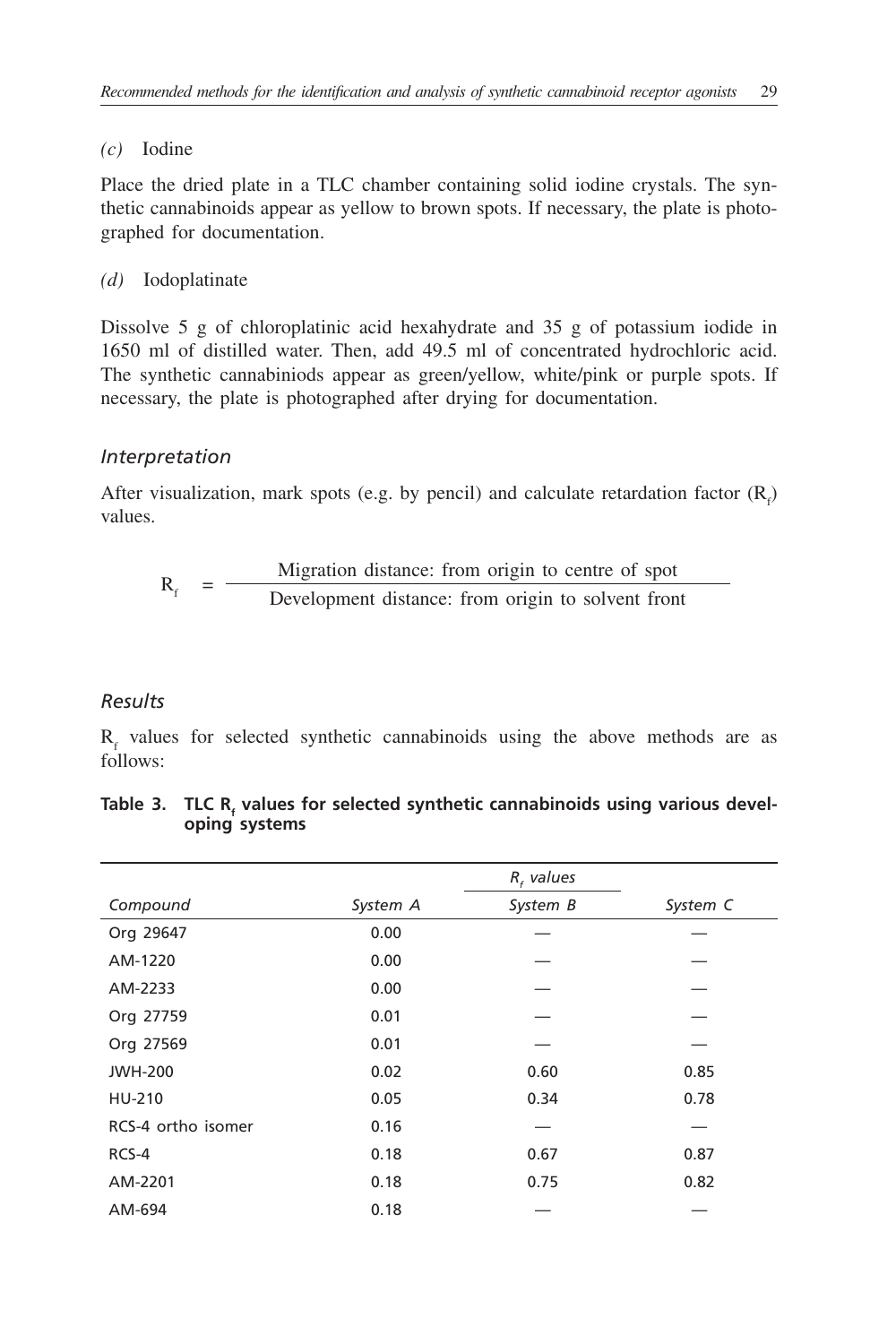*(c)* Iodine

Place the dried plate in a TLC chamber containing solid iodine crystals. The synthetic cannabinoids appear as yellow to brown spots. If necessary, the plate is photographed for documentation.

*(d)* Iodoplatinate

Dissolve 5 g of chloroplatinic acid hexahydrate and 35 g of potassium iodide in 1650 ml of distilled water. Then, add 49.5 ml of concentrated hydrochloric acid. The synthetic cannabiniods appear as green/yellow, white/pink or purple spots. If necessary, the plate is photographed after drying for documentation.

### *Interpretation*

After visualization, mark spots (e.g. by pencil) and calculate retardation factor ($R_f$) values.

$$R_f = \frac{\text{Migration distance: from origin to centre of spot}}{\text{Development distance: from origin to solvent front}}$$

### *Results*

$R_f$ values for selected synthetic cannabinoids using the above methods are as follows:

**Table 3. TLC $R_f$ values for selected synthetic cannabinoids using various developing systems**

| | | *$R_f$ values* | |
|---|---|---|---|
| *Compound* | *System A* | *System B* | *System C* |
| Org 29647 | 0.00 | — | — |
| AM-1220 | 0.00 | — | — |
| AM-2233 | 0.00 | — | — |
| Org 27759 | 0.01 | — | — |
| Org 27569 | 0.01 | — | — |
| JWH-200 | 0.02 | 0.60 | 0.85 |
| HU-210 | 0.05 | 0.34 | 0.78 |
| RCS-4 ortho isomer | 0.16 | — | — |
| RCS-4 | 0.18 | 0.67 | 0.87 |
| AM-2201 | 0.18 | 0.75 | 0.82 |
| AM-694 | 0.18 | — | — |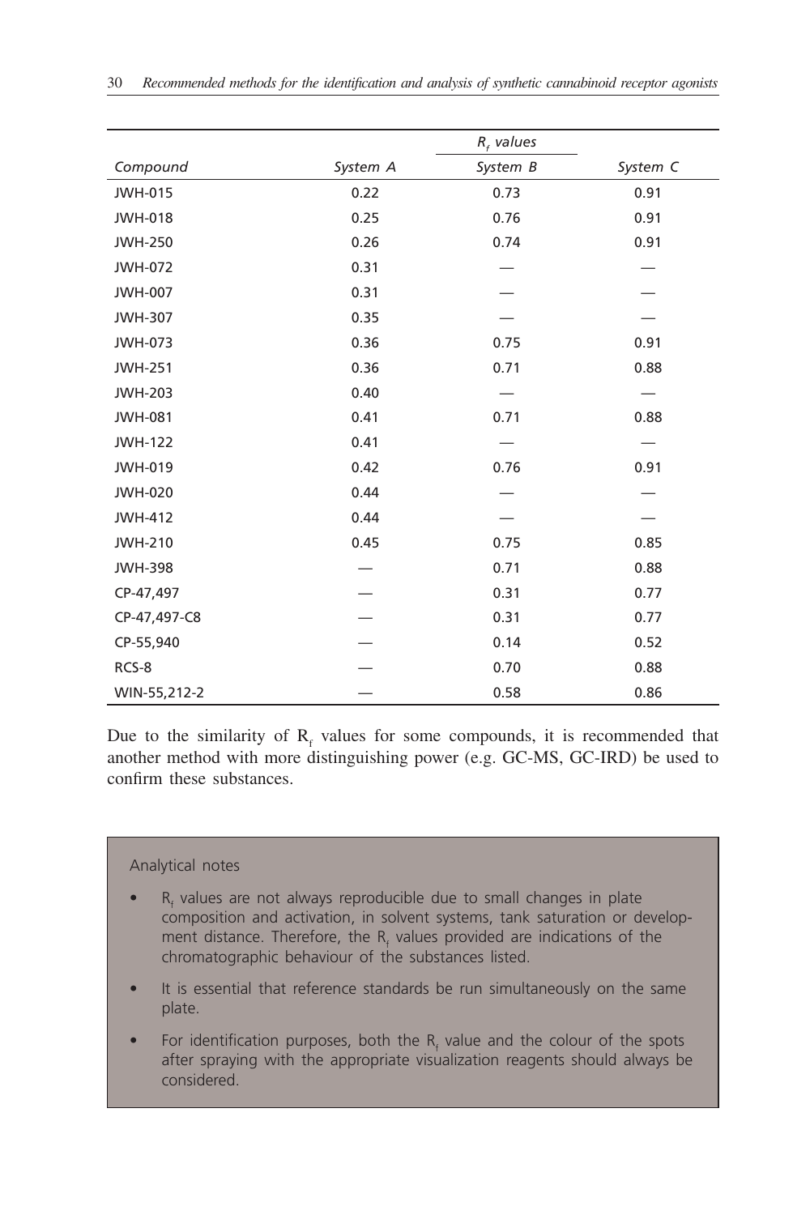| Compound | | $R_f$ values | |
|---|---|---|---|
| | System A | System B | System C |
| JWH-015 | 0.22 | 0.73 | 0.91 |
| JWH-018 | 0.25 | 0.76 | 0.91 |
| JWH-250 | 0.26 | 0.74 | 0.91 |
| JWH-072 | 0.31 | — | — |
| JWH-007 | 0.31 | — | — |
| JWH-307 | 0.35 | — | — |
| JWH-073 | 0.36 | 0.75 | 0.91 |
| JWH-251 | 0.36 | 0.71 | 0.88 |
| JWH-203 | 0.40 | — | — |
| JWH-081 | 0.41 | 0.71 | 0.88 |
| JWH-122 | 0.41 | — | — |
| JWH-019 | 0.42 | 0.76 | 0.91 |
| JWH-020 | 0.44 | — | — |
| JWH-412 | 0.44 | — | — |
| JWH-210 | 0.45 | 0.75 | 0.85 |
| JWH-398 | — | 0.71 | 0.88 |
| CP-47,497 | — | 0.31 | 0.77 |
| CP-47,497-C8 | — | 0.31 | 0.77 |
| CP-55,940 | — | 0.14 | 0.52 |
| RCS-8 | — | 0.70 | 0.88 |
| WIN-55,212-2 | — | 0.58 | 0.86 |

Due to the similarity of $R_f$ values for some compounds, it is recommended that another method with more distinguishing power (e.g. GC-MS, GC-IRD) be used to confirm these substances.

> Analytical notes
>
> - $R_f$ values are not always reproducible due to small changes in plate composition and activation, in solvent systems, tank saturation or development distance. Therefore, the $R_f$ values provided are indications of the chromatographic behaviour of the substances listed.
> - It is essential that reference standards be run simultaneously on the same plate.
> - For identification purposes, both the $R_f$ value and the colour of the spots after spraying with the appropriate visualization reagents should always be considered.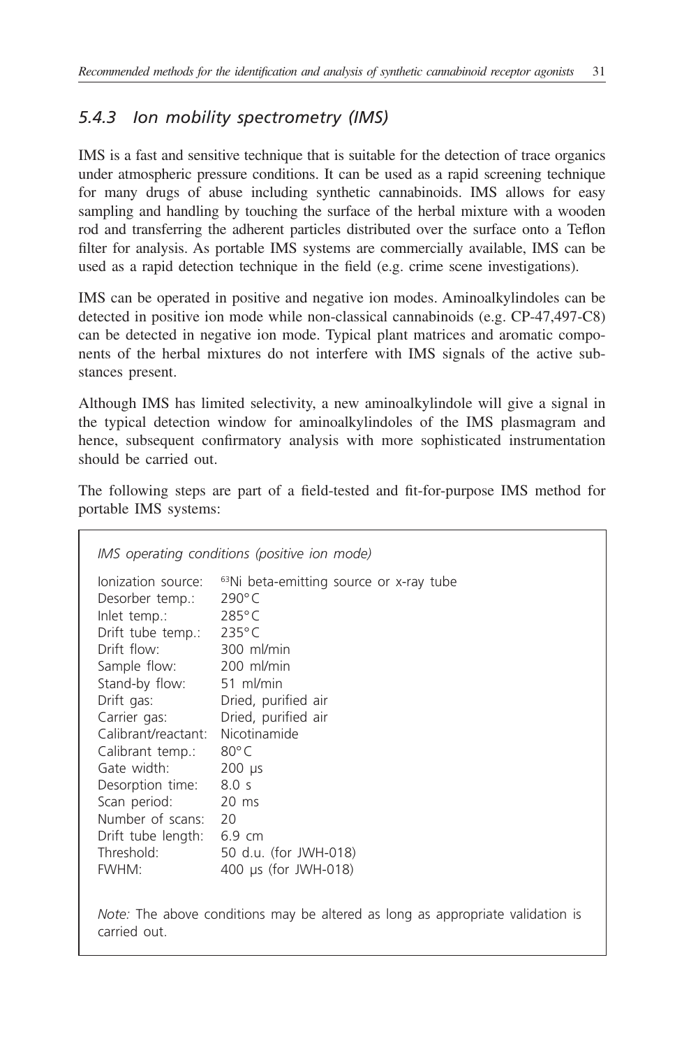### 5.4.3 Ion mobility spectrometry (IMS)

IMS is a fast and sensitive technique that is suitable for the detection of trace organics under atmospheric pressure conditions. It can be used as a rapid screening technique for many drugs of abuse including synthetic cannabinoids. IMS allows for easy sampling and handling by touching the surface of the herbal mixture with a wooden rod and transferring the adherent particles distributed over the surface onto a Teflon filter for analysis. As portable IMS systems are commercially available, IMS can be used as a rapid detection technique in the field (e.g. crime scene investigations).

IMS can be operated in positive and negative ion modes. Aminoalkylindoles can be detected in positive ion mode while non-classical cannabinoids (e.g. CP-47,497-C8) can be detected in negative ion mode. Typical plant matrices and aromatic components of the herbal mixtures do not interfere with IMS signals of the active substances present.

Although IMS has limited selectivity, a new aminoalkylindole will give a signal in the typical detection window for aminoalkylindoles of the IMS plasmagram and hence, subsequent confirmatory analysis with more sophisticated instrumentation should be carried out.

The following steps are part of a field-tested and fit-for-purpose IMS method for portable IMS systems:

*IMS operating conditions (positive ion mode)*

| | |
|---|---|
| Ionization source: | $^{63}$Ni beta-emitting source or x-ray tube |
| Desorber temp.: | 290°C |
| Inlet temp.: | 285°C |
| Drift tube temp.: | 235°C |
| Drift flow: | 300 ml/min |
| Sample flow: | 200 ml/min |
| Stand-by flow: | 51 ml/min |
| Drift gas: | Dried, purified air |
| Carrier gas: | Dried, purified air |
| Calibrant/reactant: | Nicotinamide |
| Calibrant temp.: | 80°C |
| Gate width: | 200 µs |
| Desorption time: | 8.0 s |
| Scan period: | 20 ms |
| Number of scans: | 20 |
| Drift tube length: | 6.9 cm |
| Threshold: | 50 d.u. (for JWH-018) |
| FWHM: | 400 µs (for JWH-018) |

*Note:* The above conditions may be altered as long as appropriate validation is carried out.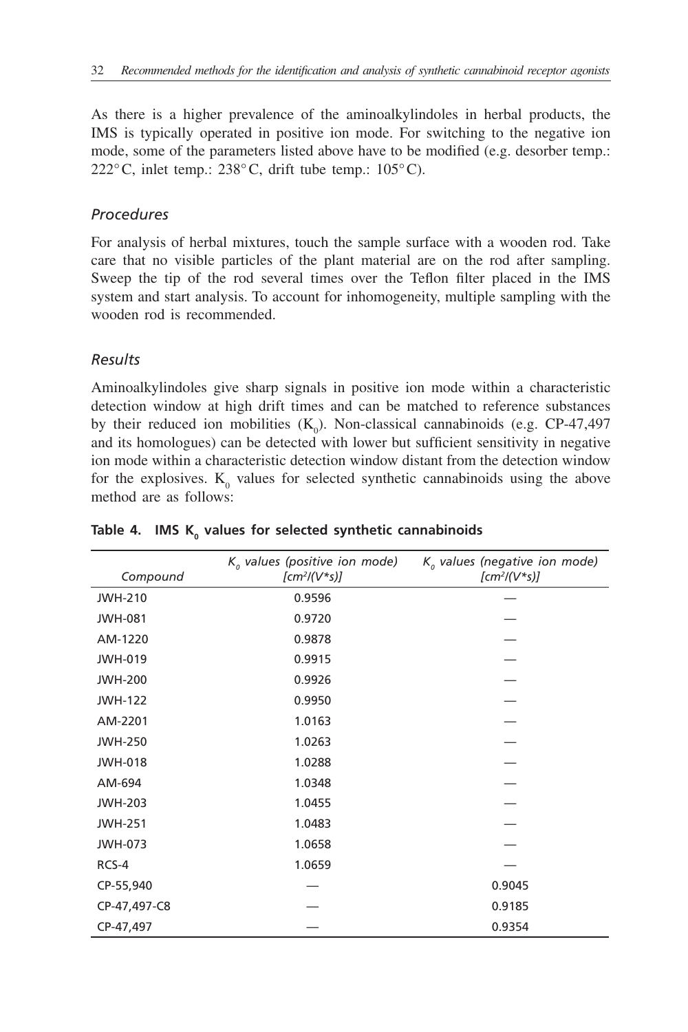As there is a higher prevalence of the aminoalkylindoles in herbal products, the IMS is typically operated in positive ion mode. For switching to the negative ion mode, some of the parameters listed above have to be modified (e.g. desorber temp.: 222°C, inlet temp.: 238°C, drift tube temp.: 105°C).

### *Procedures*

For analysis of herbal mixtures, touch the sample surface with a wooden rod. Take care that no visible particles of the plant material are on the rod after sampling. Sweep the tip of the rod several times over the Teflon filter placed in the IMS system and start analysis. To account for inhomogeneity, multiple sampling with the wooden rod is recommended.

### *Results*

Aminoalkylindoles give sharp signals in positive ion mode within a characteristic detection window at high drift times and can be matched to reference substances by their reduced ion mobilities ($K_0$). Non-classical cannabinoids (e.g. CP-47,497 and its homologues) can be detected with lower but sufficient sensitivity in negative ion mode within a characteristic detection window distant from the detection window for the explosives. $K_0$ values for selected synthetic cannabinoids using the above method are as follows:

**Table 4. IMS $K_0$ values for selected synthetic cannabinoids**

| *Compound* | *$K_0$ values (positive ion mode) [$cm^2/(V*s)$]* | *$K_0$ values (negative ion mode) [$cm^2/(V*s)$]* |
|---|---|---|
| JWH-210 | 0.9596 | — |
| JWH-081 | 0.9720 | — |
| AM-1220 | 0.9878 | — |
| JWH-019 | 0.9915 | — |
| JWH-200 | 0.9926 | — |
| JWH-122 | 0.9950 | — |
| AM-2201 | 1.0163 | — |
| JWH-250 | 1.0263 | — |
| JWH-018 | 1.0288 | — |
| AM-694 | 1.0348 | — |
| JWH-203 | 1.0455 | — |
| JWH-251 | 1.0483 | — |
| JWH-073 | 1.0658 | — |
| RCS-4 | 1.0659 | — |
| CP-55,940 | — | 0.9045 |
| CP-47,497-C8 | — | 0.9185 |
| CP-47,497 | — | 0.9354 |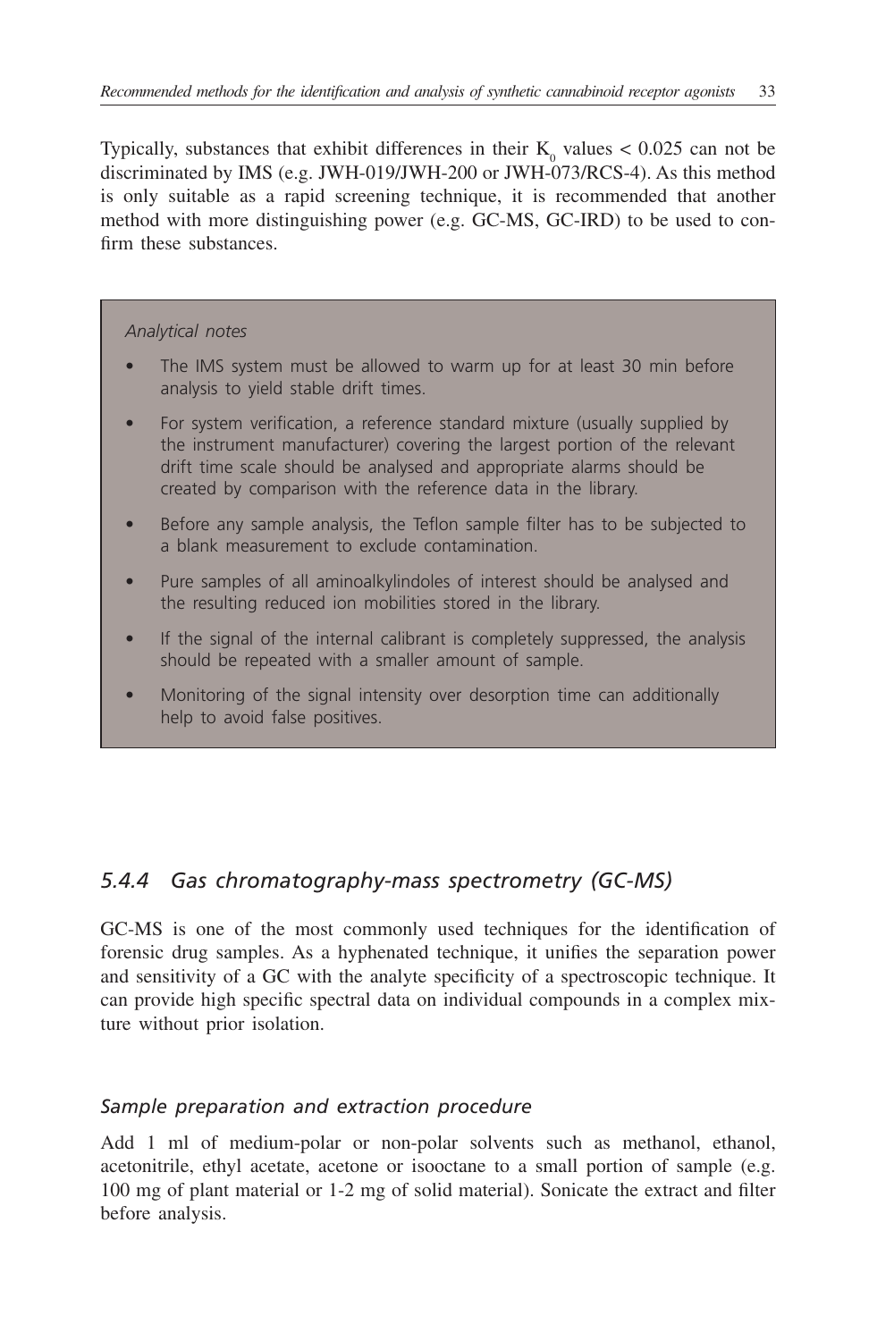Typically, substances that exhibit differences in their $K_0$ values < 0.025 can not be discriminated by IMS (e.g. JWH-019/JWH-200 or JWH-073/RCS-4). As this method is only suitable as a rapid screening technique, it is recommended that another method with more distinguishing power (e.g. GC-MS, GC-IRD) to be used to confirm these substances.

> *Analytical notes*
>
> - The IMS system must be allowed to warm up for at least 30 min before analysis to yield stable drift times.
> - For system verification, a reference standard mixture (usually supplied by the instrument manufacturer) covering the largest portion of the relevant drift time scale should be analysed and appropriate alarms should be created by comparison with the reference data in the library.
> - Before any sample analysis, the Teflon sample filter has to be subjected to a blank measurement to exclude contamination.
> - Pure samples of all aminoalkylindoles of interest should be analysed and the resulting reduced ion mobilities stored in the library.
> - If the signal of the internal calibrant is completely suppressed, the analysis should be repeated with a smaller amount of sample.
> - Monitoring of the signal intensity over desorption time can additionally help to avoid false positives.

### *5.4.4 Gas chromatography-mass spectrometry (GC-MS)*

GC-MS is one of the most commonly used techniques for the identification of forensic drug samples. As a hyphenated technique, it unifies the separation power and sensitivity of a GC with the analyte specificity of a spectroscopic technique. It can provide high specific spectral data on individual compounds in a complex mixture without prior isolation.

#### *Sample preparation and extraction procedure*

Add 1 ml of medium-polar or non-polar solvents such as methanol, ethanol, acetonitrile, ethyl acetate, acetone or isooctane to a small portion of sample (e.g. 100 mg of plant material or 1-2 mg of solid material). Sonicate the extract and filter before analysis.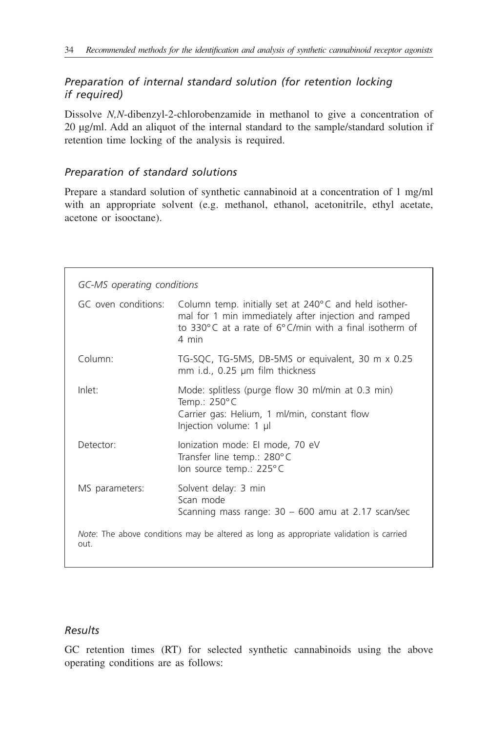### *Preparation of internal standard solution (for retention locking if required)*

Dissolve *N,N*-dibenzyl-2-chlorobenzamide in methanol to give a concentration of 20 µg/ml. Add an aliquot of the internal standard to the sample/standard solution if retention time locking of the analysis is required.

### *Preparation of standard solutions*

Prepare a standard solution of synthetic cannabinoid at a concentration of 1 mg/ml with an appropriate solvent (e.g. methanol, ethanol, acetonitrile, ethyl acetate, acetone or isooctane).

| *GC-MS operating conditions* | |
|---|---|
| GC oven conditions: | Column temp. initially set at 240°C and held isothermal for 1 min immediately after injection and ramped to 330°C at a rate of 6°C/min with a final isotherm of 4 min |
| Column: | TG-SQC, TG-5MS, DB-5MS or equivalent, 30 m x 0.25 mm i.d., 0.25 µm film thickness |
| Inlet: | Mode: splitless (purge flow 30 ml/min at 0.3 min)<br>Temp.: 250°C<br>Carrier gas: Helium, 1 ml/min, constant flow<br>Injection volume: 1 µl |
| Detector: | Ionization mode: EI mode, 70 eV<br>Transfer line temp.: 280°C<br>Ion source temp.: 225°C |
| MS parameters: | Solvent delay: 3 min<br>Scan mode<br>Scanning mass range: 30 – 600 amu at 2.17 scan/sec |

*Note*: The above conditions may be altered as long as appropriate validation is carried out.

### *Results*

GC retention times (RT) for selected synthetic cannabinoids using the above operating conditions are as follows: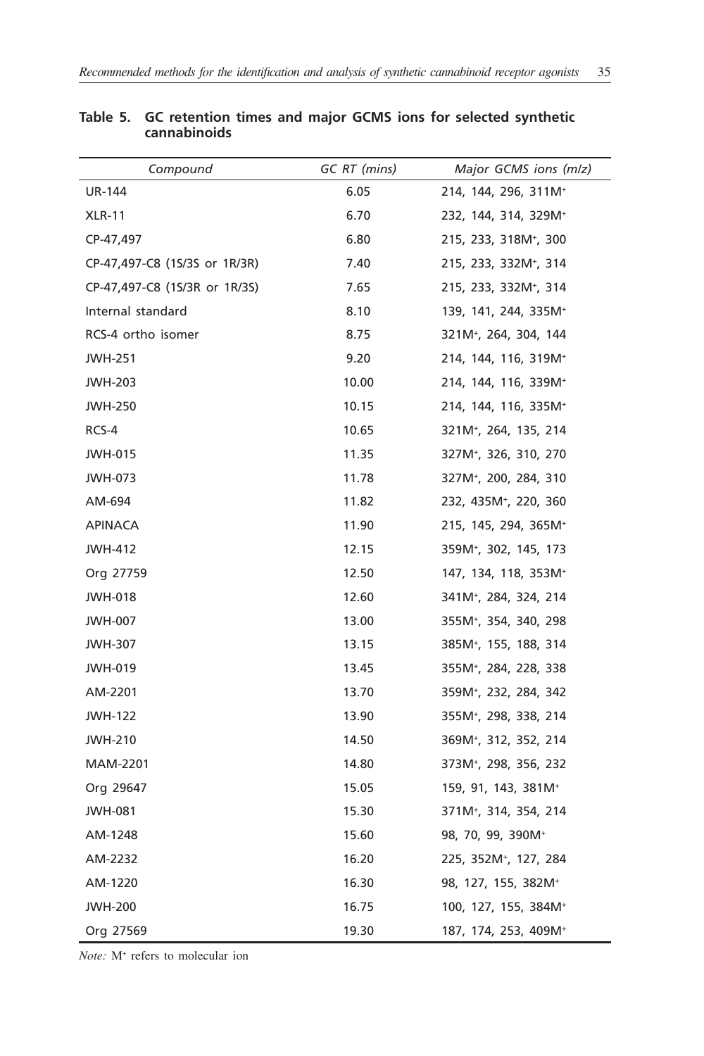**Table 5. GC retention times and major GCMS ions for selected synthetic cannabinoids**

| *Compound* | *GC RT (mins)* | *Major GCMS ions (m/z)* |
|---|---|---|
| UR-144 | 6.05 | 214, 144, 296, 311M+ |
| XLR-11 | 6.70 | 232, 144, 314, 329M+ |
| CP-47,497 | 6.80 | 215, 233, 318M+, 300 |
| CP-47,497-C8 (1S/3S or 1R/3R) | 7.40 | 215, 233, 332M+, 314 |
| CP-47,497-C8 (1S/3R or 1R/3S) | 7.65 | 215, 233, 332M+, 314 |
| Internal standard | 8.10 | 139, 141, 244, 335M+ |
| RCS-4 ortho isomer | 8.75 | 321M+, 264, 304, 144 |
| JWH-251 | 9.20 | 214, 144, 116, 319M+ |
| JWH-203 | 10.00 | 214, 144, 116, 339M+ |
| JWH-250 | 10.15 | 214, 144, 116, 335M+ |
| RCS-4 | 10.65 | 321M+, 264, 135, 214 |
| JWH-015 | 11.35 | 327M+, 326, 310, 270 |
| JWH-073 | 11.78 | 327M+, 200, 284, 310 |
| AM-694 | 11.82 | 232, 435M+, 220, 360 |
| APINACA | 11.90 | 215, 145, 294, 365M+ |
| JWH-412 | 12.15 | 359M+, 302, 145, 173 |
| Org 27759 | 12.50 | 147, 134, 118, 353M+ |
| JWH-018 | 12.60 | 341M+, 284, 324, 214 |
| JWH-007 | 13.00 | 355M+, 354, 340, 298 |
| JWH-307 | 13.15 | 385M+, 155, 188, 314 |
| JWH-019 | 13.45 | 355M+, 284, 228, 338 |
| AM-2201 | 13.70 | 359M+, 232, 284, 342 |
| JWH-122 | 13.90 | 355M+, 298, 338, 214 |
| JWH-210 | 14.50 | 369M+, 312, 352, 214 |
| MAM-2201 | 14.80 | 373M+, 298, 356, 232 |
| Org 29647 | 15.05 | 159, 91, 143, 381M+ |
| JWH-081 | 15.30 | 371M+, 314, 354, 214 |
| AM-1248 | 15.60 | 98, 70, 99, 390M+ |
| AM-2232 | 16.20 | 225, 352M+, 127, 284 |
| AM-1220 | 16.30 | 98, 127, 155, 382M+ |
| JWH-200 | 16.75 | 100, 127, 155, 384M+ |
| Org 27569 | 19.30 | 187, 174, 253, 409M+ |

*Note:* M+ refers to molecular ion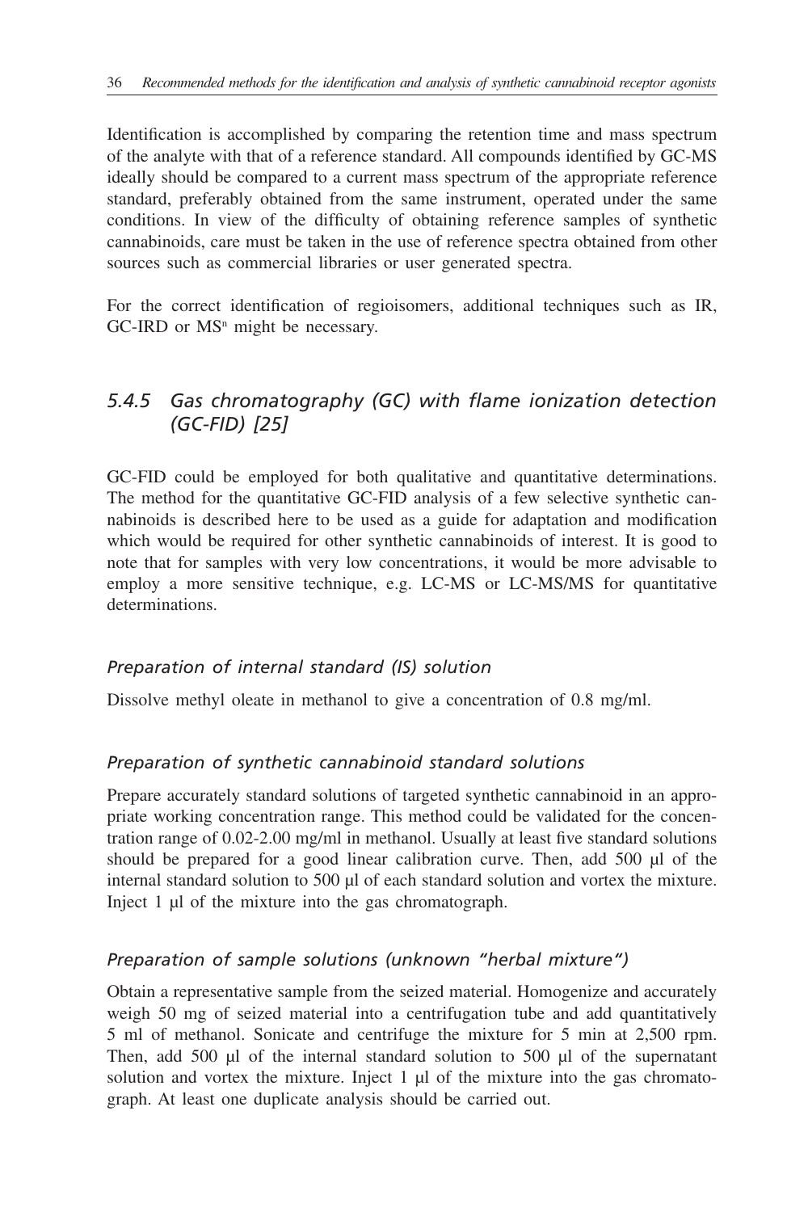Identification is accomplished by comparing the retention time and mass spectrum of the analyte with that of a reference standard. All compounds identified by GC-MS ideally should be compared to a current mass spectrum of the appropriate reference standard, preferably obtained from the same instrument, operated under the same conditions. In view of the difficulty of obtaining reference samples of synthetic cannabinoids, care must be taken in the use of reference spectra obtained from other sources such as commercial libraries or user generated spectra.

For the correct identification of regioisomers, additional techniques such as IR, GC-IRD or $MS^n$ might be necessary.

### *5.4.5 Gas chromatography (GC) with flame ionization detection (GC-FID) [25]*

GC-FID could be employed for both qualitative and quantitative determinations. The method for the quantitative GC-FID analysis of a few selective synthetic cannabinoids is described here to be used as a guide for adaptation and modification which would be required for other synthetic cannabinoids of interest. It is good to note that for samples with very low concentrations, it would be more advisable to employ a more sensitive technique, e.g. LC-MS or LC-MS/MS for quantitative determinations.

#### *Preparation of internal standard (IS) solution*

Dissolve methyl oleate in methanol to give a concentration of 0.8 mg/ml.

#### *Preparation of synthetic cannabinoid standard solutions*

Prepare accurately standard solutions of targeted synthetic cannabinoid in an appropriate working concentration range. This method could be validated for the concentration range of 0.02-2.00 mg/ml in methanol. Usually at least five standard solutions should be prepared for a good linear calibration curve. Then, add 500 µl of the internal standard solution to 500 µl of each standard solution and vortex the mixture. Inject 1 µl of the mixture into the gas chromatograph.

#### *Preparation of sample solutions (unknown "herbal mixture")*

Obtain a representative sample from the seized material. Homogenize and accurately weigh 50 mg of seized material into a centrifugation tube and add quantitatively 5 ml of methanol. Sonicate and centrifuge the mixture for 5 min at 2,500 rpm. Then, add 500 µl of the internal standard solution to 500 µl of the supernatant solution and vortex the mixture. Inject 1 µl of the mixture into the gas chromatograph. At least one duplicate analysis should be carried out.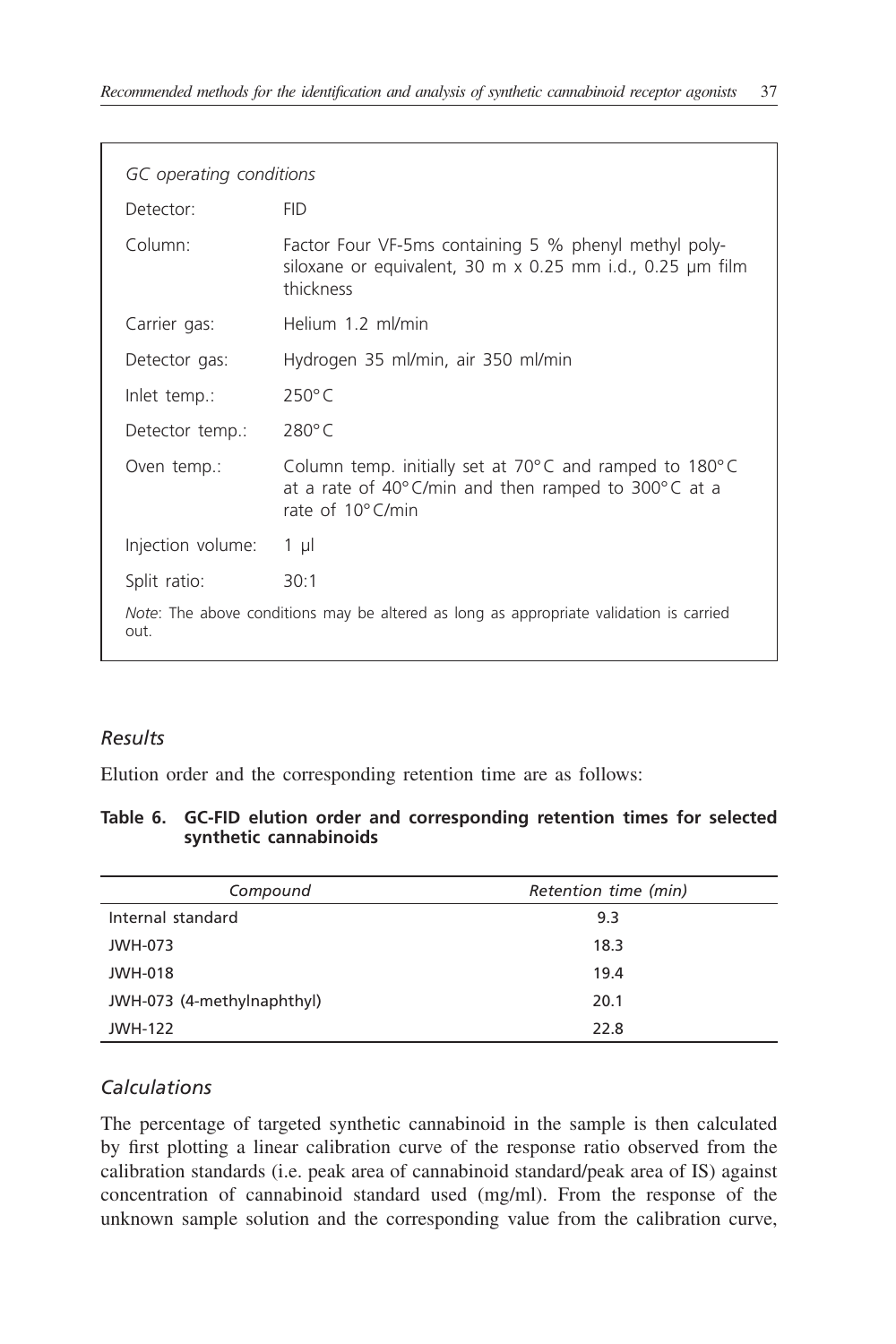| *GC operating conditions* | |
|---|---|
| Detector: | FID |
| Column: | Factor Four VF-5ms containing 5 % phenyl methyl poly-siloxane or equivalent, 30 m x 0.25 mm i.d., 0.25 µm film thickness |
| Carrier gas: | Helium 1.2 ml/min |
| Detector gas: | Hydrogen 35 ml/min, air 350 ml/min |
| Inlet temp.: | 250°C |
| Detector temp.: | 280°C |
| Oven temp.: | Column temp. initially set at 70°C and ramped to 180°C at a rate of 40°C/min and then ramped to 300°C at a rate of 10°C/min |
| Injection volume: | 1 µl |
| Split ratio: | 30:1 |

*Note*: The above conditions may be altered as long as appropriate validation is carried out.

### *Results*

Elution order and the corresponding retention time are as follows:

**Table 6. GC-FID elution order and corresponding retention times for selected synthetic cannabinoids**

| *Compound* | *Retention time (min)* |
|---|---|
| Internal standard | 9.3 |
| JWH-073 | 18.3 |
| JWH-018 | 19.4 |
| JWH-073 (4-methylnaphthyl) | 20.1 |
| JWH-122 | 22.8 |

### *Calculations*

The percentage of targeted synthetic cannabinoid in the sample is then calculated by first plotting a linear calibration curve of the response ratio observed from the calibration standards (i.e. peak area of cannabinoid standard/peak area of IS) against concentration of cannabinoid standard used (mg/ml). From the response of the unknown sample solution and the corresponding value from the calibration curve,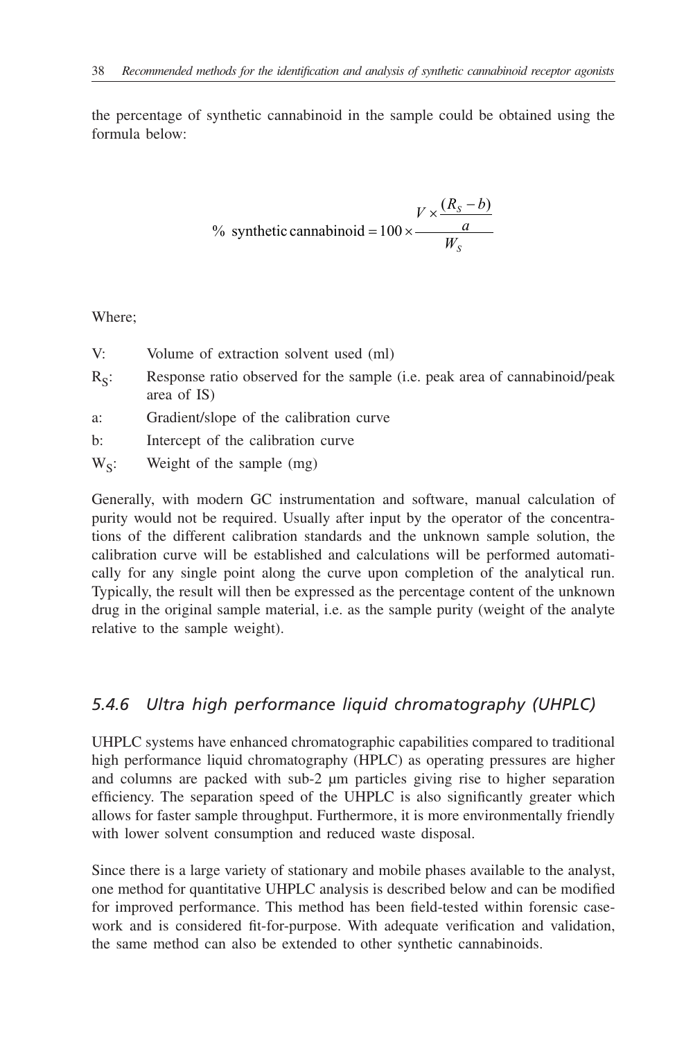the percentage of synthetic cannabinoid in the sample could be obtained using the formula below:

$$\% \text{ synthetic cannabinoid} = 100 \times \frac{V \times \dfrac{(R_S - b)}{a}}{W_S}$$

Where;

- V: Volume of extraction solvent used (ml)
- $R_S$: Response ratio observed for the sample (i.e. peak area of cannabinoid/peak area of IS)
- a: Gradient/slope of the calibration curve
- b: Intercept of the calibration curve
- $W_S$: Weight of the sample (mg)

Generally, with modern GC instrumentation and software, manual calculation of purity would not be required. Usually after input by the operator of the concentrations of the different calibration standards and the unknown sample solution, the calibration curve will be established and calculations will be performed automatically for any single point along the curve upon completion of the analytical run. Typically, the result will then be expressed as the percentage content of the unknown drug in the original sample material, i.e. as the sample purity (weight of the analyte relative to the sample weight).

### *5.4.6 Ultra high performance liquid chromatography (UHPLC)*

UHPLC systems have enhanced chromatographic capabilities compared to traditional high performance liquid chromatography (HPLC) as operating pressures are higher and columns are packed with sub-2 µm particles giving rise to higher separation efficiency. The separation speed of the UHPLC is also significantly greater which allows for faster sample throughput. Furthermore, it is more environmentally friendly with lower solvent consumption and reduced waste disposal.

Since there is a large variety of stationary and mobile phases available to the analyst, one method for quantitative UHPLC analysis is described below and can be modified for improved performance. This method has been field-tested within forensic casework and is considered fit-for-purpose. With adequate verification and validation, the same method can also be extended to other synthetic cannabinoids.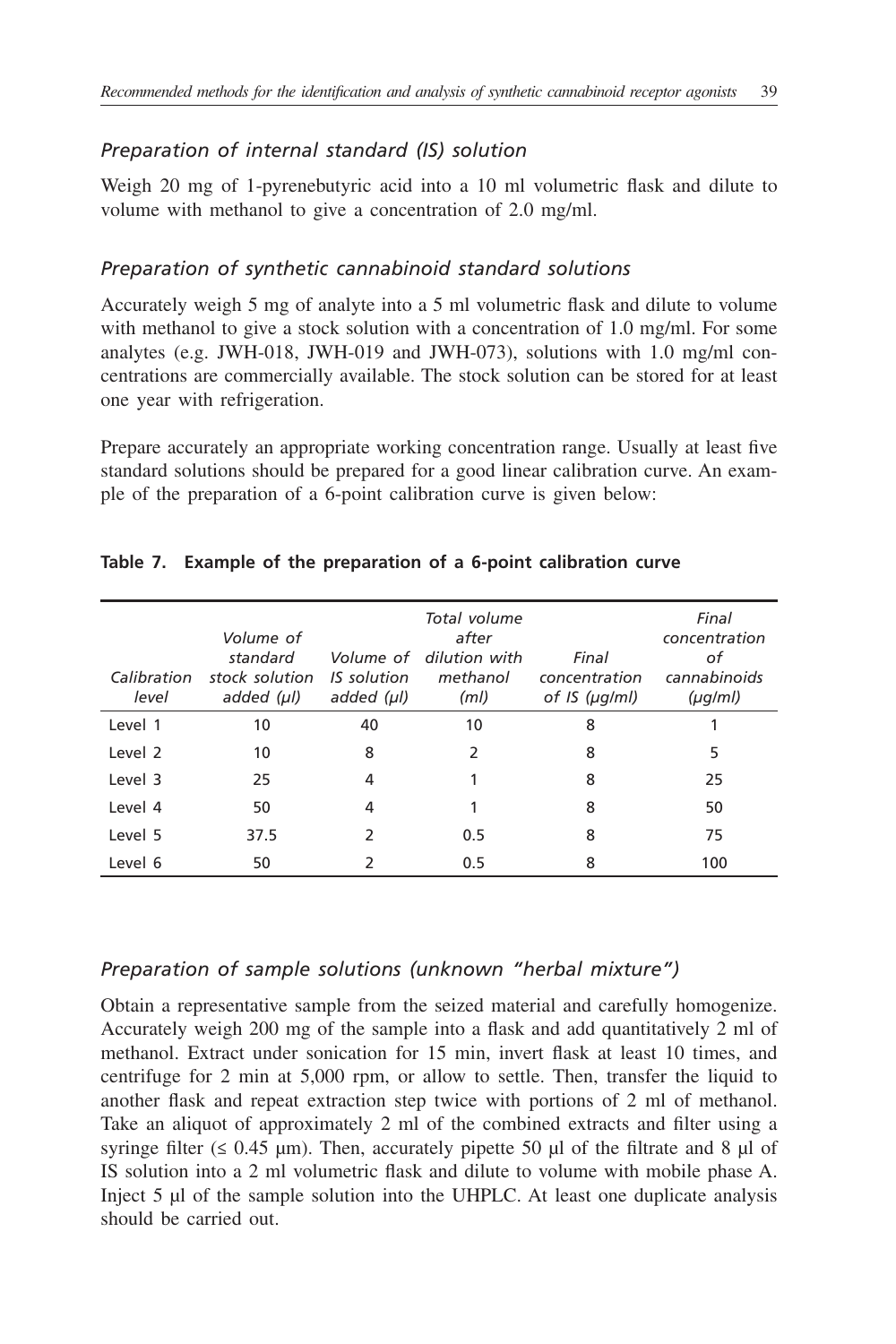### *Preparation of internal standard (IS) solution*

Weigh 20 mg of 1-pyrenebutyric acid into a 10 ml volumetric flask and dilute to volume with methanol to give a concentration of 2.0 mg/ml.

### *Preparation of synthetic cannabinoid standard solutions*

Accurately weigh 5 mg of analyte into a 5 ml volumetric flask and dilute to volume with methanol to give a stock solution with a concentration of 1.0 mg/ml. For some analytes (e.g. JWH-018, JWH-019 and JWH-073), solutions with 1.0 mg/ml concentrations are commercially available. The stock solution can be stored for at least one year with refrigeration.

Prepare accurately an appropriate working concentration range. Usually at least five standard solutions should be prepared for a good linear calibration curve. An example of the preparation of a 6-point calibration curve is given below:

**Table 7. Example of the preparation of a 6-point calibration curve**

| *Calibration level* | *Volume of standard stock solution added (µl)* | *Volume of IS solution added (µl)* | *Total volume after dilution with methanol (ml)* | *Final concentration of IS (µg/ml)* | *Final concentration of cannabinoids (µg/ml)* |
|---|---|---|---|---|---|
| Level 1 | 10 | 40 | 10 | 8 | 1 |
| Level 2 | 10 | 8 | 2 | 8 | 5 |
| Level 3 | 25 | 4 | 1 | 8 | 25 |
| Level 4 | 50 | 4 | 1 | 8 | 50 |
| Level 5 | 37.5 | 2 | 0.5 | 8 | 75 |
| Level 6 | 50 | 2 | 0.5 | 8 | 100 |

### *Preparation of sample solutions (unknown "herbal mixture")*

Obtain a representative sample from the seized material and carefully homogenize. Accurately weigh 200 mg of the sample into a flask and add quantitatively 2 ml of methanol. Extract under sonication for 15 min, invert flask at least 10 times, and centrifuge for 2 min at 5,000 rpm, or allow to settle. Then, transfer the liquid to another flask and repeat extraction step twice with portions of 2 ml of methanol. Take an aliquot of approximately 2 ml of the combined extracts and filter using a syringe filter (≤ 0.45 µm). Then, accurately pipette 50 µl of the filtrate and 8 µl of IS solution into a 2 ml volumetric flask and dilute to volume with mobile phase A. Inject 5 µl of the sample solution into the UHPLC. At least one duplicate analysis should be carried out.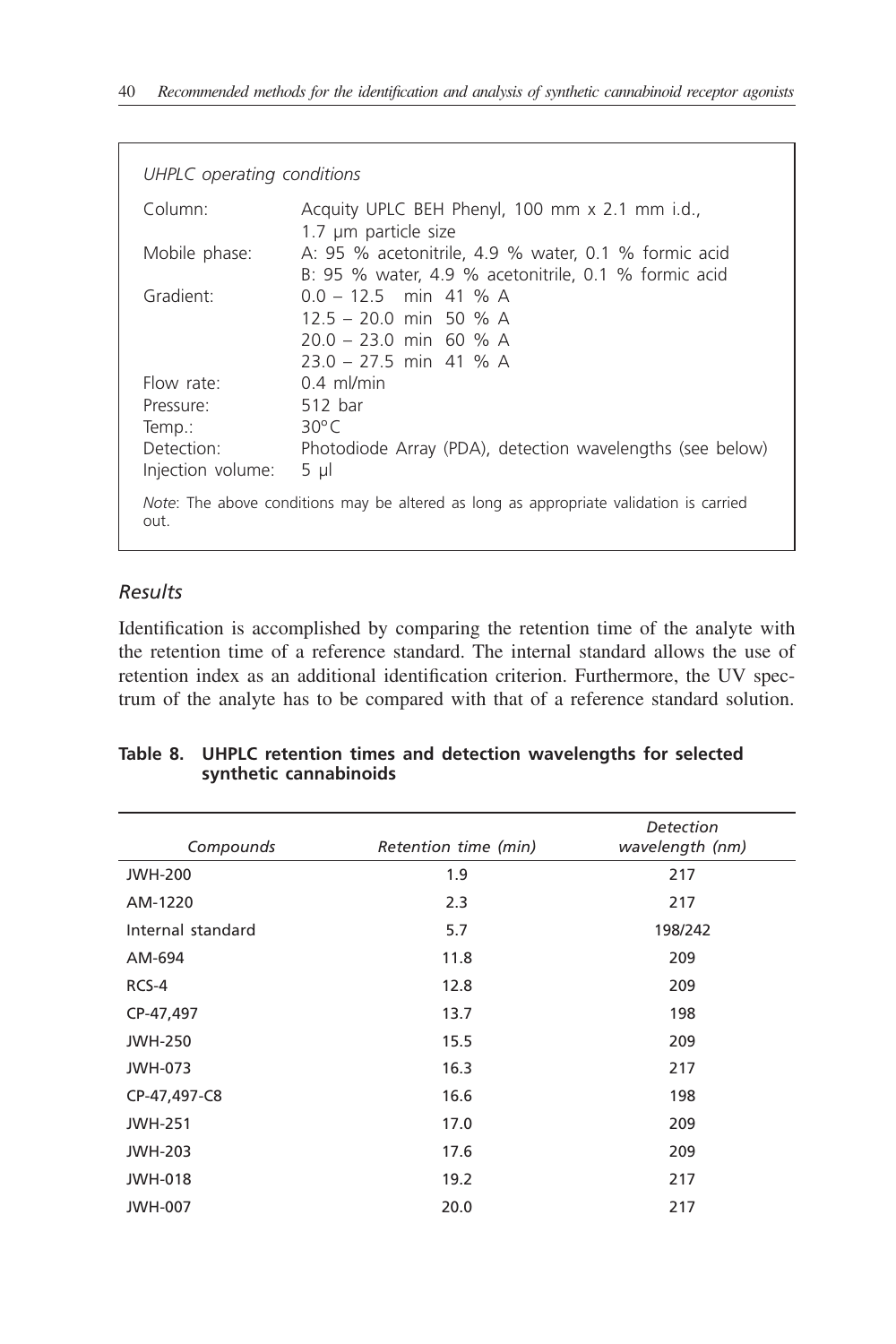*UHPLC operating conditions*

| | |
|---|---|
| Column: | Acquity UPLC BEH Phenyl, 100 mm x 2.1 mm i.d., 1.7 µm particle size |
| Mobile phase: | A: 95 % acetonitrile, 4.9 % water, 0.1 % formic acid<br>B: 95 % water, 4.9 % acetonitrile, 0.1 % formic acid |
| Gradient: | 0.0 – 12.5 min 41 % A<br>12.5 – 20.0 min 50 % A<br>20.0 – 23.0 min 60 % A<br>23.0 – 27.5 min 41 % A |
| Flow rate: | 0.4 ml/min |
| Pressure: | 512 bar |
| Temp.: | 30°C |
| Detection: | Photodiode Array (PDA), detection wavelengths (see below) |
| Injection volume: | 5 µl |

*Note*: The above conditions may be altered as long as appropriate validation is carried out.

### *Results*

Identification is accomplished by comparing the retention time of the analyte with the retention time of a reference standard. The internal standard allows the use of retention index as an additional identification criterion. Furthermore, the UV spectrum of the analyte has to be compared with that of a reference standard solution.

**Table 8. UHPLC retention times and detection wavelengths for selected synthetic cannabinoids**

| *Compounds* | *Retention time (min)* | *Detection wavelength (nm)* |
|---|---|---|
| JWH-200 | 1.9 | 217 |
| AM-1220 | 2.3 | 217 |
| Internal standard | 5.7 | 198/242 |
| AM-694 | 11.8 | 209 |
| RCS-4 | 12.8 | 209 |
| CP-47,497 | 13.7 | 198 |
| JWH-250 | 15.5 | 209 |
| JWH-073 | 16.3 | 217 |
| CP-47,497-C8 | 16.6 | 198 |
| JWH-251 | 17.0 | 209 |
| JWH-203 | 17.6 | 209 |
| JWH-018 | 19.2 | 217 |
| JWH-007 | 20.0 | 217 |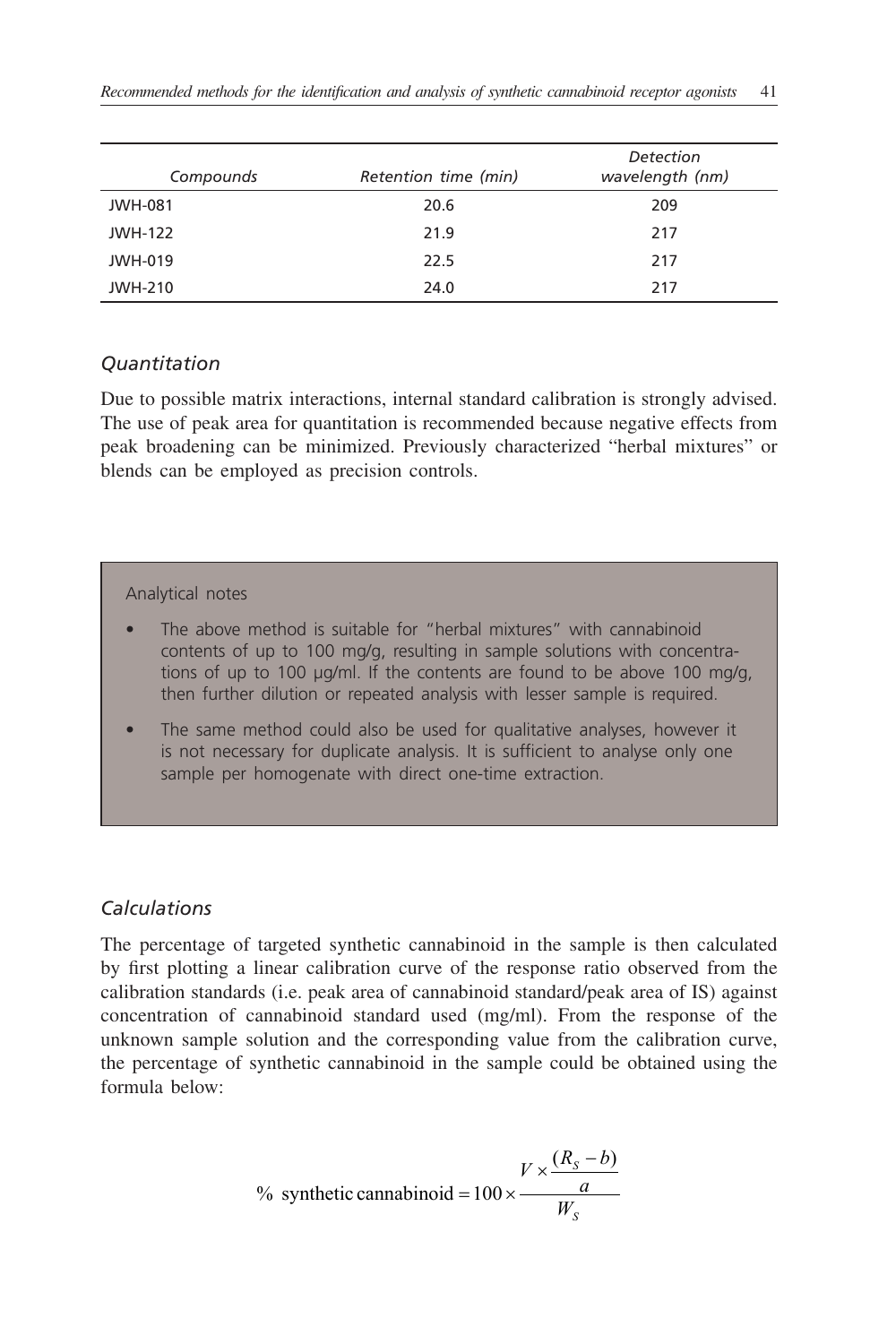| Compounds | Retention time (min) | Detection wavelength (nm) |
|---|---|---|
| JWH-081 | 20.6 | 209 |
| JWH-122 | 21.9 | 217 |
| JWH-019 | 22.5 | 217 |
| JWH-210 | 24.0 | 217 |

### *Quantitation*

Due to possible matrix interactions, internal standard calibration is strongly advised. The use of peak area for quantitation is recommended because negative effects from peak broadening can be minimized. Previously characterized "herbal mixtures" or blends can be employed as precision controls.

> Analytical notes
>
> - The above method is suitable for "herbal mixtures" with cannabinoid contents of up to 100 mg/g, resulting in sample solutions with concentrations of up to 100 µg/ml. If the contents are found to be above 100 mg/g, then further dilution or repeated analysis with lesser sample is required.
> - The same method could also be used for qualitative analyses, however it is not necessary for duplicate analysis. It is sufficient to analyse only one sample per homogenate with direct one-time extraction.

### *Calculations*

The percentage of targeted synthetic cannabinoid in the sample is then calculated by first plotting a linear calibration curve of the response ratio observed from the calibration standards (i.e. peak area of cannabinoid standard/peak area of IS) against concentration of cannabinoid standard used (mg/ml). From the response of the unknown sample solution and the corresponding value from the calibration curve, the percentage of synthetic cannabinoid in the sample could be obtained using the formula below:

$$\%\ \text{synthetic cannabinoid} = 100 \times \frac{V \times \dfrac{(R_S - b)}{a}}{W_S}$$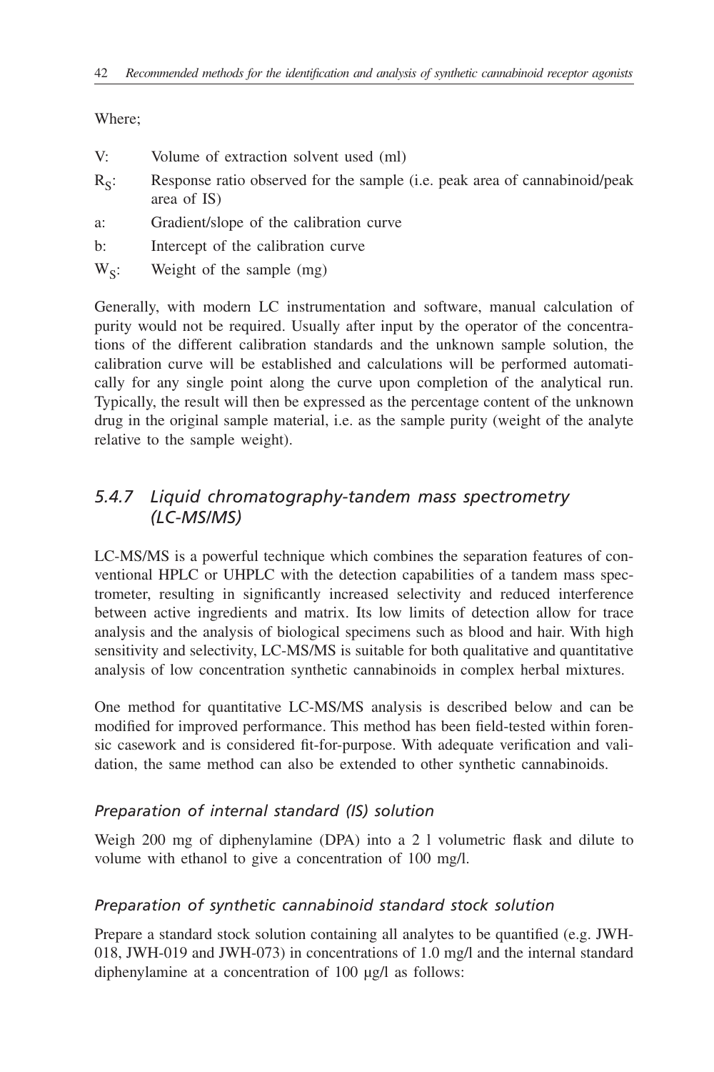Where;

- V: Volume of extraction solvent used (ml)
- $R_S$: Response ratio observed for the sample (i.e. peak area of cannabinoid/peak area of IS)
- a: Gradient/slope of the calibration curve
- b: Intercept of the calibration curve
- $W_S$: Weight of the sample (mg)

Generally, with modern LC instrumentation and software, manual calculation of purity would not be required. Usually after input by the operator of the concentrations of the different calibration standards and the unknown sample solution, the calibration curve will be established and calculations will be performed automatically for any single point along the curve upon completion of the analytical run. Typically, the result will then be expressed as the percentage content of the unknown drug in the original sample material, i.e. as the sample purity (weight of the analyte relative to the sample weight).

### *5.4.7 Liquid chromatography-tandem mass spectrometry (LC-MS/MS)*

LC-MS/MS is a powerful technique which combines the separation features of conventional HPLC or UHPLC with the detection capabilities of a tandem mass spectrometer, resulting in significantly increased selectivity and reduced interference between active ingredients and matrix. Its low limits of detection allow for trace analysis and the analysis of biological specimens such as blood and hair. With high sensitivity and selectivity, LC-MS/MS is suitable for both qualitative and quantitative analysis of low concentration synthetic cannabinoids in complex herbal mixtures.

One method for quantitative LC-MS/MS analysis is described below and can be modified for improved performance. This method has been field-tested within forensic casework and is considered fit-for-purpose. With adequate verification and validation, the same method can also be extended to other synthetic cannabinoids.

#### *Preparation of internal standard (IS) solution*

Weigh 200 mg of diphenylamine (DPA) into a 2 l volumetric flask and dilute to volume with ethanol to give a concentration of 100 mg/l.

#### *Preparation of synthetic cannabinoid standard stock solution*

Prepare a standard stock solution containing all analytes to be quantified (e.g. JWH-018, JWH-019 and JWH-073) in concentrations of 1.0 mg/l and the internal standard diphenylamine at a concentration of 100 µg/l as follows: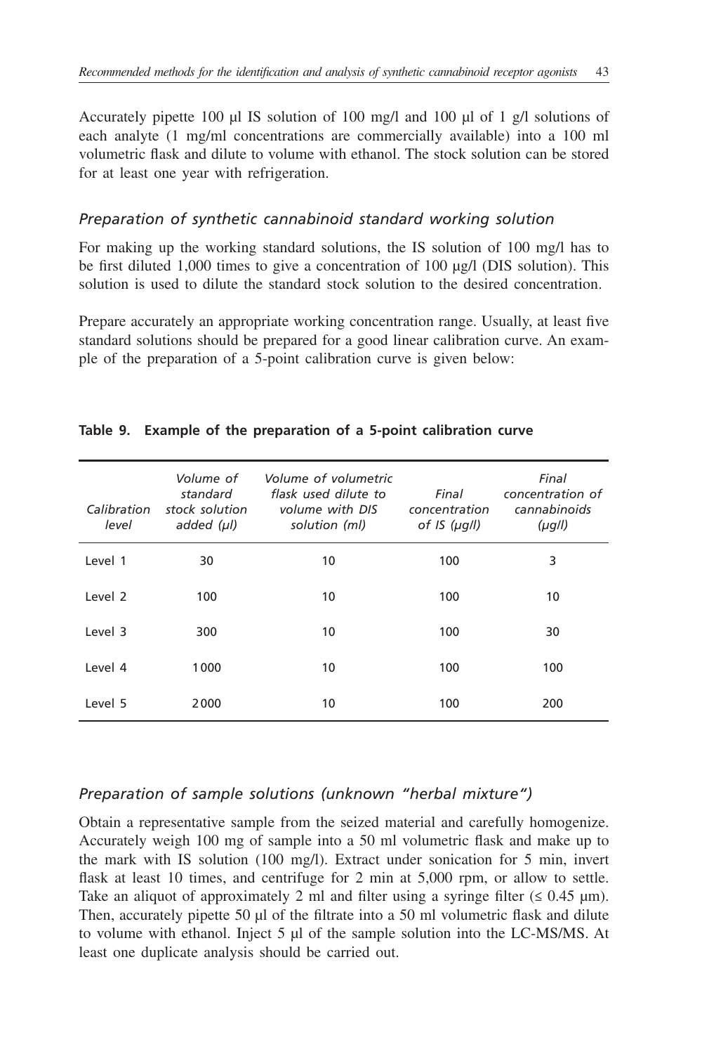Accurately pipette 100 µl IS solution of 100 mg/l and 100 µl of 1 g/l solutions of each analyte (1 mg/ml concentrations are commercially available) into a 100 ml volumetric flask and dilute to volume with ethanol. The stock solution can be stored for at least one year with refrigeration.

### *Preparation of synthetic cannabinoid standard working solution*

For making up the working standard solutions, the IS solution of 100 mg/l has to be first diluted 1,000 times to give a concentration of 100 µg/l (DIS solution). This solution is used to dilute the standard stock solution to the desired concentration.

Prepare accurately an appropriate working concentration range. Usually, at least five standard solutions should be prepared for a good linear calibration curve. An example of the preparation of a 5-point calibration curve is given below:

**Table 9. Example of the preparation of a 5-point calibration curve**

| *Calibration level* | *Volume of standard stock solution added (µl)* | *Volume of volumetric flask used dilute to volume with DIS solution (ml)* | *Final concentration of IS (µg/l)* | *Final concentration of cannabinoids (µg/l)* |
|---|---|---|---|---|
| Level 1 | 30 | 10 | 100 | 3 |
| Level 2 | 100 | 10 | 100 | 10 |
| Level 3 | 300 | 10 | 100 | 30 |
| Level 4 | 1000 | 10 | 100 | 100 |
| Level 5 | 2000 | 10 | 100 | 200 |

### *Preparation of sample solutions (unknown "herbal mixture")*

Obtain a representative sample from the seized material and carefully homogenize. Accurately weigh 100 mg of sample into a 50 ml volumetric flask and make up to the mark with IS solution (100 mg/l). Extract under sonication for 5 min, invert flask at least 10 times, and centrifuge for 2 min at 5,000 rpm, or allow to settle. Take an aliquot of approximately 2 ml and filter using a syringe filter (≤ 0.45 µm). Then, accurately pipette 50 µl of the filtrate into a 50 ml volumetric flask and dilute to volume with ethanol. Inject 5 µl of the sample solution into the LC-MS/MS. At least one duplicate analysis should be carried out.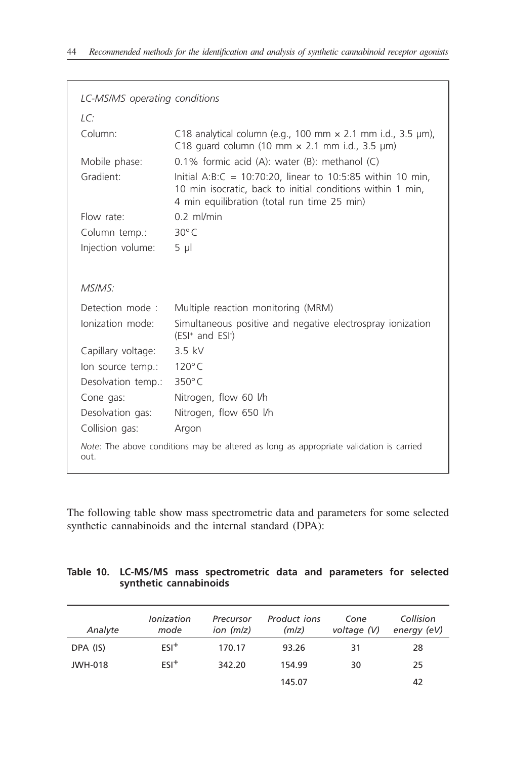*LC-MS/MS operating conditions*

*LC:*

| | |
|---|---|
| Column: | C18 analytical column (e.g., 100 mm × 2.1 mm i.d., 3.5 µm), C18 guard column (10 mm × 2.1 mm i.d., 3.5 µm) |
| Mobile phase: | 0.1% formic acid (A): water (B): methanol (C) |
| Gradient: | Initial A:B:C = 10:70:20, linear to 10:5:85 within 10 min, 10 min isocratic, back to initial conditions within 1 min, 4 min equilibration (total run time 25 min) |
| Flow rate: | 0.2 ml/min |
| Column temp.: | 30°C |
| Injection volume: | 5 µl |

*MS/MS:*

| | |
|---|---|
| Detection mode : | Multiple reaction monitoring (MRM) |
| Ionization mode: | Simultaneous positive and negative electrospray ionization ($ESI^+$ and $ESI^-$) |
| Capillary voltage: | 3.5 kV |
| Ion source temp.: | 120°C |
| Desolvation temp.: | 350°C |
| Cone gas: | Nitrogen, flow 60 l/h |
| Desolvation gas: | Nitrogen, flow 650 l/h |
| Collision gas: | Argon |

*Note*: The above conditions may be altered as long as appropriate validation is carried out.

The following table show mass spectrometric data and parameters for some selected synthetic cannabinoids and the internal standard (DPA):

**Table 10. LC-MS/MS mass spectrometric data and parameters for selected synthetic cannabinoids**

| *Analyte* | *Ionization mode* | *Precursor ion (m/z)* | *Product ions (m/z)* | *Cone voltage (V)* | *Collision energy (eV)* |
|---|---|---|---|---|---|
| DPA (IS) | $ESI^+$ | 170.17 | 93.26 | 31 | 28 |
| JWH-018 | $ESI^+$ | 342.20 | 154.99 | 30 | 25 |
| | | | 145.07 | | 42 |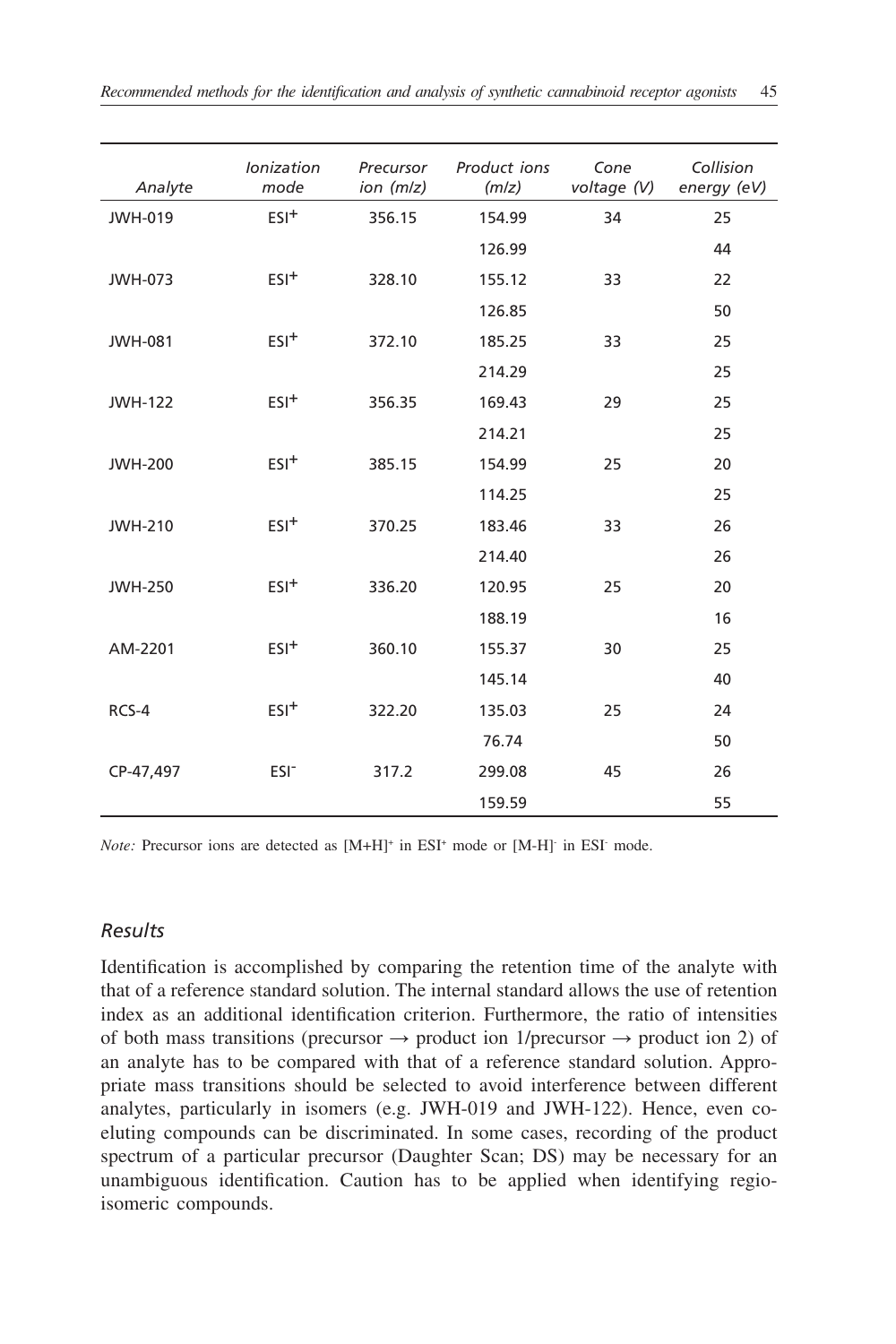| Analyte | Ionization mode | Precursor ion (m/z) | Product ions (m/z) | Cone voltage (V) | Collision energy (eV) |
|---|---|---|---|---|---|
| JWH-019 | ESI+ | 356.15 | 154.99 | 34 | 25 |
| | | | 126.99 | | 44 |
| JWH-073 | ESI+ | 328.10 | 155.12 | 33 | 22 |
| | | | 126.85 | | 50 |
| JWH-081 | ESI+ | 372.10 | 185.25 | 33 | 25 |
| | | | 214.29 | | 25 |
| JWH-122 | ESI+ | 356.35 | 169.43 | 29 | 25 |
| | | | 214.21 | | 25 |
| JWH-200 | ESI+ | 385.15 | 154.99 | 25 | 20 |
| | | | 114.25 | | 25 |
| JWH-210 | ESI+ | 370.25 | 183.46 | 33 | 26 |
| | | | 214.40 | | 26 |
| JWH-250 | ESI+ | 336.20 | 120.95 | 25 | 20 |
| | | | 188.19 | | 16 |
| AM-2201 | ESI+ | 360.10 | 155.37 | 30 | 25 |
| | | | 145.14 | | 40 |
| RCS-4 | ESI+ | 322.20 | 135.03 | 25 | 24 |
| | | | 76.74 | | 50 |
| CP-47,497 | ESI- | 317.2 | 299.08 | 45 | 26 |
| | | | 159.59 | | 55 |

*Note:* Precursor ions are detected as $[M+H]^+$ in ESI+ mode or $[M-H]^-$ in ESI- mode.

### *Results*

Identification is accomplished by comparing the retention time of the analyte with that of a reference standard solution. The internal standard allows the use of retention index as an additional identification criterion. Furthermore, the ratio of intensities of both mass transitions (precursor → product ion 1/precursor → product ion 2) of an analyte has to be compared with that of a reference standard solution. Appropriate mass transitions should be selected to avoid interference between different analytes, particularly in isomers (e.g. JWH-019 and JWH-122). Hence, even co-eluting compounds can be discriminated. In some cases, recording of the product spectrum of a particular precursor (Daughter Scan; DS) may be necessary for an unambiguous identification. Caution has to be applied when identifying regio-isomeric compounds.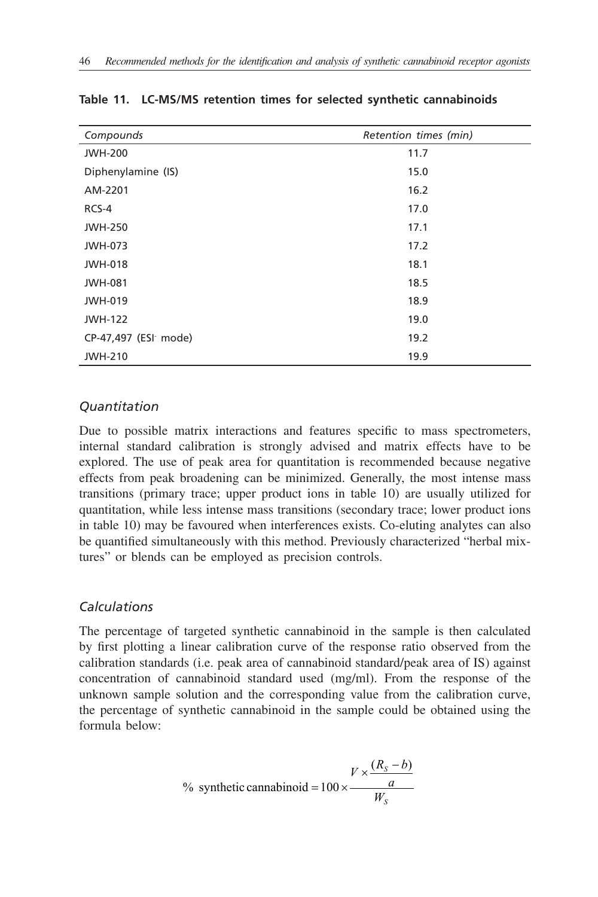**Table 11. LC-MS/MS retention times for selected synthetic cannabinoids**

| *Compounds* | *Retention times (min)* |
|---|---|
| JWH-200 | 11.7 |
| Diphenylamine (IS) | 15.0 |
| AM-2201 | 16.2 |
| RCS-4 | 17.0 |
| JWH-250 | 17.1 |
| JWH-073 | 17.2 |
| JWH-018 | 18.1 |
| JWH-081 | 18.5 |
| JWH-019 | 18.9 |
| JWH-122 | 19.0 |
| CP-47,497 ($ESI^-$ mode) | 19.2 |
| JWH-210 | 19.9 |

### *Quantitation*

Due to possible matrix interactions and features specific to mass spectrometers, internal standard calibration is strongly advised and matrix effects have to be explored. The use of peak area for quantitation is recommended because negative effects from peak broadening can be minimized. Generally, the most intense mass transitions (primary trace; upper product ions in table 10) are usually utilized for quantitation, while less intense mass transitions (secondary trace; lower product ions in table 10) may be favoured when interferences exists. Co-eluting analytes can also be quantified simultaneously with this method. Previously characterized "herbal mixtures" or blends can be employed as precision controls.

### *Calculations*

The percentage of targeted synthetic cannabinoid in the sample is then calculated by first plotting a linear calibration curve of the response ratio observed from the calibration standards (i.e. peak area of cannabinoid standard/peak area of IS) against concentration of cannabinoid standard used (mg/ml). From the response of the unknown sample solution and the corresponding value from the calibration curve, the percentage of synthetic cannabinoid in the sample could be obtained using the formula below:

$$\% \text{ synthetic cannabinoid} = 100 \times \frac{V \times \dfrac{(R_S - b)}{a}}{W_S}$$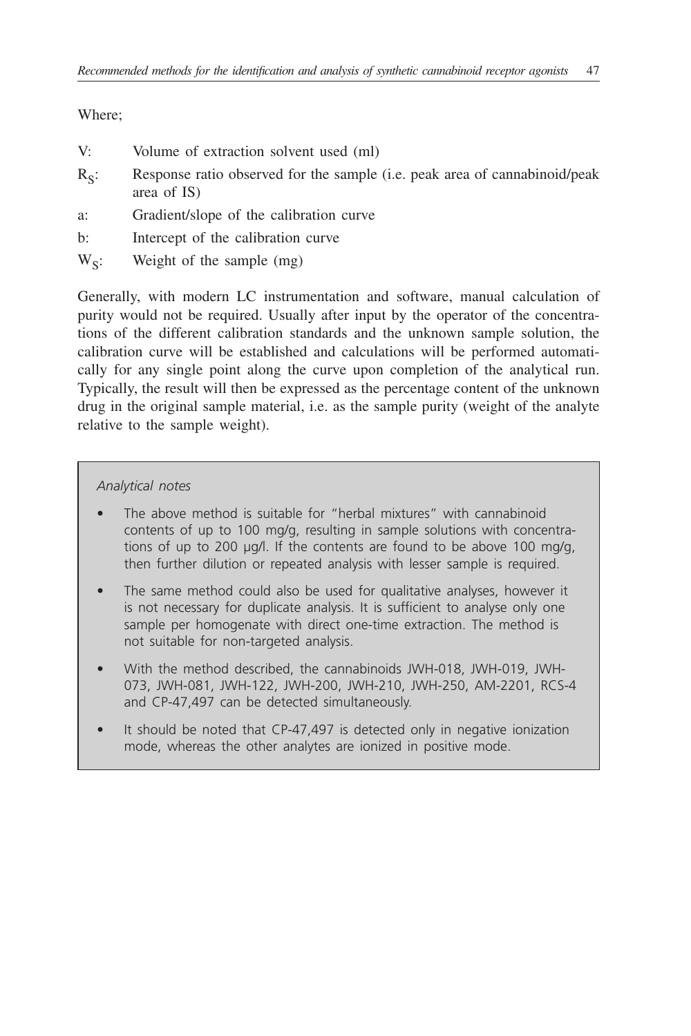Where;

V: Volume of extraction solvent used (ml)

$R_S$: Response ratio observed for the sample (i.e. peak area of cannabinoid/peak area of IS)

a: Gradient/slope of the calibration curve

b: Intercept of the calibration curve

$W_S$: Weight of the sample (mg)

Generally, with modern LC instrumentation and software, manual calculation of purity would not be required. Usually after input by the operator of the concentrations of the different calibration standards and the unknown sample solution, the calibration curve will be established and calculations will be performed automatically for any single point along the curve upon completion of the analytical run. Typically, the result will then be expressed as the percentage content of the unknown drug in the original sample material, i.e. as the sample purity (weight of the analyte relative to the sample weight).

*Analytical notes*

- The above method is suitable for "herbal mixtures" with cannabinoid contents of up to 100 mg/g, resulting in sample solutions with concentrations of up to 200 µg/l. If the contents are found to be above 100 mg/g, then further dilution or repeated analysis with lesser sample is required.
- The same method could also be used for qualitative analyses, however it is not necessary for duplicate analysis. It is sufficient to analyse only one sample per homogenate with direct one-time extraction. The method is not suitable for non-targeted analysis.
- With the method described, the cannabinoids JWH-018, JWH-019, JWH-073, JWH-081, JWH-122, JWH-200, JWH-210, JWH-250, AM-2201, RCS-4 and CP-47,497 can be detected simultaneously.
- It should be noted that CP-47,497 is detected only in negative ionization mode, whereas the other analytes are ionized in positive mode.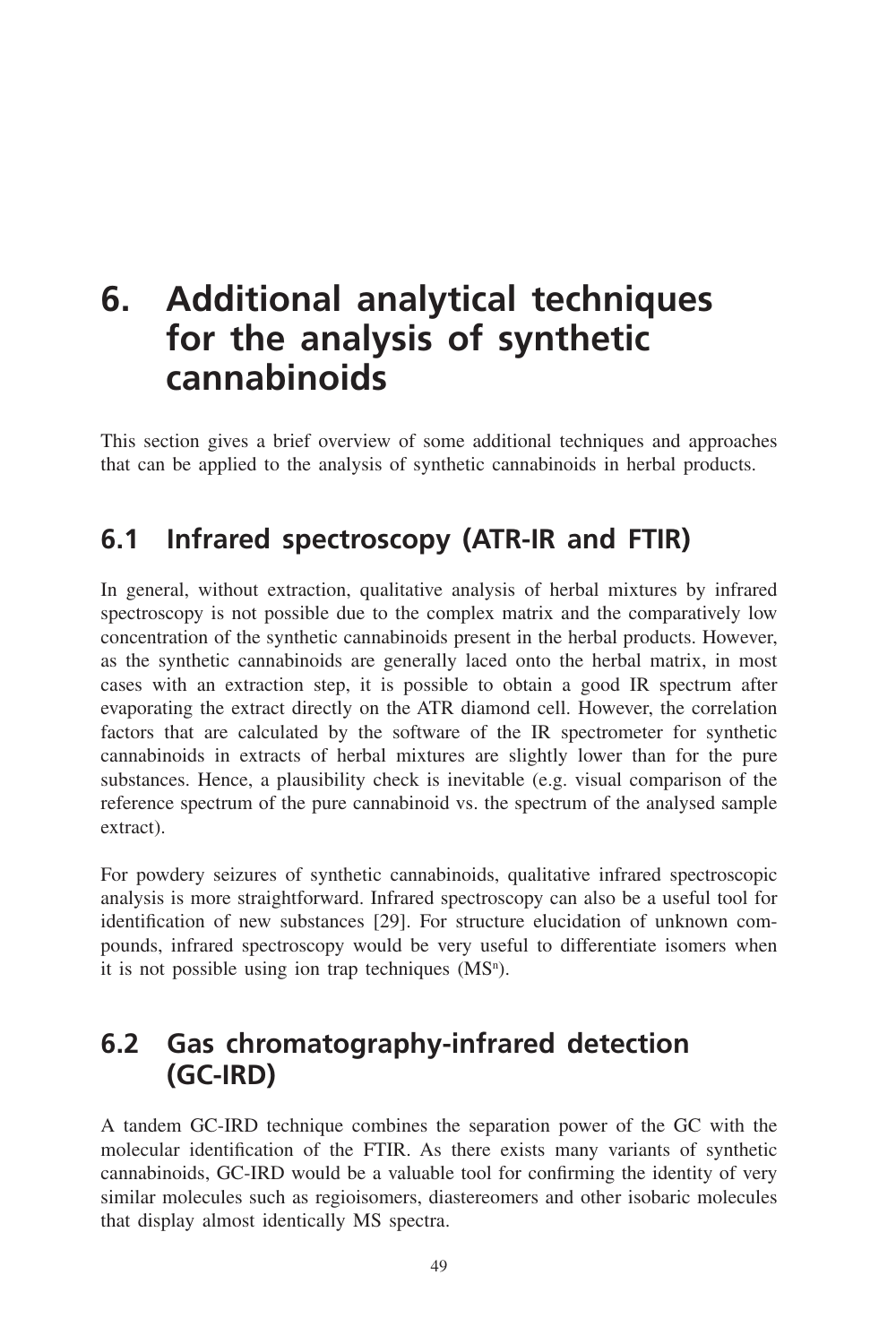# 6. Additional analytical techniques for the analysis of synthetic cannabinoids

This section gives a brief overview of some additional techniques and approaches that can be applied to the analysis of synthetic cannabinoids in herbal products.

## 6.1 Infrared spectroscopy (ATR-IR and FTIR)

In general, without extraction, qualitative analysis of herbal mixtures by infrared spectroscopy is not possible due to the complex matrix and the comparatively low concentration of the synthetic cannabinoids present in the herbal products. However, as the synthetic cannabinoids are generally laced onto the herbal matrix, in most cases with an extraction step, it is possible to obtain a good IR spectrum after evaporating the extract directly on the ATR diamond cell. However, the correlation factors that are calculated by the software of the IR spectrometer for synthetic cannabinoids in extracts of herbal mixtures are slightly lower than for the pure substances. Hence, a plausibility check is inevitable (e.g. visual comparison of the reference spectrum of the pure cannabinoid vs. the spectrum of the analysed sample extract).

For powdery seizures of synthetic cannabinoids, qualitative infrared spectroscopic analysis is more straightforward. Infrared spectroscopy can also be a useful tool for identification of new substances [29]. For structure elucidation of unknown compounds, infrared spectroscopy would be very useful to differentiate isomers when it is not possible using ion trap techniques ($MS^n$).

## 6.2 Gas chromatography-infrared detection (GC-IRD)

A tandem GC-IRD technique combines the separation power of the GC with the molecular identification of the FTIR. As there exists many variants of synthetic cannabinoids, GC-IRD would be a valuable tool for confirming the identity of very similar molecules such as regioisomers, diastereomers and other isobaric molecules that display almost identically MS spectra.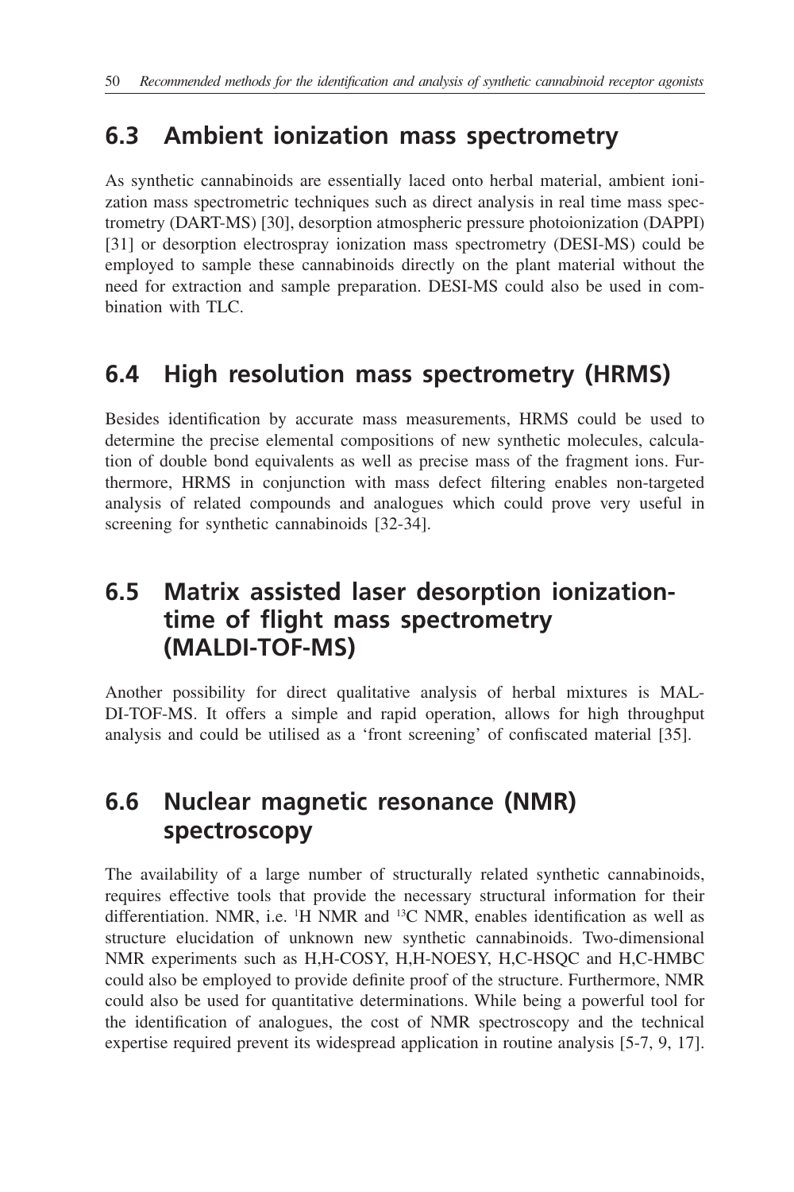## 6.3 Ambient ionization mass spectrometry

As synthetic cannabinoids are essentially laced onto herbal material, ambient ionization mass spectrometric techniques such as direct analysis in real time mass spectrometry (DART-MS) [30], desorption atmospheric pressure photoionization (DAPPI) [31] or desorption electrospray ionization mass spectrometry (DESI-MS) could be employed to sample these cannabinoids directly on the plant material without the need for extraction and sample preparation. DESI-MS could also be used in combination with TLC.

## 6.4 High resolution mass spectrometry (HRMS)

Besides identification by accurate mass measurements, HRMS could be used to determine the precise elemental compositions of new synthetic molecules, calculation of double bond equivalents as well as precise mass of the fragment ions. Furthermore, HRMS in conjunction with mass defect filtering enables non-targeted analysis of related compounds and analogues which could prove very useful in screening for synthetic cannabinoids [32-34].

## 6.5 Matrix assisted laser desorption ionization-time of flight mass spectrometry (MALDI-TOF-MS)

Another possibility for direct qualitative analysis of herbal mixtures is MALDI-TOF-MS. It offers a simple and rapid operation, allows for high throughput analysis and could be utilised as a 'front screening' of confiscated material [35].

## 6.6 Nuclear magnetic resonance (NMR) spectroscopy

The availability of a large number of structurally related synthetic cannabinoids, requires effective tools that provide the necessary structural information for their differentiation. NMR, i.e. $^{1}$H NMR and $^{13}$C NMR, enables identification as well as structure elucidation of unknown new synthetic cannabinoids. Two-dimensional NMR experiments such as H,H-COSY, H,H-NOESY, H,C-HSQC and H,C-HMBC could also be employed to provide definite proof of the structure. Furthermore, NMR could also be used for quantitative determinations. While being a powerful tool for the identification of analogues, the cost of NMR spectroscopy and the technical expertise required prevent its widespread application in routine analysis [5-7, 9, 17].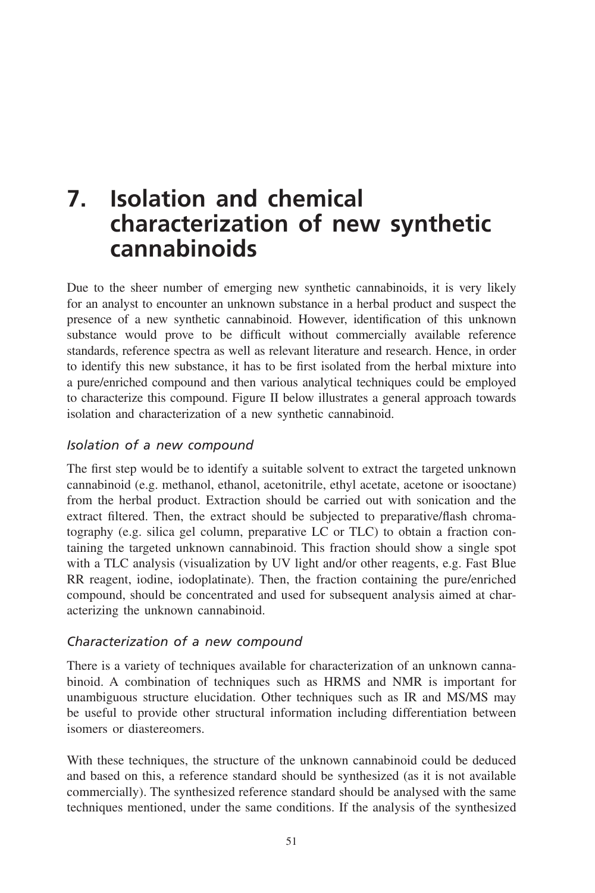# 7. Isolation and chemical characterization of new synthetic cannabinoids

Due to the sheer number of emerging new synthetic cannabinoids, it is very likely for an analyst to encounter an unknown substance in a herbal product and suspect the presence of a new synthetic cannabinoid. However, identification of this unknown substance would prove to be difficult without commercially available reference standards, reference spectra as well as relevant literature and research. Hence, in order to identify this new substance, it has to be first isolated from the herbal mixture into a pure/enriched compound and then various analytical techniques could be employed to characterize this compound. Figure II below illustrates a general approach towards isolation and characterization of a new synthetic cannabinoid.

### *Isolation of a new compound*

The first step would be to identify a suitable solvent to extract the targeted unknown cannabinoid (e.g. methanol, ethanol, acetonitrile, ethyl acetate, acetone or isooctane) from the herbal product. Extraction should be carried out with sonication and the extract filtered. Then, the extract should be subjected to preparative/flash chromatography (e.g. silica gel column, preparative LC or TLC) to obtain a fraction containing the targeted unknown cannabinoid. This fraction should show a single spot with a TLC analysis (visualization by UV light and/or other reagents, e.g. Fast Blue RR reagent, iodine, iodoplatinate). Then, the fraction containing the pure/enriched compound, should be concentrated and used for subsequent analysis aimed at characterizing the unknown cannabinoid.

### *Characterization of a new compound*

There is a variety of techniques available for characterization of an unknown cannabinoid. A combination of techniques such as HRMS and NMR is important for unambiguous structure elucidation. Other techniques such as IR and MS/MS may be useful to provide other structural information including differentiation between isomers or diastereomers.

With these techniques, the structure of the unknown cannabinoid could be deduced and based on this, a reference standard should be synthesized (as it is not available commercially). The synthesized reference standard should be analysed with the same techniques mentioned, under the same conditions. If the analysis of the synthesized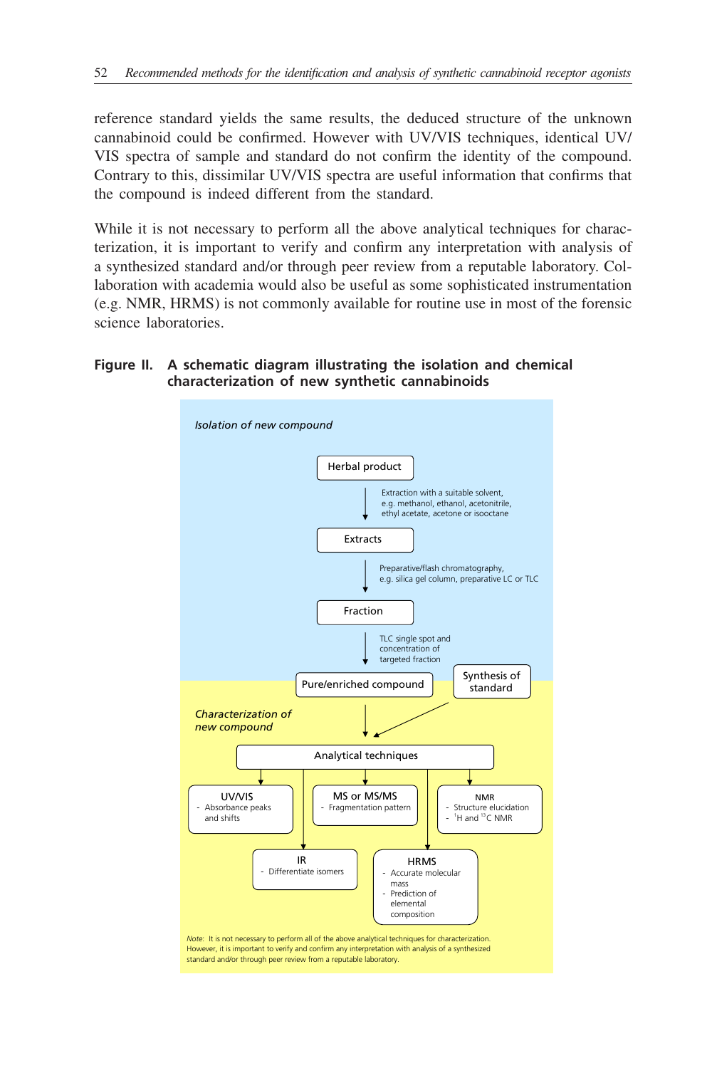reference standard yields the same results, the deduced structure of the unknown cannabinoid could be confirmed. However with UV/VIS techniques, identical UV/VIS spectra of sample and standard do not confirm the identity of the compound. Contrary to this, dissimilar UV/VIS spectra are useful information that confirms that the compound is indeed different from the standard.

While it is not necessary to perform all the above analytical techniques for characterization, it is important to verify and confirm any interpretation with analysis of a synthesized standard and/or through peer review from a reputable laboratory. Collaboration with academia would also be useful as some sophisticated instrumentation (e.g. NMR, HRMS) is not commonly available for routine use in most of the forensic science laboratories.

**Figure II. A schematic diagram illustrating the isolation and chemical characterization of new synthetic cannabinoids**

*Isolation of new compound*

Herbal product

↓ Extraction with a suitable solvent, e.g. methanol, ethanol, acetonitrile, ethyl acetate, acetone or isooctane

Extracts

↓ Preparative/flash chromatography, e.g. silica gel column, preparative LC or TLC

Fraction

↓ TLC single spot and concentration of targeted fraction

Pure/enriched compound — Synthesis of standard

*Characterization of new compound*

↓

Analytical techniques

- UV/VIS
  - Absorbance peaks and shifts
- MS or MS/MS
  - Fragmentation pattern
- NMR
  - Structure elucidation
  - $^1H$ and $^{13}C$ NMR
- IR
  - Differentiate isomers
- HRMS
  - Accurate molecular mass
  - Prediction of elemental composition

*Note:* It is not necessary to perform all of the above analytical techniques for characterization. However, it is important to verify and confirm any interpretation with analysis of a synthesized standard and/or through peer review from a reputable laboratory.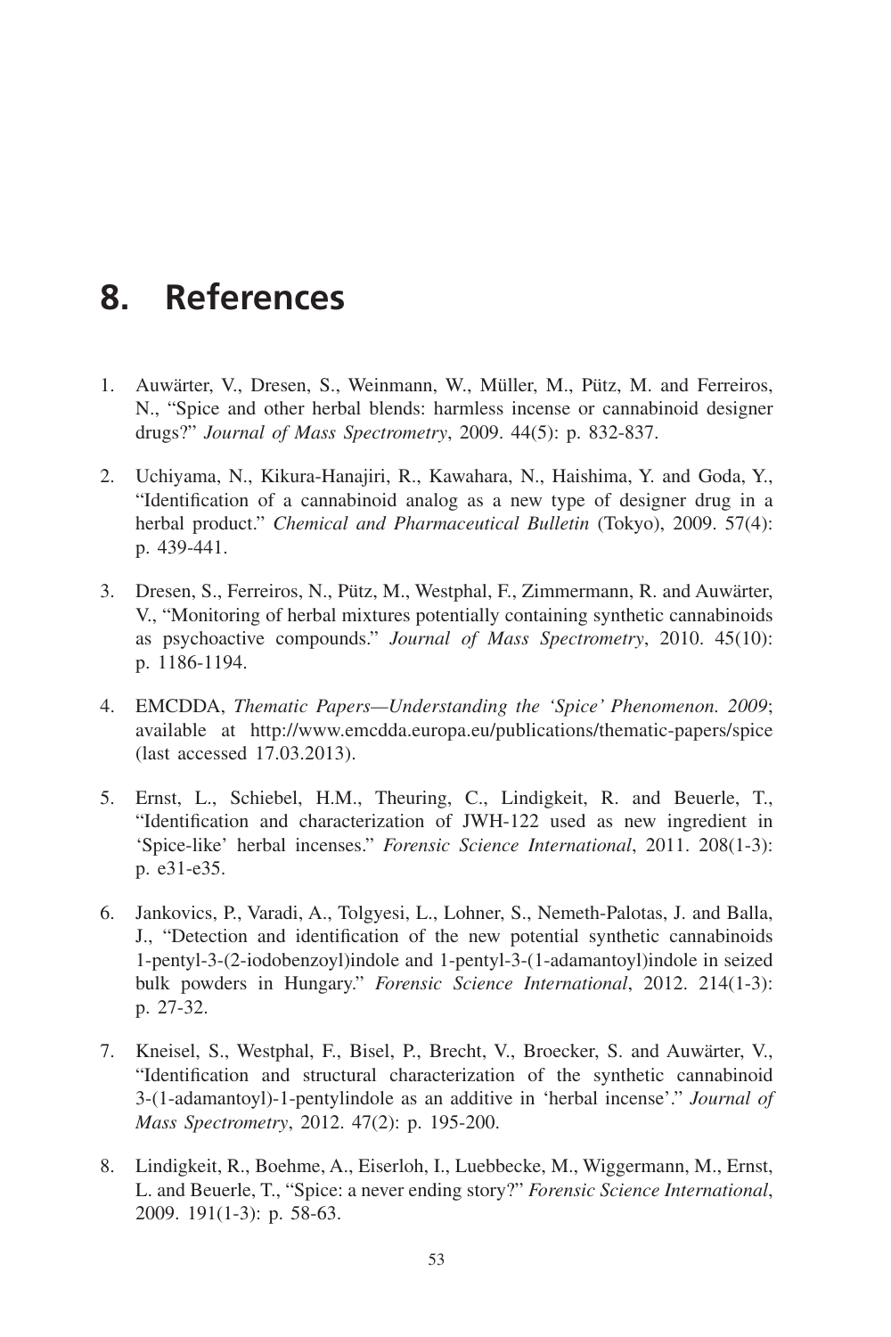# 8. References

1. Auwärter, V., Dresen, S., Weinmann, W., Müller, M., Pütz, M. and Ferreiros, N., "Spice and other herbal blends: harmless incense or cannabinoid designer drugs?" *Journal of Mass Spectrometry*, 2009. 44(5): p. 832-837.

2. Uchiyama, N., Kikura-Hanajiri, R., Kawahara, N., Haishima, Y. and Goda, Y., "Identification of a cannabinoid analog as a new type of designer drug in a herbal product." *Chemical and Pharmaceutical Bulletin* (Tokyo), 2009. 57(4): p. 439-441.

3. Dresen, S., Ferreiros, N., Pütz, M., Westphal, F., Zimmermann, R. and Auwärter, V., "Monitoring of herbal mixtures potentially containing synthetic cannabinoids as psychoactive compounds." *Journal of Mass Spectrometry*, 2010. 45(10): p. 1186-1194.

4. EMCDDA, *Thematic Papers—Understanding the 'Spice' Phenomenon. 2009*; available at http://www.emcdda.europa.eu/publications/thematic-papers/spice (last accessed 17.03.2013).

5. Ernst, L., Schiebel, H.M., Theuring, C., Lindigkeit, R. and Beuerle, T., "Identification and characterization of JWH-122 used as new ingredient in 'Spice-like' herbal incenses." *Forensic Science International*, 2011. 208(1-3): p. e31-e35.

6. Jankovics, P., Varadi, A., Tolgyesi, L., Lohner, S., Nemeth-Palotas, J. and Balla, J., "Detection and identification of the new potential synthetic cannabinoids 1-pentyl-3-(2-iodobenzoyl)indole and 1-pentyl-3-(1-adamantoyl)indole in seized bulk powders in Hungary." *Forensic Science International*, 2012. 214(1-3): p. 27-32.

7. Kneisel, S., Westphal, F., Bisel, P., Brecht, V., Broecker, S. and Auwärter, V., "Identification and structural characterization of the synthetic cannabinoid 3-(1-adamantoyl)-1-pentylindole as an additive in 'herbal incense'." *Journal of Mass Spectrometry*, 2012. 47(2): p. 195-200.

8. Lindigkeit, R., Boehme, A., Eiserloh, I., Luebbecke, M., Wiggermann, M., Ernst, L. and Beuerle, T., "Spice: a never ending story?" *Forensic Science International*, 2009. 191(1-3): p. 58-63.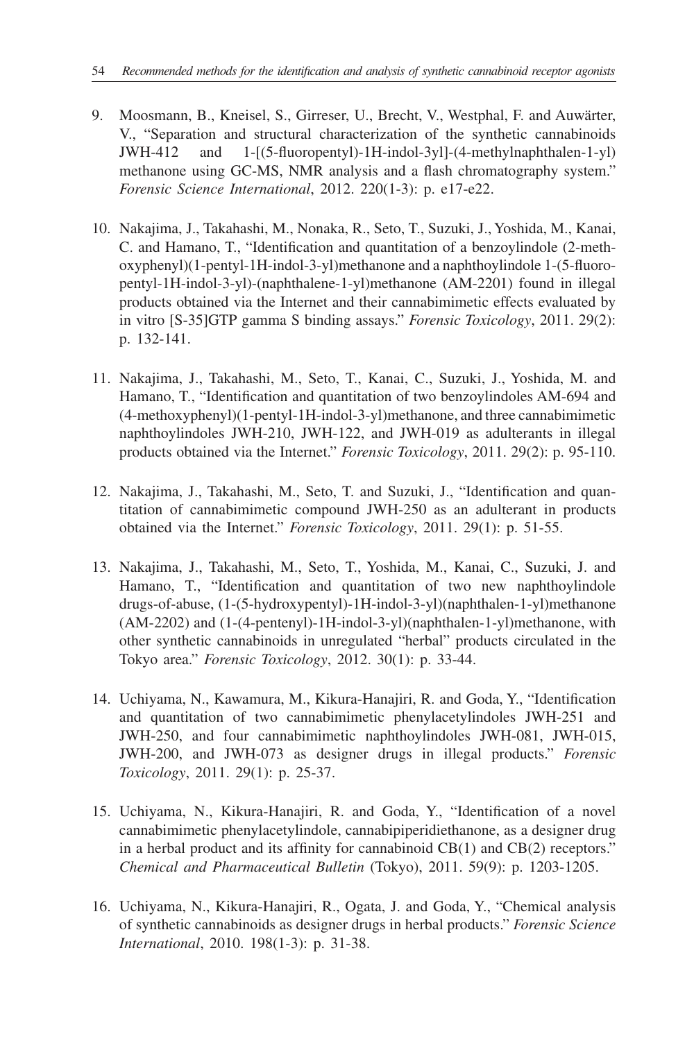9. Moosmann, B., Kneisel, S., Girreser, U., Brecht, V., Westphal, F. and Auwärter, V., "Separation and structural characterization of the synthetic cannabinoids JWH-412 and 1-[(5-fluoropentyl)-1H-indol-3yl]-(4-methylnaphthalen-1-yl) methanone using GC-MS, NMR analysis and a flash chromatography system." *Forensic Science International*, 2012. 220(1-3): p. e17-e22.

10. Nakajima, J., Takahashi, M., Nonaka, R., Seto, T., Suzuki, J., Yoshida, M., Kanai, C. and Hamano, T., "Identification and quantitation of a benzoylindole (2-methoxyphenyl)(1-pentyl-1H-indol-3-yl)methanone and a naphthoylindole 1-(5-fluoropentyl-1H-indol-3-yl)-(naphthalene-1-yl)methanone (AM-2201) found in illegal products obtained via the Internet and their cannabimimetic effects evaluated by in vitro [S-35]GTP gamma S binding assays." *Forensic Toxicology*, 2011. 29(2): p. 132-141.

11. Nakajima, J., Takahashi, M., Seto, T., Kanai, C., Suzuki, J., Yoshida, M. and Hamano, T., "Identification and quantitation of two benzoylindoles AM-694 and (4-methoxyphenyl)(1-pentyl-1H-indol-3-yl)methanone, and three cannabimimetic naphthoylindoles JWH-210, JWH-122, and JWH-019 as adulterants in illegal products obtained via the Internet." *Forensic Toxicology*, 2011. 29(2): p. 95-110.

12. Nakajima, J., Takahashi, M., Seto, T. and Suzuki, J., "Identification and quantitation of cannabimimetic compound JWH-250 as an adulterant in products obtained via the Internet." *Forensic Toxicology*, 2011. 29(1): p. 51-55.

13. Nakajima, J., Takahashi, M., Seto, T., Yoshida, M., Kanai, C., Suzuki, J. and Hamano, T., "Identification and quantitation of two new naphthoylindole drugs-of-abuse, (1-(5-hydroxypentyl)-1H-indol-3-yl)(naphthalen-1-yl)methanone (AM-2202) and (1-(4-pentenyl)-1H-indol-3-yl)(naphthalen-1-yl)methanone, with other synthetic cannabinoids in unregulated "herbal" products circulated in the Tokyo area." *Forensic Toxicology*, 2012. 30(1): p. 33-44.

14. Uchiyama, N., Kawamura, M., Kikura-Hanajiri, R. and Goda, Y., "Identification and quantitation of two cannabimimetic phenylacetylindoles JWH-251 and JWH-250, and four cannabimimetic naphthoylindoles JWH-081, JWH-015, JWH-200, and JWH-073 as designer drugs in illegal products." *Forensic Toxicology*, 2011. 29(1): p. 25-37.

15. Uchiyama, N., Kikura-Hanajiri, R. and Goda, Y., "Identification of a novel cannabimimetic phenylacetylindole, cannabipiperidiethanone, as a designer drug in a herbal product and its affinity for cannabinoid CB(1) and CB(2) receptors." *Chemical and Pharmaceutical Bulletin* (Tokyo), 2011. 59(9): p. 1203-1205.

16. Uchiyama, N., Kikura-Hanajiri, R., Ogata, J. and Goda, Y., "Chemical analysis of synthetic cannabinoids as designer drugs in herbal products." *Forensic Science International*, 2010. 198(1-3): p. 31-38.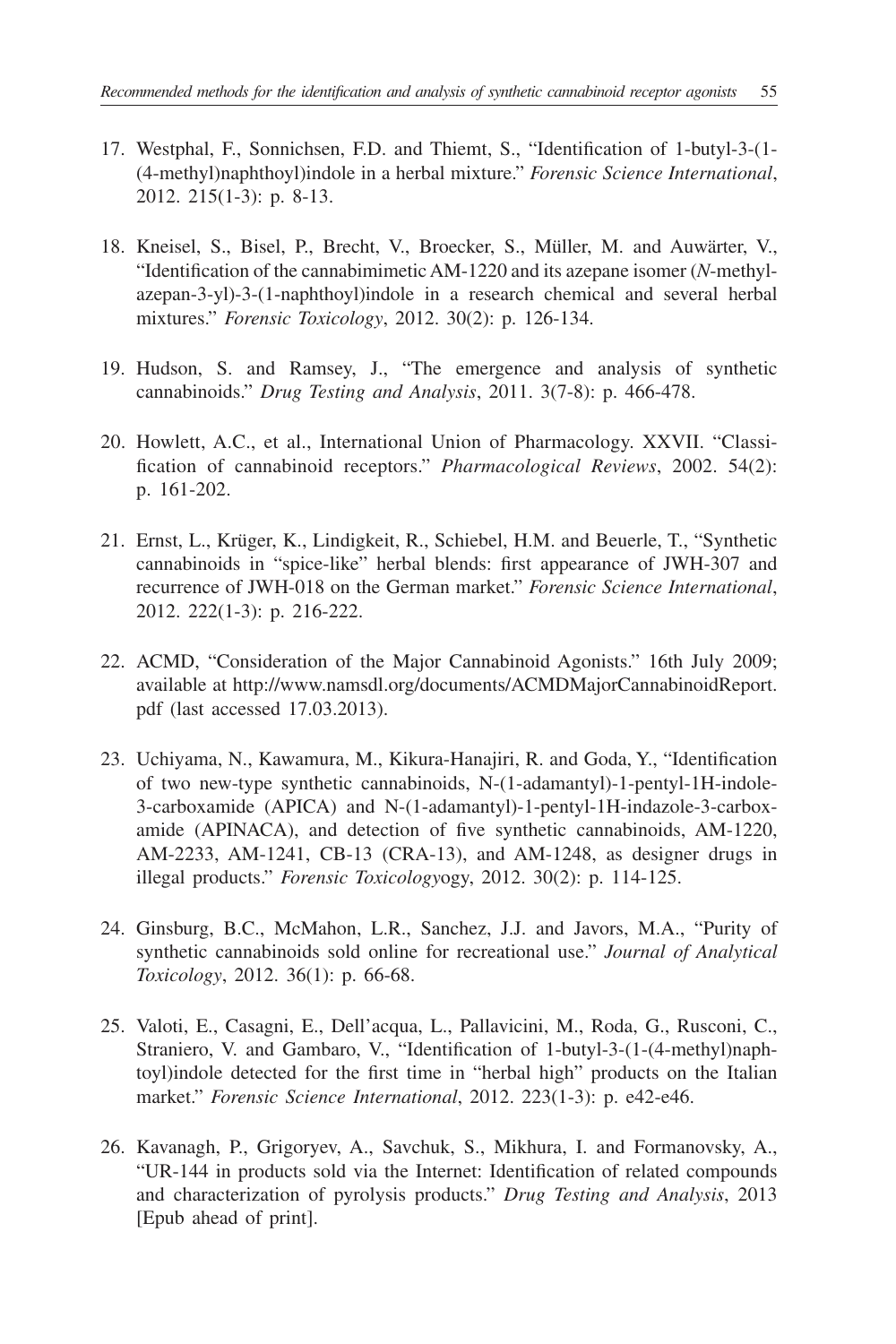17. Westphal, F., Sonnichsen, F.D. and Thiemt, S., "Identification of 1-butyl-3-(1-(4-methyl)naphthoyl)indole in a herbal mixture." *Forensic Science International*, 2012. 215(1-3): p. 8-13.

18. Kneisel, S., Bisel, P., Brecht, V., Broecker, S., Müller, M. and Auwärter, V., "Identification of the cannabimimetic AM-1220 and its azepane isomer (*N*-methyl-azepan-3-yl)-3-(1-naphthoyl)indole in a research chemical and several herbal mixtures." *Forensic Toxicology*, 2012. 30(2): p. 126-134.

19. Hudson, S. and Ramsey, J., "The emergence and analysis of synthetic cannabinoids." *Drug Testing and Analysis*, 2011. 3(7-8): p. 466-478.

20. Howlett, A.C., et al., International Union of Pharmacology. XXVII. "Classification of cannabinoid receptors." *Pharmacological Reviews*, 2002. 54(2): p. 161-202.

21. Ernst, L., Krüger, K., Lindigkeit, R., Schiebel, H.M. and Beuerle, T., "Synthetic cannabinoids in "spice-like" herbal blends: first appearance of JWH-307 and recurrence of JWH-018 on the German market." *Forensic Science International*, 2012. 222(1-3): p. 216-222.

22. ACMD, "Consideration of the Major Cannabinoid Agonists." 16th July 2009; available at http://www.namsdl.org/documents/ACMDMajorCannabinoidReport.pdf (last accessed 17.03.2013).

23. Uchiyama, N., Kawamura, M., Kikura-Hanajiri, R. and Goda, Y., "Identification of two new-type synthetic cannabinoids, N-(1-adamantyl)-1-pentyl-1H-indole-3-carboxamide (APICA) and N-(1-adamantyl)-1-pentyl-1H-indazole-3-carboxamide (APINACA), and detection of five synthetic cannabinoids, AM-1220, AM-2233, AM-1241, CB-13 (CRA-13), and AM-1248, as designer drugs in illegal products." *Forensic Toxicology*ogy, 2012. 30(2): p. 114-125.

24. Ginsburg, B.C., McMahon, L.R., Sanchez, J.J. and Javors, M.A., "Purity of synthetic cannabinoids sold online for recreational use." *Journal of Analytical Toxicology*, 2012. 36(1): p. 66-68.

25. Valoti, E., Casagni, E., Dell'acqua, L., Pallavicini, M., Roda, G., Rusconi, C., Straniero, V. and Gambaro, V., "Identification of 1-butyl-3-(1-(4-methyl)naphtoyl)indole detected for the first time in "herbal high" products on the Italian market." *Forensic Science International*, 2012. 223(1-3): p. e42-e46.

26. Kavanagh, P., Grigoryev, A., Savchuk, S., Mikhura, I. and Formanovsky, A., "UR-144 in products sold via the Internet: Identification of related compounds and characterization of pyrolysis products." *Drug Testing and Analysis*, 2013 [Epub ahead of print].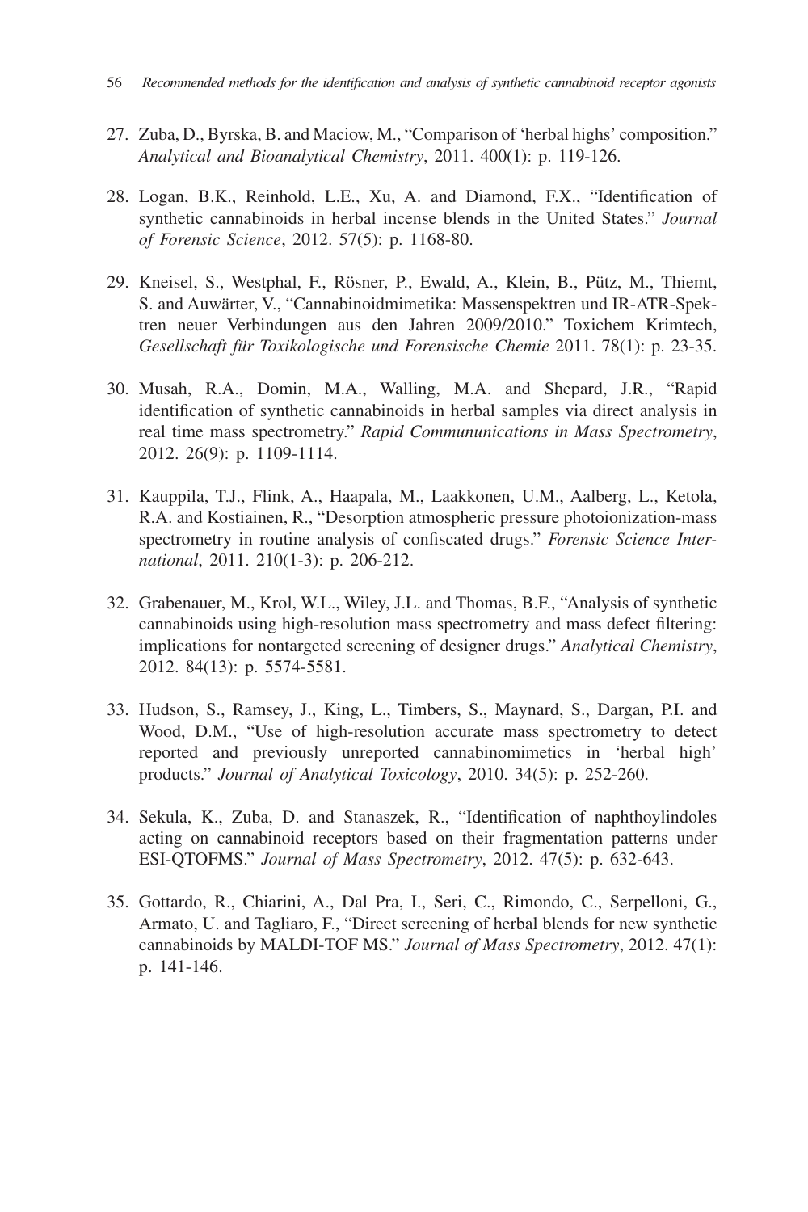27. Zuba, D., Byrska, B. and Maciow, M., "Comparison of 'herbal highs' composition." *Analytical and Bioanalytical Chemistry*, 2011. 400(1): p. 119-126.

28. Logan, B.K., Reinhold, L.E., Xu, A. and Diamond, F.X., "Identification of synthetic cannabinoids in herbal incense blends in the United States." *Journal of Forensic Science*, 2012. 57(5): p. 1168-80.

29. Kneisel, S., Westphal, F., Rösner, P., Ewald, A., Klein, B., Pütz, M., Thiemt, S. and Auwärter, V., "Cannabinoidmimetika: Massenspektren und IR-ATR-Spektren neuer Verbindungen aus den Jahren 2009/2010." Toxichem Krimtech, *Gesellschaft für Toxikologische und Forensische Chemie* 2011. 78(1): p. 23-35.

30. Musah, R.A., Domin, M.A., Walling, M.A. and Shepard, J.R., "Rapid identification of synthetic cannabinoids in herbal samples via direct analysis in real time mass spectrometry." *Rapid Commununications in Mass Spectrometry*, 2012. 26(9): p. 1109-1114.

31. Kauppila, T.J., Flink, A., Haapala, M., Laakkonen, U.M., Aalberg, L., Ketola, R.A. and Kostiainen, R., "Desorption atmospheric pressure photoionization-mass spectrometry in routine analysis of confiscated drugs." *Forensic Science International*, 2011. 210(1-3): p. 206-212.

32. Grabenauer, M., Krol, W.L., Wiley, J.L. and Thomas, B.F., "Analysis of synthetic cannabinoids using high-resolution mass spectrometry and mass defect filtering: implications for nontargeted screening of designer drugs." *Analytical Chemistry*, 2012. 84(13): p. 5574-5581.

33. Hudson, S., Ramsey, J., King, L., Timbers, S., Maynard, S., Dargan, P.I. and Wood, D.M., "Use of high-resolution accurate mass spectrometry to detect reported and previously unreported cannabinomimetics in 'herbal high' products." *Journal of Analytical Toxicology*, 2010. 34(5): p. 252-260.

34. Sekula, K., Zuba, D. and Stanaszek, R., "Identification of naphthoylindoles acting on cannabinoid receptors based on their fragmentation patterns under ESI-QTOFMS." *Journal of Mass Spectrometry*, 2012. 47(5): p. 632-643.

35. Gottardo, R., Chiarini, A., Dal Pra, I., Seri, C., Rimondo, C., Serpelloni, G., Armato, U. and Tagliaro, F., "Direct screening of herbal blends for new synthetic cannabinoids by MALDI-TOF MS." *Journal of Mass Spectrometry*, 2012. 47(1): p. 141-146.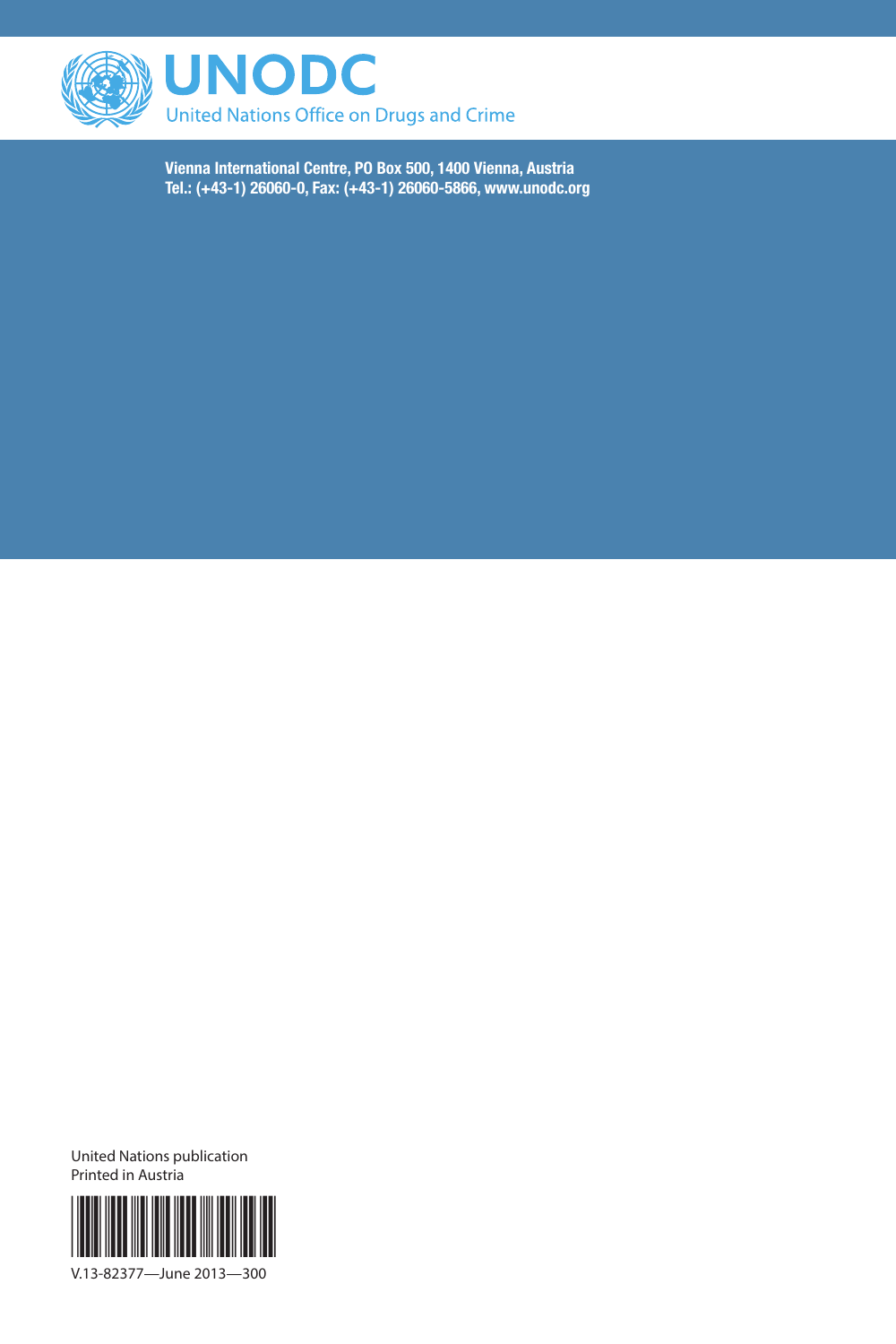# UNODC

United Nations Office on Drugs and Crime

**Vienna International Centre, PO Box 500, 1400 Vienna, Austria**
**Tel.: (+43-1) 26060-0, Fax: (+43-1) 26060-5866, www.unodc.org**

United Nations publication
Printed in Austria

V.13-82377—June 2013—300